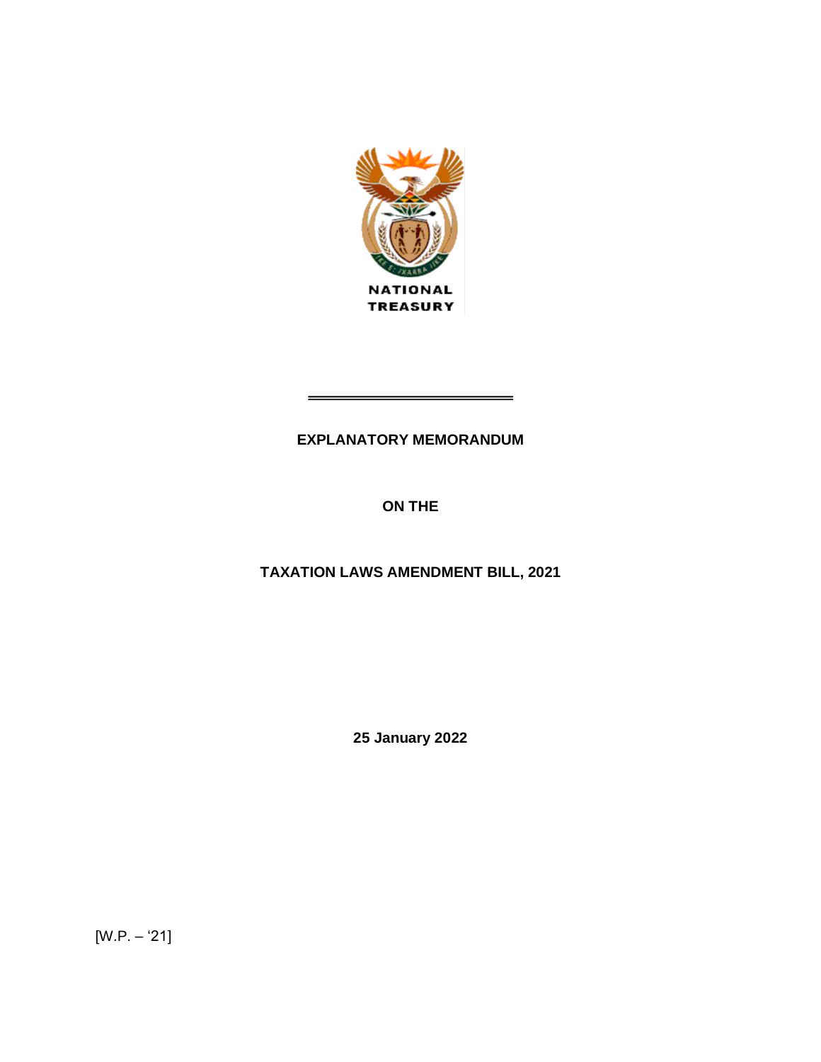NATIONAL TREASURY

# EXPLANATORY MEMORANDUM

## ON THE

## TAXATION LAWS AMENDMENT BILL, 2021

**25 January 2022**

[W.P. – '21]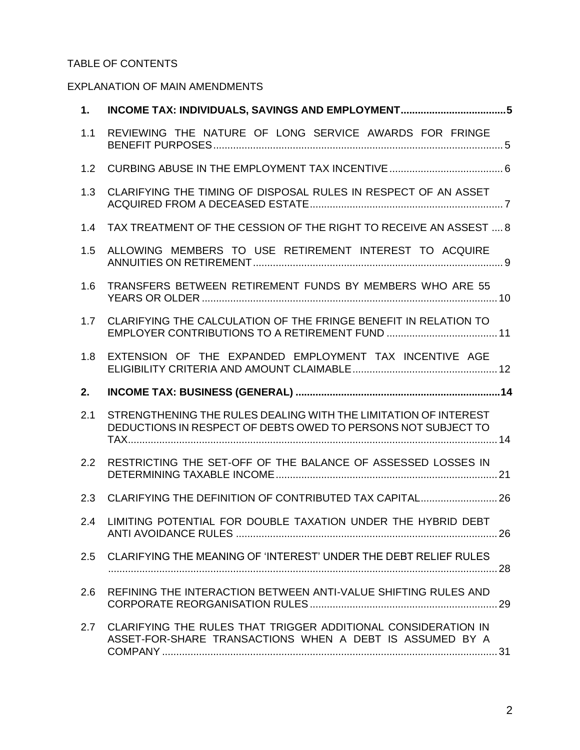TABLE OF CONTENTS

EXPLANATION OF MAIN AMENDMENTS

**1. INCOME TAX: INDIVIDUALS, SAVINGS AND EMPLOYMENT ..... 5**

1.1 REVIEWING THE NATURE OF LONG SERVICE AWARDS FOR FRINGE BENEFIT PURPOSES ..... 5

1.2 CURBING ABUSE IN THE EMPLOYMENT TAX INCENTIVE ..... 6

1.3 CLARIFYING THE TIMING OF DISPOSAL RULES IN RESPECT OF AN ASSET ACQUIRED FROM A DECEASED ESTATE ..... 7

1.4 TAX TREATMENT OF THE CESSION OF THE RIGHT TO RECEIVE AN ASSEST ..... 8

1.5 ALLOWING MEMBERS TO USE RETIREMENT INTEREST TO ACQUIRE ANNUITIES ON RETIREMENT ..... 9

1.6 TRANSFERS BETWEEN RETIREMENT FUNDS BY MEMBERS WHO ARE 55 YEARS OR OLDER ..... 10

1.7 CLARIFYING THE CALCULATION OF THE FRINGE BENEFIT IN RELATION TO EMPLOYER CONTRIBUTIONS TO A RETIREMENT FUND ..... 11

1.8 EXTENSION OF THE EXPANDED EMPLOYMENT TAX INCENTIVE AGE ELIGIBILITY CRITERIA AND AMOUNT CLAIMABLE ..... 12

**2. INCOME TAX: BUSINESS (GENERAL) ..... 14**

2.1 STRENGTHENING THE RULES DEALING WITH THE LIMITATION OF INTEREST DEDUCTIONS IN RESPECT OF DEBTS OWED TO PERSONS NOT SUBJECT TO TAX ..... 14

2.2 RESTRICTING THE SET-OFF OF THE BALANCE OF ASSESSED LOSSES IN DETERMINING TAXABLE INCOME ..... 21

2.3 CLARIFYING THE DEFINITION OF CONTRIBUTED TAX CAPITAL ..... 26

2.4 LIMITING POTENTIAL FOR DOUBLE TAXATION UNDER THE HYBRID DEBT ANTI AVOIDANCE RULES ..... 26

2.5 CLARIFYING THE MEANING OF 'INTEREST' UNDER THE DEBT RELIEF RULES ..... 28

2.6 REFINING THE INTERACTION BETWEEN ANTI-VALUE SHIFTING RULES AND CORPORATE REORGANISATION RULES ..... 29

2.7 CLARIFYING THE RULES THAT TRIGGER ADDITIONAL CONSIDERATION IN ASSET-FOR-SHARE TRANSACTIONS WHEN A DEBT IS ASSUMED BY A COMPANY ..... 31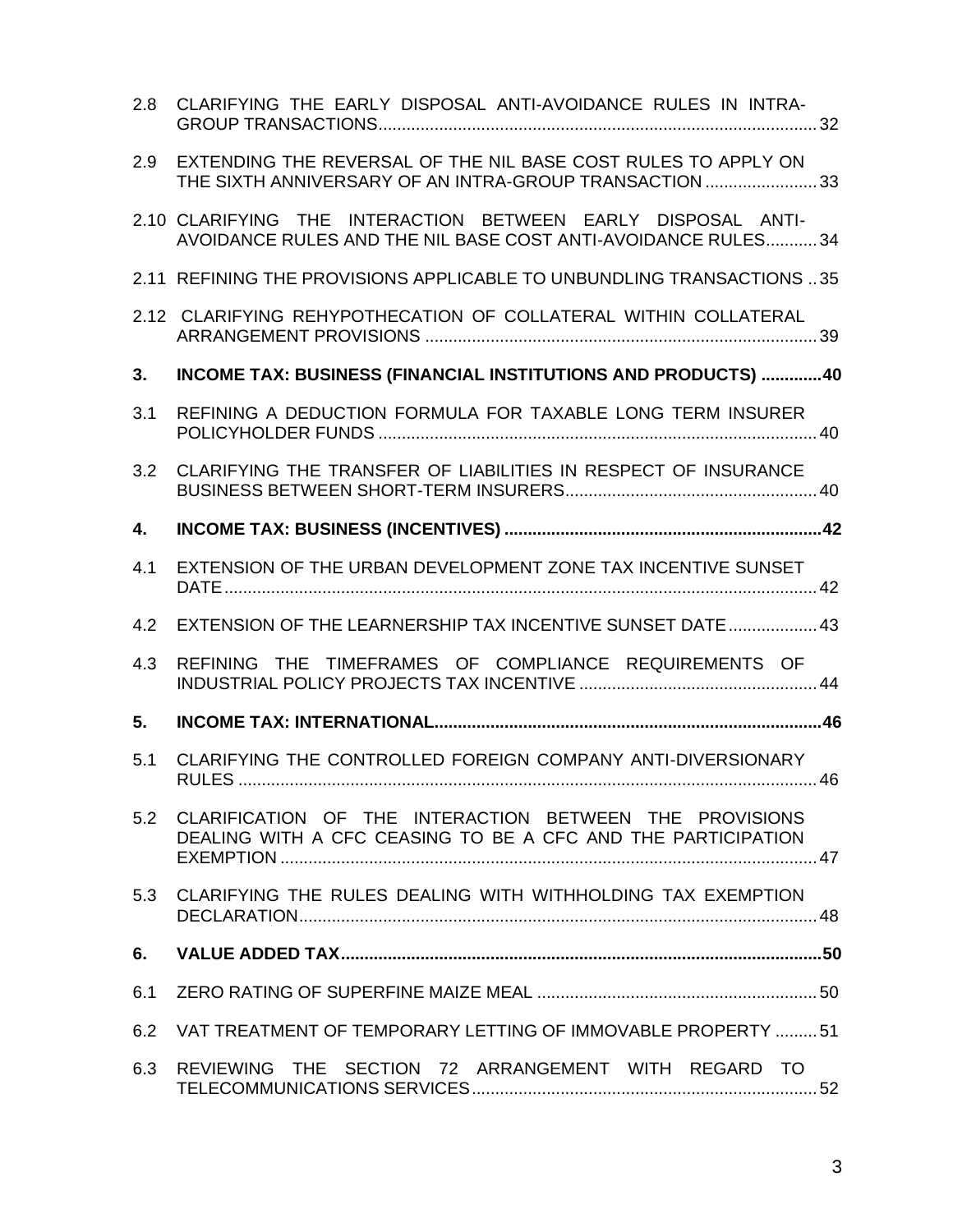2.8 CLARIFYING THE EARLY DISPOSAL ANTI-AVOIDANCE RULES IN INTRA-GROUP TRANSACTIONS.......... 32

2.9 EXTENDING THE REVERSAL OF THE NIL BASE COST RULES TO APPLY ON THE SIXTH ANNIVERSARY OF AN INTRA-GROUP TRANSACTION .......... 33

2.10 CLARIFYING THE INTERACTION BETWEEN EARLY DISPOSAL ANTI-AVOIDANCE RULES AND THE NIL BASE COST ANTI-AVOIDANCE RULES.......... 34

2.11 REFINING THE PROVISIONS APPLICABLE TO UNBUNDLING TRANSACTIONS .. 35

2.12 CLARIFYING REHYPOTHECATION OF COLLATERAL WITHIN COLLATERAL ARRANGEMENT PROVISIONS .......... 39

**3. INCOME TAX: BUSINESS (FINANCIAL INSTITUTIONS AND PRODUCTS) .......... 40**

3.1 REFINING A DEDUCTION FORMULA FOR TAXABLE LONG TERM INSURER POLICYHOLDER FUNDS .......... 40

3.2 CLARIFYING THE TRANSFER OF LIABILITIES IN RESPECT OF INSURANCE BUSINESS BETWEEN SHORT-TERM INSURERS.......... 40

**4. INCOME TAX: BUSINESS (INCENTIVES) .......... 42**

4.1 EXTENSION OF THE URBAN DEVELOPMENT ZONE TAX INCENTIVE SUNSET DATE.......... 42

4.2 EXTENSION OF THE LEARNERSHIP TAX INCENTIVE SUNSET DATE .......... 43

4.3 REFINING THE TIMEFRAMES OF COMPLIANCE REQUIREMENTS OF INDUSTRIAL POLICY PROJECTS TAX INCENTIVE .......... 44

**5. INCOME TAX: INTERNATIONAL.......... 46**

5.1 CLARIFYING THE CONTROLLED FOREIGN COMPANY ANTI-DIVERSIONARY RULES .......... 46

5.2 CLARIFICATION OF THE INTERACTION BETWEEN THE PROVISIONS DEALING WITH A CFC CEASING TO BE A CFC AND THE PARTICIPATION EXEMPTION .......... 47

5.3 CLARIFYING THE RULES DEALING WITH WITHHOLDING TAX EXEMPTION DECLARATION.......... 48

**6. VALUE ADDED TAX.......... 50**

6.1 ZERO RATING OF SUPERFINE MAIZE MEAL .......... 50

6.2 VAT TREATMENT OF TEMPORARY LETTING OF IMMOVABLE PROPERTY .......... 51

6.3 REVIEWING THE SECTION 72 ARRANGEMENT WITH REGARD TO TELECOMMUNICATIONS SERVICES.......... 52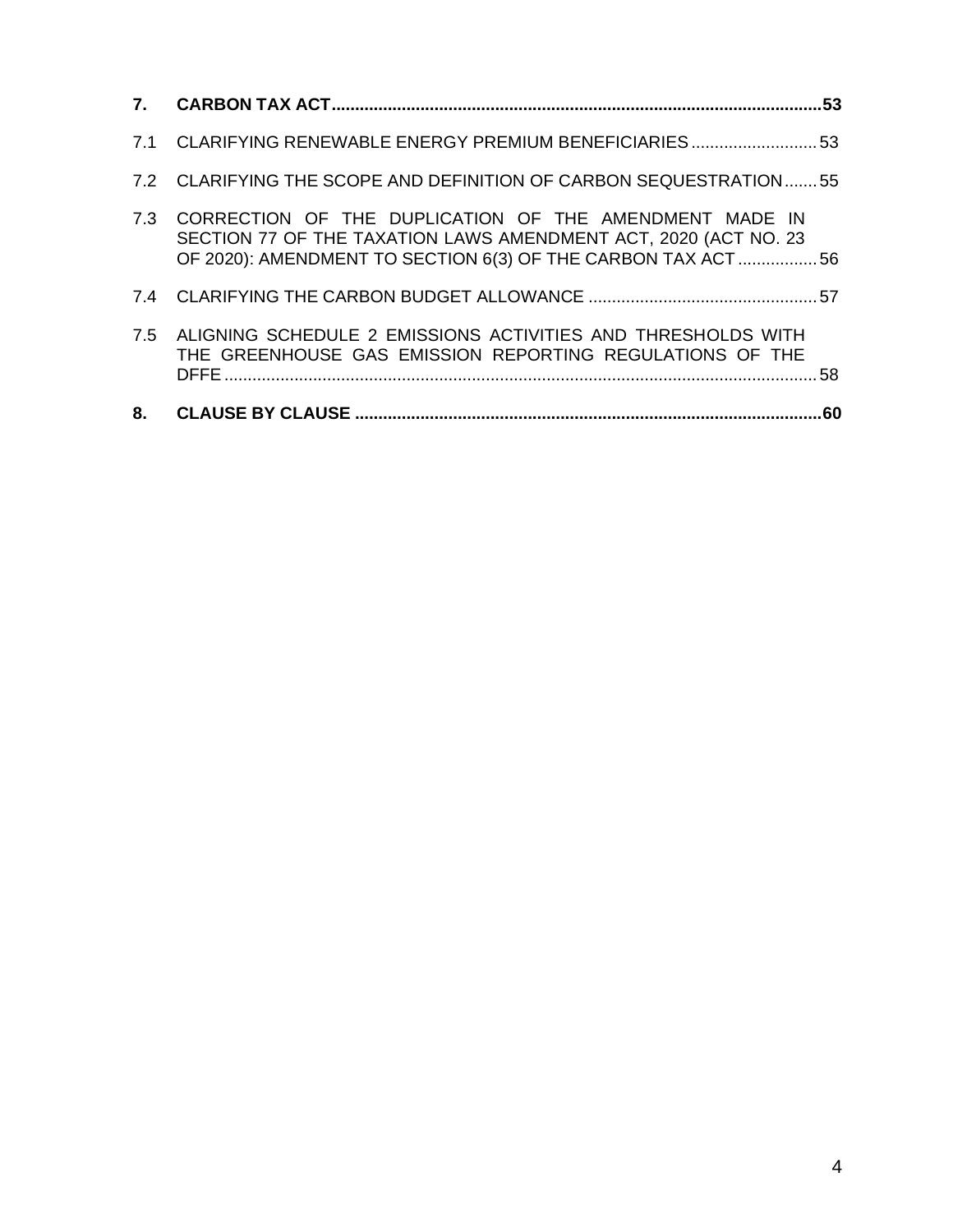**7. CARBON TAX ACT....................................................................................................53**

7.1 CLARIFYING RENEWABLE ENERGY PREMIUM BENEFICIARIES ............................ 53

7.2 CLARIFYING THE SCOPE AND DEFINITION OF CARBON SEQUESTRATION ....... 55

7.3 CORRECTION OF THE DUPLICATION OF THE AMENDMENT MADE IN SECTION 77 OF THE TAXATION LAWS AMENDMENT ACT, 2020 (ACT NO. 23 OF 2020): AMENDMENT TO SECTION 6(3) OF THE CARBON TAX ACT ................. 56

7.4 CLARIFYING THE CARBON BUDGET ALLOWANCE ................................................ 57

7.5 ALIGNING SCHEDULE 2 EMISSIONS ACTIVITIES AND THRESHOLDS WITH THE GREENHOUSE GAS EMISSION REPORTING REGULATIONS OF THE DFFE ........................................................................................................................ 58

**8. CLAUSE BY CLAUSE ..................................................................................................60**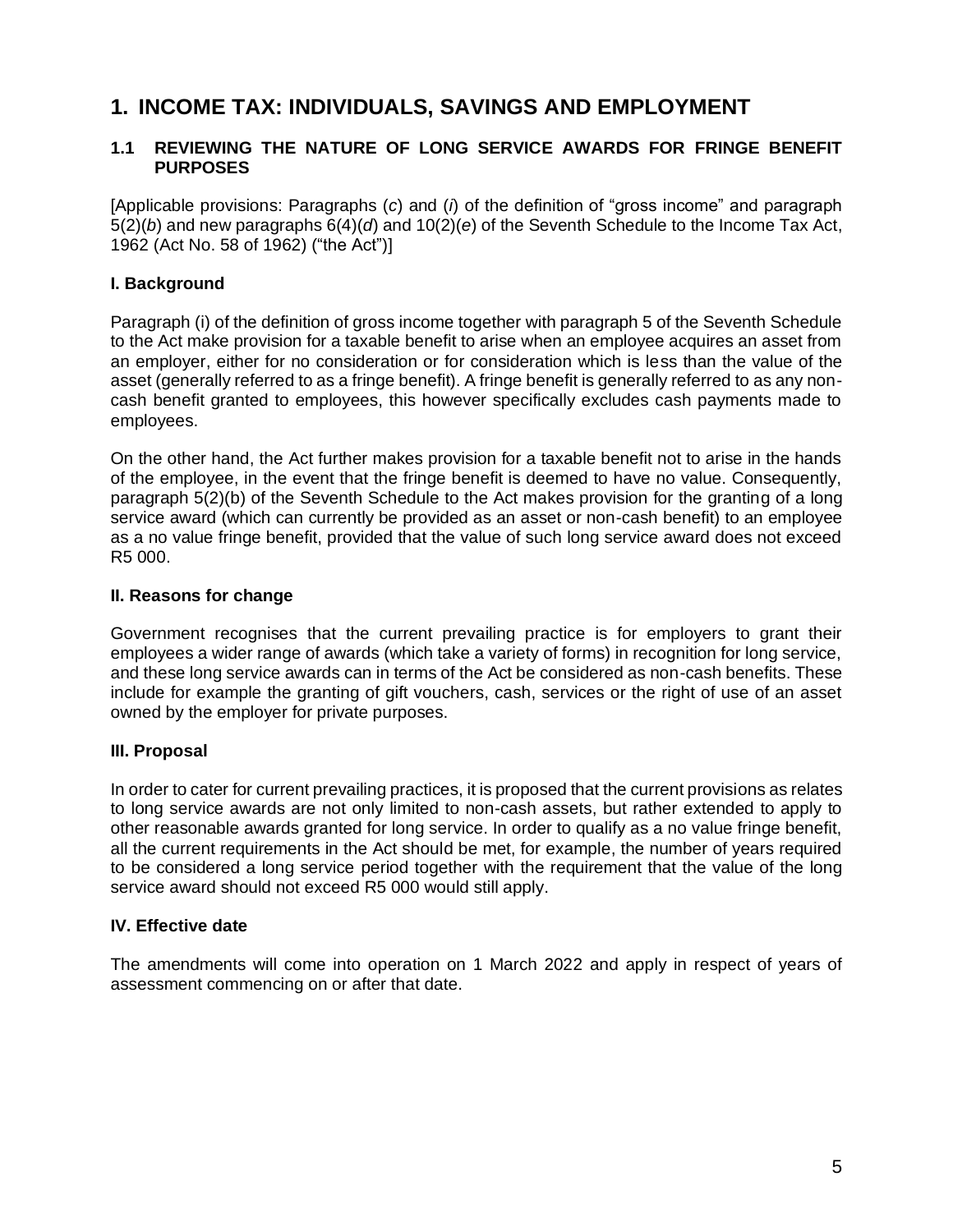# 1. INCOME TAX: INDIVIDUALS, SAVINGS AND EMPLOYMENT

## 1.1 REVIEWING THE NATURE OF LONG SERVICE AWARDS FOR FRINGE BENEFIT PURPOSES

[Applicable provisions: Paragraphs (*c*) and (*i*) of the definition of "gross income" and paragraph 5(2)(*b*) and new paragraphs 6(4)(*d*) and 10(2)(*e*) of the Seventh Schedule to the Income Tax Act, 1962 (Act No. 58 of 1962) ("the Act")]

### I. Background

Paragraph (i) of the definition of gross income together with paragraph 5 of the Seventh Schedule to the Act make provision for a taxable benefit to arise when an employee acquires an asset from an employer, either for no consideration or for consideration which is less than the value of the asset (generally referred to as a fringe benefit). A fringe benefit is generally referred to as any non-cash benefit granted to employees, this however specifically excludes cash payments made to employees.

On the other hand, the Act further makes provision for a taxable benefit not to arise in the hands of the employee, in the event that the fringe benefit is deemed to have no value. Consequently, paragraph 5(2)(b) of the Seventh Schedule to the Act makes provision for the granting of a long service award (which can currently be provided as an asset or non-cash benefit) to an employee as a no value fringe benefit, provided that the value of such long service award does not exceed R5 000.

### II. Reasons for change

Government recognises that the current prevailing practice is for employers to grant their employees a wider range of awards (which take a variety of forms) in recognition for long service, and these long service awards can in terms of the Act be considered as non-cash benefits. These include for example the granting of gift vouchers, cash, services or the right of use of an asset owned by the employer for private purposes.

### III. Proposal

In order to cater for current prevailing practices, it is proposed that the current provisions as relates to long service awards are not only limited to non-cash assets, but rather extended to apply to other reasonable awards granted for long service. In order to qualify as a no value fringe benefit, all the current requirements in the Act should be met, for example, the number of years required to be considered a long service period together with the requirement that the value of the long service award should not exceed R5 000 would still apply.

### IV. Effective date

The amendments will come into operation on 1 March 2022 and apply in respect of years of assessment commencing on or after that date.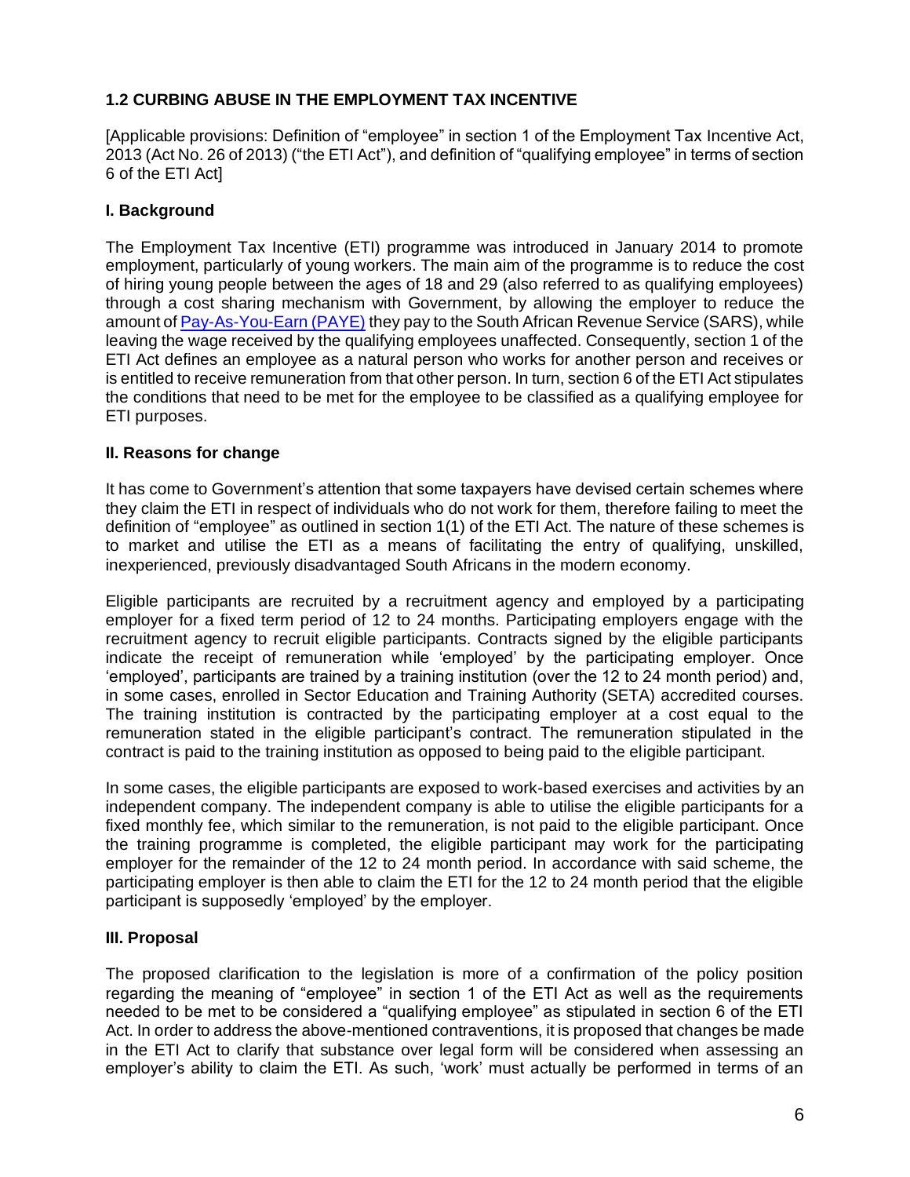### 1.2 CURBING ABUSE IN THE EMPLOYMENT TAX INCENTIVE

[Applicable provisions: Definition of "employee" in section 1 of the Employment Tax Incentive Act, 2013 (Act No. 26 of 2013) ("the ETI Act"), and definition of "qualifying employee" in terms of section 6 of the ETI Act]

#### I. Background

The Employment Tax Incentive (ETI) programme was introduced in January 2014 to promote employment, particularly of young workers. The main aim of the programme is to reduce the cost of hiring young people between the ages of 18 and 29 (also referred to as qualifying employees) through a cost sharing mechanism with Government, by allowing the employer to reduce the amount of Pay-As-You-Earn (PAYE) they pay to the South African Revenue Service (SARS), while leaving the wage received by the qualifying employees unaffected. Consequently, section 1 of the ETI Act defines an employee as a natural person who works for another person and receives or is entitled to receive remuneration from that other person. In turn, section 6 of the ETI Act stipulates the conditions that need to be met for the employee to be classified as a qualifying employee for ETI purposes.

#### II. Reasons for change

It has come to Government's attention that some taxpayers have devised certain schemes where they claim the ETI in respect of individuals who do not work for them, therefore failing to meet the definition of "employee" as outlined in section 1(1) of the ETI Act. The nature of these schemes is to market and utilise the ETI as a means of facilitating the entry of qualifying, unskilled, inexperienced, previously disadvantaged South Africans in the modern economy.

Eligible participants are recruited by a recruitment agency and employed by a participating employer for a fixed term period of 12 to 24 months. Participating employers engage with the recruitment agency to recruit eligible participants. Contracts signed by the eligible participants indicate the receipt of remuneration while 'employed' by the participating employer. Once 'employed', participants are trained by a training institution (over the 12 to 24 month period) and, in some cases, enrolled in Sector Education and Training Authority (SETA) accredited courses. The training institution is contracted by the participating employer at a cost equal to the remuneration stated in the eligible participant's contract. The remuneration stipulated in the contract is paid to the training institution as opposed to being paid to the eligible participant.

In some cases, the eligible participants are exposed to work-based exercises and activities by an independent company. The independent company is able to utilise the eligible participants for a fixed monthly fee, which similar to the remuneration, is not paid to the eligible participant. Once the training programme is completed, the eligible participant may work for the participating employer for the remainder of the 12 to 24 month period. In accordance with said scheme, the participating employer is then able to claim the ETI for the 12 to 24 month period that the eligible participant is supposedly 'employed' by the employer.

#### III. Proposal

The proposed clarification to the legislation is more of a confirmation of the policy position regarding the meaning of "employee" in section 1 of the ETI Act as well as the requirements needed to be met to be considered a "qualifying employee" as stipulated in section 6 of the ETI Act. In order to address the above-mentioned contraventions, it is proposed that changes be made in the ETI Act to clarify that substance over legal form will be considered when assessing an employer's ability to claim the ETI. As such, 'work' must actually be performed in terms of an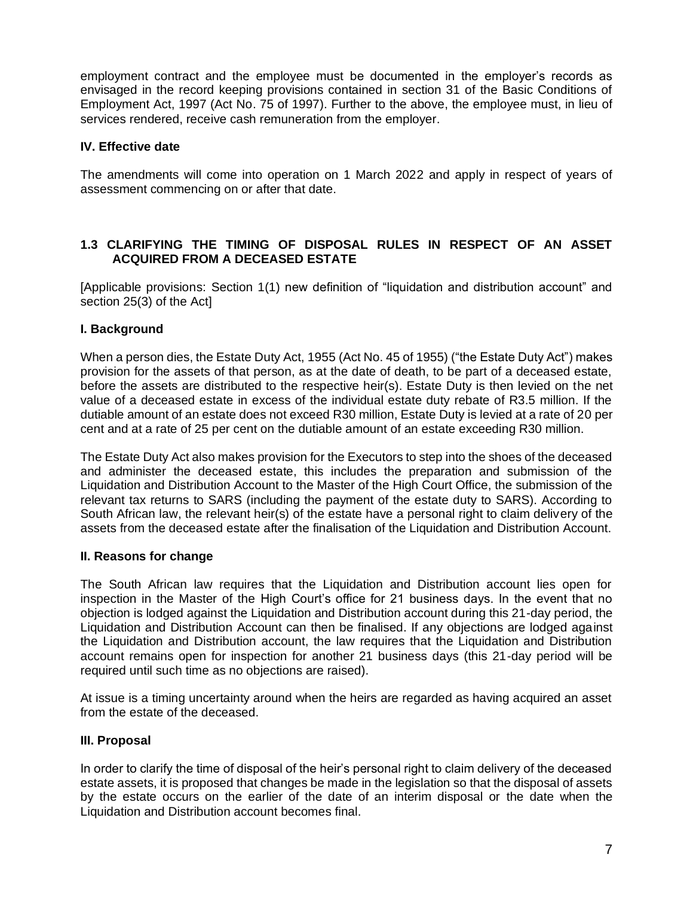employment contract and the employee must be documented in the employer's records as envisaged in the record keeping provisions contained in section 31 of the Basic Conditions of Employment Act, 1997 (Act No. 75 of 1997). Further to the above, the employee must, in lieu of services rendered, receive cash remuneration from the employer.

### IV. Effective date

The amendments will come into operation on 1 March 2022 and apply in respect of years of assessment commencing on or after that date.

## 1.3 CLARIFYING THE TIMING OF DISPOSAL RULES IN RESPECT OF AN ASSET ACQUIRED FROM A DECEASED ESTATE

[Applicable provisions: Section 1(1) new definition of "liquidation and distribution account" and section 25(3) of the Act]

### I. Background

When a person dies, the Estate Duty Act, 1955 (Act No. 45 of 1955) ("the Estate Duty Act") makes provision for the assets of that person, as at the date of death, to be part of a deceased estate, before the assets are distributed to the respective heir(s). Estate Duty is then levied on the net value of a deceased estate in excess of the individual estate duty rebate of R3.5 million. If the dutiable amount of an estate does not exceed R30 million, Estate Duty is levied at a rate of 20 per cent and at a rate of 25 per cent on the dutiable amount of an estate exceeding R30 million.

The Estate Duty Act also makes provision for the Executors to step into the shoes of the deceased and administer the deceased estate, this includes the preparation and submission of the Liquidation and Distribution Account to the Master of the High Court Office, the submission of the relevant tax returns to SARS (including the payment of the estate duty to SARS). According to South African law, the relevant heir(s) of the estate have a personal right to claim delivery of the assets from the deceased estate after the finalisation of the Liquidation and Distribution Account.

### II. Reasons for change

The South African law requires that the Liquidation and Distribution account lies open for inspection in the Master of the High Court's office for 21 business days. In the event that no objection is lodged against the Liquidation and Distribution account during this 21-day period, the Liquidation and Distribution Account can then be finalised. If any objections are lodged against the Liquidation and Distribution account, the law requires that the Liquidation and Distribution account remains open for inspection for another 21 business days (this 21-day period will be required until such time as no objections are raised).

At issue is a timing uncertainty around when the heirs are regarded as having acquired an asset from the estate of the deceased.

### III. Proposal

In order to clarify the time of disposal of the heir's personal right to claim delivery of the deceased estate assets, it is proposed that changes be made in the legislation so that the disposal of assets by the estate occurs on the earlier of the date of an interim disposal or the date when the Liquidation and Distribution account becomes final.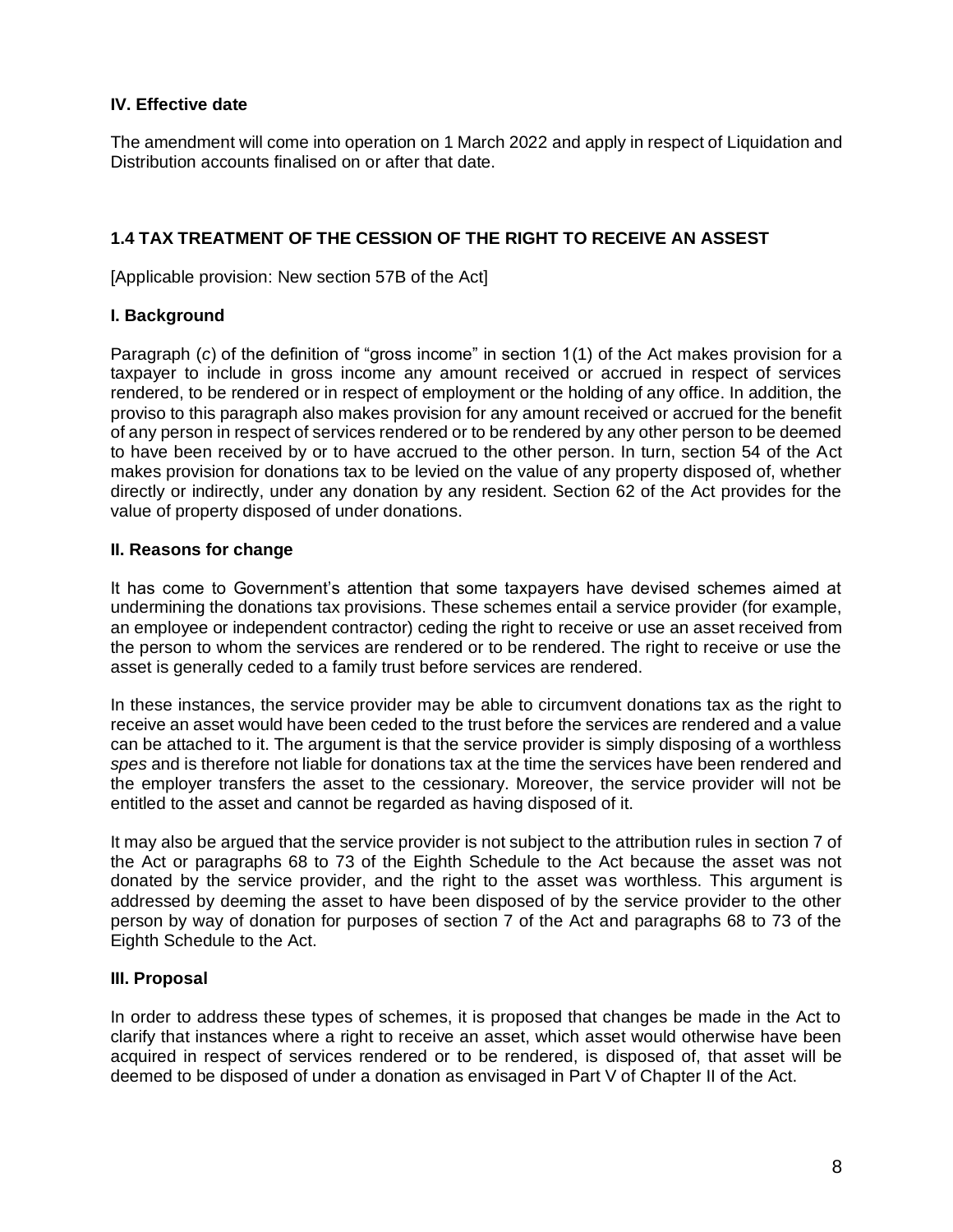**IV. Effective date**

The amendment will come into operation on 1 March 2022 and apply in respect of Liquidation and Distribution accounts finalised on or after that date.

## 1.4 TAX TREATMENT OF THE CESSION OF THE RIGHT TO RECEIVE AN ASSEST

[Applicable provision: New section 57B of the Act]

**I. Background**

Paragraph (*c*) of the definition of "gross income" in section 1(1) of the Act makes provision for a taxpayer to include in gross income any amount received or accrued in respect of services rendered, to be rendered or in respect of employment or the holding of any office. In addition, the proviso to this paragraph also makes provision for any amount received or accrued for the benefit of any person in respect of services rendered or to be rendered by any other person to be deemed to have been received by or to have accrued to the other person. In turn, section 54 of the Act makes provision for donations tax to be levied on the value of any property disposed of, whether directly or indirectly, under any donation by any resident. Section 62 of the Act provides for the value of property disposed of under donations.

**II. Reasons for change**

It has come to Government's attention that some taxpayers have devised schemes aimed at undermining the donations tax provisions. These schemes entail a service provider (for example, an employee or independent contractor) ceding the right to receive or use an asset received from the person to whom the services are rendered or to be rendered. The right to receive or use the asset is generally ceded to a family trust before services are rendered.

In these instances, the service provider may be able to circumvent donations tax as the right to receive an asset would have been ceded to the trust before the services are rendered and a value can be attached to it. The argument is that the service provider is simply disposing of a worthless *spes* and is therefore not liable for donations tax at the time the services have been rendered and the employer transfers the asset to the cessionary. Moreover, the service provider will not be entitled to the asset and cannot be regarded as having disposed of it.

It may also be argued that the service provider is not subject to the attribution rules in section 7 of the Act or paragraphs 68 to 73 of the Eighth Schedule to the Act because the asset was not donated by the service provider, and the right to the asset was worthless. This argument is addressed by deeming the asset to have been disposed of by the service provider to the other person by way of donation for purposes of section 7 of the Act and paragraphs 68 to 73 of the Eighth Schedule to the Act.

**III. Proposal**

In order to address these types of schemes, it is proposed that changes be made in the Act to clarify that instances where a right to receive an asset, which asset would otherwise have been acquired in respect of services rendered or to be rendered, is disposed of, that asset will be deemed to be disposed of under a donation as envisaged in Part V of Chapter II of the Act.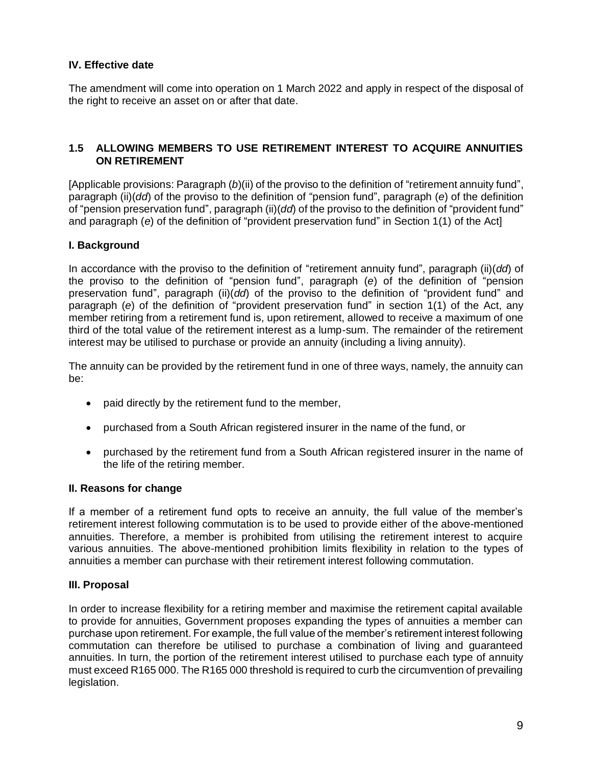**IV. Effective date**

The amendment will come into operation on 1 March 2022 and apply in respect of the disposal of the right to receive an asset on or after that date.

## 1.5 ALLOWING MEMBERS TO USE RETIREMENT INTEREST TO ACQUIRE ANNUITIES ON RETIREMENT

[Applicable provisions: Paragraph (*b*)(ii) of the proviso to the definition of "retirement annuity fund", paragraph (ii)(*dd*) of the proviso to the definition of "pension fund", paragraph (*e*) of the definition of "pension preservation fund", paragraph (ii)(*dd*) of the proviso to the definition of "provident fund" and paragraph (*e*) of the definition of "provident preservation fund" in Section 1(1) of the Act]

**I. Background**

In accordance with the proviso to the definition of "retirement annuity fund", paragraph (ii)(*dd*) of the proviso to the definition of "pension fund", paragraph (*e*) of the definition of "pension preservation fund", paragraph (ii)(*dd*) of the proviso to the definition of "provident fund" and paragraph (*e*) of the definition of "provident preservation fund" in section 1(1) of the Act, any member retiring from a retirement fund is, upon retirement, allowed to receive a maximum of one third of the total value of the retirement interest as a lump-sum. The remainder of the retirement interest may be utilised to purchase or provide an annuity (including a living annuity).

The annuity can be provided by the retirement fund in one of three ways, namely, the annuity can be:

- paid directly by the retirement fund to the member,
- purchased from a South African registered insurer in the name of the fund, or
- purchased by the retirement fund from a South African registered insurer in the name of the life of the retiring member.

**II. Reasons for change**

If a member of a retirement fund opts to receive an annuity, the full value of the member's retirement interest following commutation is to be used to provide either of the above-mentioned annuities. Therefore, a member is prohibited from utilising the retirement interest to acquire various annuities. The above-mentioned prohibition limits flexibility in relation to the types of annuities a member can purchase with their retirement interest following commutation.

**III. Proposal**

In order to increase flexibility for a retiring member and maximise the retirement capital available to provide for annuities, Government proposes expanding the types of annuities a member can purchase upon retirement. For example, the full value of the member's retirement interest following commutation can therefore be utilised to purchase a combination of living and guaranteed annuities. In turn, the portion of the retirement interest utilised to purchase each type of annuity must exceed R165 000. The R165 000 threshold is required to curb the circumvention of prevailing legislation.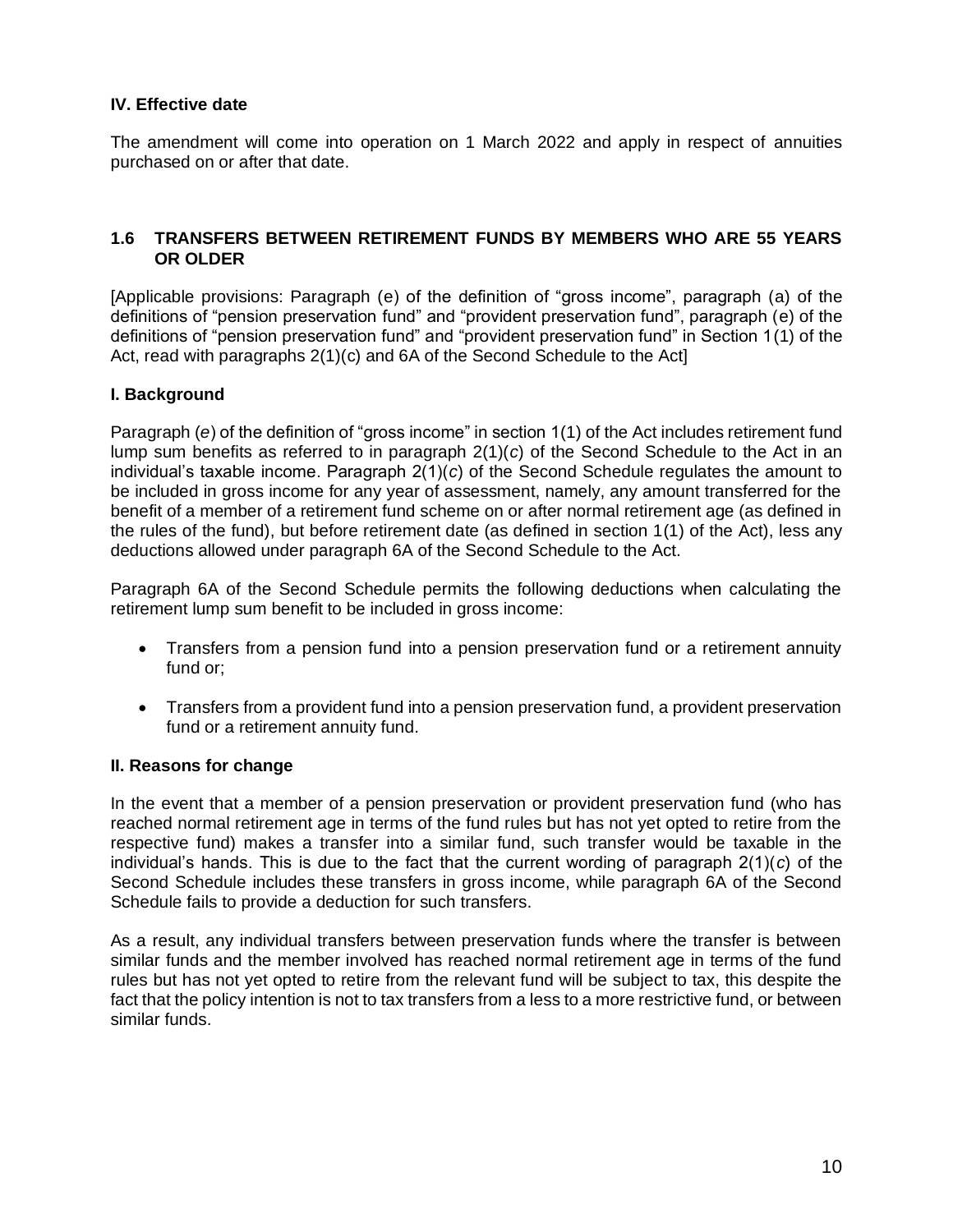**IV. Effective date**

The amendment will come into operation on 1 March 2022 and apply in respect of annuities purchased on or after that date.

## 1.6 TRANSFERS BETWEEN RETIREMENT FUNDS BY MEMBERS WHO ARE 55 YEARS OR OLDER

[Applicable provisions: Paragraph (e) of the definition of “gross income”, paragraph (a) of the definitions of “pension preservation fund” and “provident preservation fund”, paragraph (e) of the definitions of “pension preservation fund” and “provident preservation fund” in Section 1(1) of the Act, read with paragraphs 2(1)(c) and 6A of the Second Schedule to the Act]

**I. Background**

Paragraph (*e*) of the definition of “gross income” in section 1(1) of the Act includes retirement fund lump sum benefits as referred to in paragraph 2(1)(*c*) of the Second Schedule to the Act in an individual’s taxable income. Paragraph 2(1)(*c*) of the Second Schedule regulates the amount to be included in gross income for any year of assessment, namely, any amount transferred for the benefit of a member of a retirement fund scheme on or after normal retirement age (as defined in the rules of the fund), but before retirement date (as defined in section 1(1) of the Act), less any deductions allowed under paragraph 6A of the Second Schedule to the Act.

Paragraph 6A of the Second Schedule permits the following deductions when calculating the retirement lump sum benefit to be included in gross income:

- Transfers from a pension fund into a pension preservation fund or a retirement annuity fund or;
- Transfers from a provident fund into a pension preservation fund, a provident preservation fund or a retirement annuity fund.

**II. Reasons for change**

In the event that a member of a pension preservation or provident preservation fund (who has reached normal retirement age in terms of the fund rules but has not yet opted to retire from the respective fund) makes a transfer into a similar fund, such transfer would be taxable in the individual’s hands. This is due to the fact that the current wording of paragraph 2(1)(*c*) of the Second Schedule includes these transfers in gross income, while paragraph 6A of the Second Schedule fails to provide a deduction for such transfers.

As a result, any individual transfers between preservation funds where the transfer is between similar funds and the member involved has reached normal retirement age in terms of the fund rules but has not yet opted to retire from the relevant fund will be subject to tax, this despite the fact that the policy intention is not to tax transfers from a less to a more restrictive fund, or between similar funds.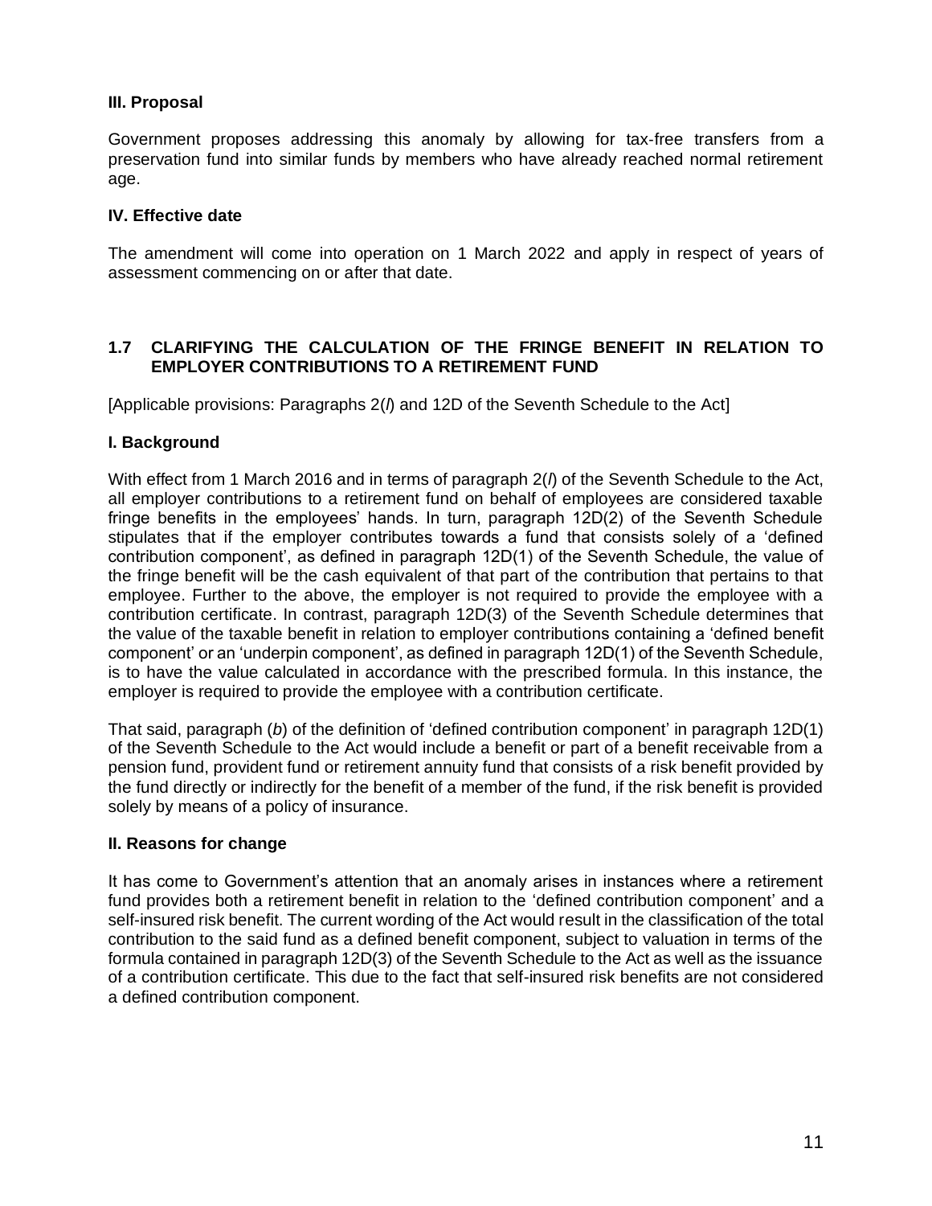### III. Proposal

Government proposes addressing this anomaly by allowing for tax-free transfers from a preservation fund into similar funds by members who have already reached normal retirement age.

### IV. Effective date

The amendment will come into operation on 1 March 2022 and apply in respect of years of assessment commencing on or after that date.

## 1.7 CLARIFYING THE CALCULATION OF THE FRINGE BENEFIT IN RELATION TO EMPLOYER CONTRIBUTIONS TO A RETIREMENT FUND

[Applicable provisions: Paragraphs 2(*l*) and 12D of the Seventh Schedule to the Act]

### I. Background

With effect from 1 March 2016 and in terms of paragraph 2(*l*) of the Seventh Schedule to the Act, all employer contributions to a retirement fund on behalf of employees are considered taxable fringe benefits in the employees' hands. In turn, paragraph 12D(2) of the Seventh Schedule stipulates that if the employer contributes towards a fund that consists solely of a 'defined contribution component', as defined in paragraph 12D(1) of the Seventh Schedule, the value of the fringe benefit will be the cash equivalent of that part of the contribution that pertains to that employee. Further to the above, the employer is not required to provide the employee with a contribution certificate. In contrast, paragraph 12D(3) of the Seventh Schedule determines that the value of the taxable benefit in relation to employer contributions containing a 'defined benefit component' or an 'underpin component', as defined in paragraph 12D(1) of the Seventh Schedule, is to have the value calculated in accordance with the prescribed formula. In this instance, the employer is required to provide the employee with a contribution certificate.

That said, paragraph (*b*) of the definition of 'defined contribution component' in paragraph 12D(1) of the Seventh Schedule to the Act would include a benefit or part of a benefit receivable from a pension fund, provident fund or retirement annuity fund that consists of a risk benefit provided by the fund directly or indirectly for the benefit of a member of the fund, if the risk benefit is provided solely by means of a policy of insurance.

### II. Reasons for change

It has come to Government's attention that an anomaly arises in instances where a retirement fund provides both a retirement benefit in relation to the 'defined contribution component' and a self-insured risk benefit. The current wording of the Act would result in the classification of the total contribution to the said fund as a defined benefit component, subject to valuation in terms of the formula contained in paragraph 12D(3) of the Seventh Schedule to the Act as well as the issuance of a contribution certificate. This due to the fact that self-insured risk benefits are not considered a defined contribution component.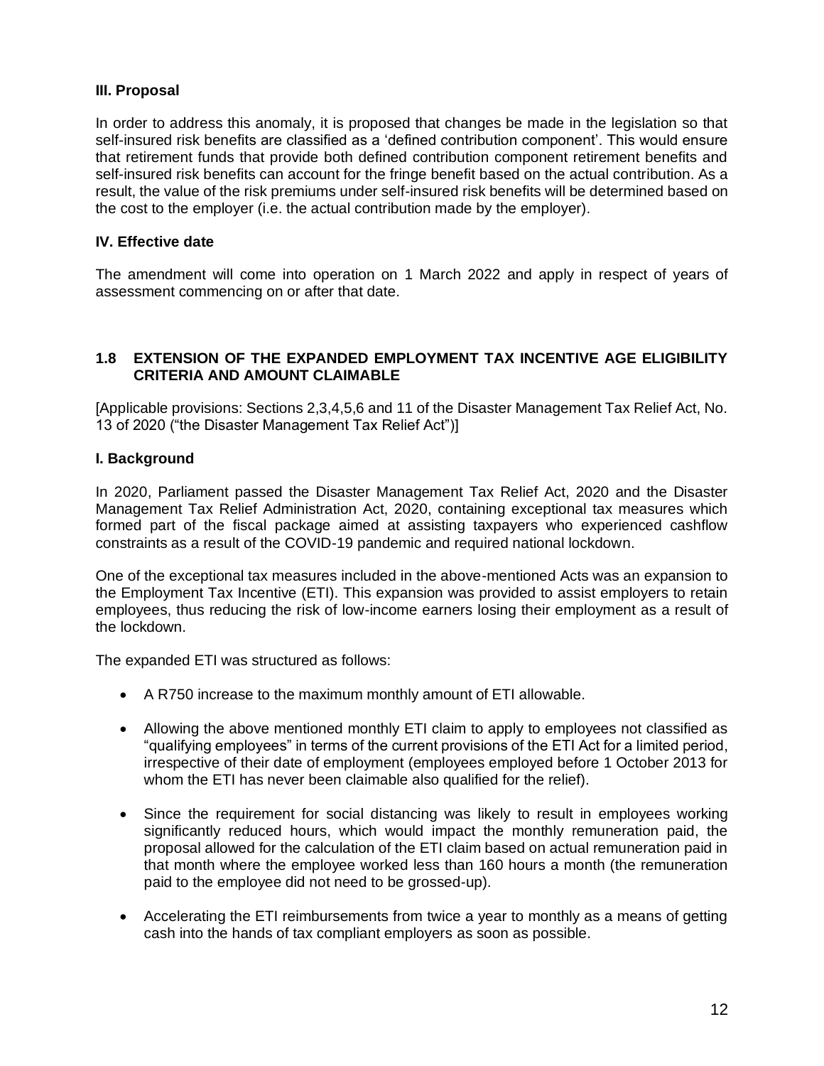### III. Proposal

In order to address this anomaly, it is proposed that changes be made in the legislation so that self-insured risk benefits are classified as a 'defined contribution component'. This would ensure that retirement funds that provide both defined contribution component retirement benefits and self-insured risk benefits can account for the fringe benefit based on the actual contribution. As a result, the value of the risk premiums under self-insured risk benefits will be determined based on the cost to the employer (i.e. the actual contribution made by the employer).

### IV. Effective date

The amendment will come into operation on 1 March 2022 and apply in respect of years of assessment commencing on or after that date.

## 1.8 EXTENSION OF THE EXPANDED EMPLOYMENT TAX INCENTIVE AGE ELIGIBILITY CRITERIA AND AMOUNT CLAIMABLE

[Applicable provisions: Sections 2,3,4,5,6 and 11 of the Disaster Management Tax Relief Act, No. 13 of 2020 ("the Disaster Management Tax Relief Act")]

### I. Background

In 2020, Parliament passed the Disaster Management Tax Relief Act, 2020 and the Disaster Management Tax Relief Administration Act, 2020, containing exceptional tax measures which formed part of the fiscal package aimed at assisting taxpayers who experienced cashflow constraints as a result of the COVID-19 pandemic and required national lockdown.

One of the exceptional tax measures included in the above-mentioned Acts was an expansion to the Employment Tax Incentive (ETI). This expansion was provided to assist employers to retain employees, thus reducing the risk of low-income earners losing their employment as a result of the lockdown.

The expanded ETI was structured as follows:

- A R750 increase to the maximum monthly amount of ETI allowable.
- Allowing the above mentioned monthly ETI claim to apply to employees not classified as "qualifying employees" in terms of the current provisions of the ETI Act for a limited period, irrespective of their date of employment (employees employed before 1 October 2013 for whom the ETI has never been claimable also qualified for the relief).
- Since the requirement for social distancing was likely to result in employees working significantly reduced hours, which would impact the monthly remuneration paid, the proposal allowed for the calculation of the ETI claim based on actual remuneration paid in that month where the employee worked less than 160 hours a month (the remuneration paid to the employee did not need to be grossed-up).
- Accelerating the ETI reimbursements from twice a year to monthly as a means of getting cash into the hands of tax compliant employers as soon as possible.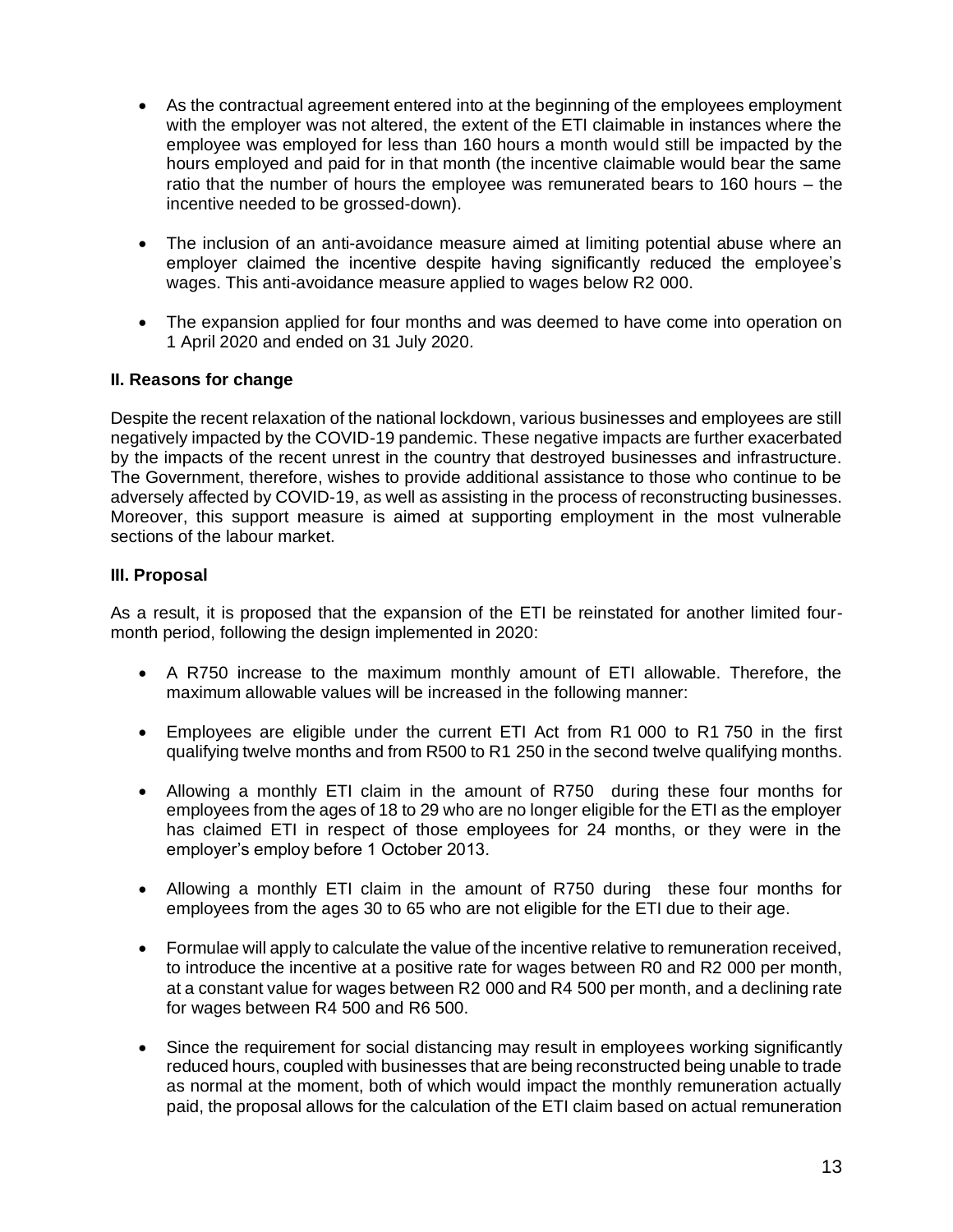- As the contractual agreement entered into at the beginning of the employees employment with the employer was not altered, the extent of the ETI claimable in instances where the employee was employed for less than 160 hours a month would still be impacted by the hours employed and paid for in that month (the incentive claimable would bear the same ratio that the number of hours the employee was remunerated bears to 160 hours – the incentive needed to be grossed-down).
- The inclusion of an anti-avoidance measure aimed at limiting potential abuse where an employer claimed the incentive despite having significantly reduced the employee's wages. This anti-avoidance measure applied to wages below R2 000.
- The expansion applied for four months and was deemed to have come into operation on 1 April 2020 and ended on 31 July 2020.

### II. Reasons for change

Despite the recent relaxation of the national lockdown, various businesses and employees are still negatively impacted by the COVID-19 pandemic. These negative impacts are further exacerbated by the impacts of the recent unrest in the country that destroyed businesses and infrastructure. The Government, therefore, wishes to provide additional assistance to those who continue to be adversely affected by COVID-19, as well as assisting in the process of reconstructing businesses. Moreover, this support measure is aimed at supporting employment in the most vulnerable sections of the labour market.

### III. Proposal

As a result, it is proposed that the expansion of the ETI be reinstated for another limited four-month period, following the design implemented in 2020:

- A R750 increase to the maximum monthly amount of ETI allowable. Therefore, the maximum allowable values will be increased in the following manner:
- Employees are eligible under the current ETI Act from R1 000 to R1 750 in the first qualifying twelve months and from R500 to R1 250 in the second twelve qualifying months.
- Allowing a monthly ETI claim in the amount of R750 during these four months for employees from the ages of 18 to 29 who are no longer eligible for the ETI as the employer has claimed ETI in respect of those employees for 24 months, or they were in the employer's employ before 1 October 2013.
- Allowing a monthly ETI claim in the amount of R750 during these four months for employees from the ages 30 to 65 who are not eligible for the ETI due to their age.
- Formulae will apply to calculate the value of the incentive relative to remuneration received, to introduce the incentive at a positive rate for wages between R0 and R2 000 per month, at a constant value for wages between R2 000 and R4 500 per month, and a declining rate for wages between R4 500 and R6 500.
- Since the requirement for social distancing may result in employees working significantly reduced hours, coupled with businesses that are being reconstructed being unable to trade as normal at the moment, both of which would impact the monthly remuneration actually paid, the proposal allows for the calculation of the ETI claim based on actual remuneration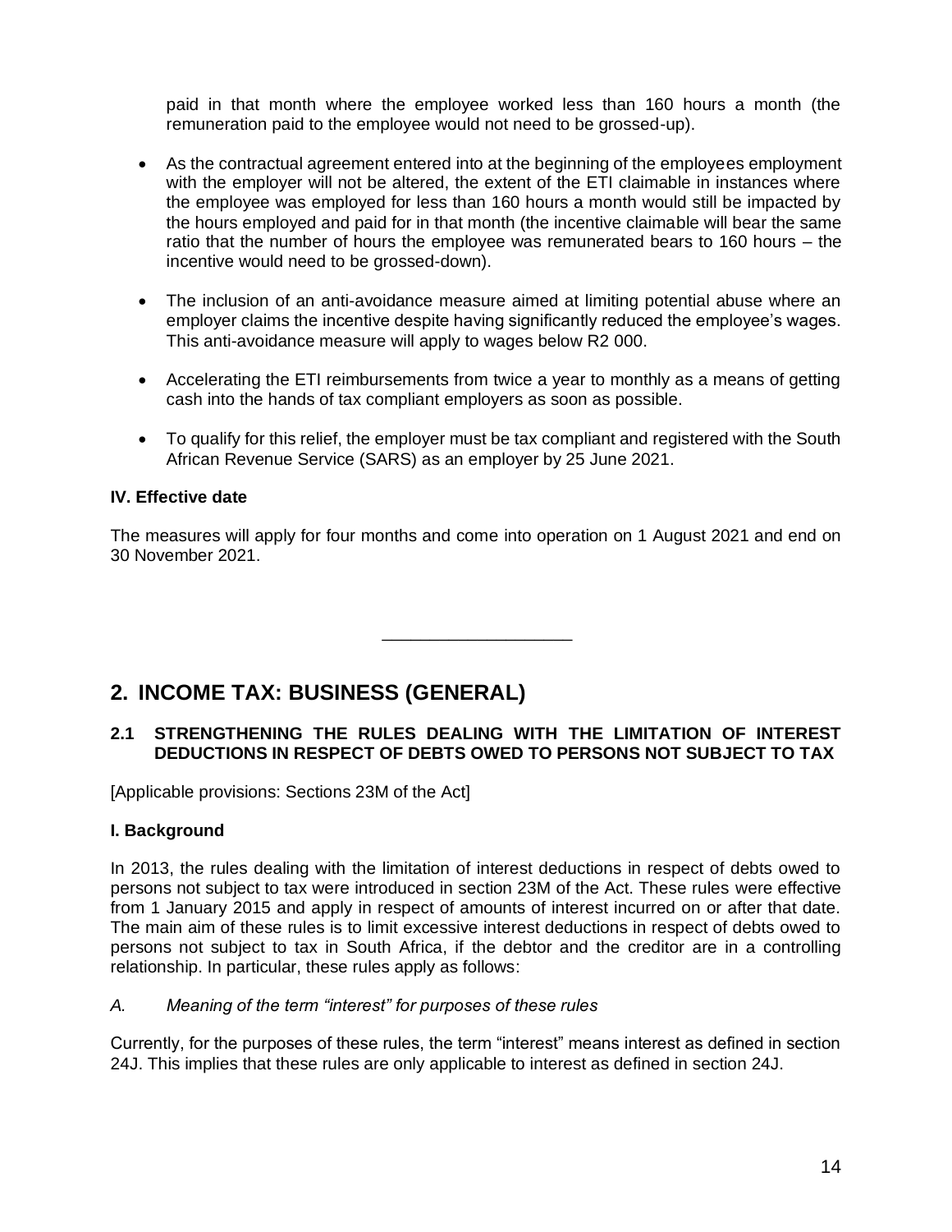paid in that month where the employee worked less than 160 hours a month (the remuneration paid to the employee would not need to be grossed-up).

- As the contractual agreement entered into at the beginning of the employees employment with the employer will not be altered, the extent of the ETI claimable in instances where the employee was employed for less than 160 hours a month would still be impacted by the hours employed and paid for in that month (the incentive claimable will bear the same ratio that the number of hours the employee was remunerated bears to 160 hours – the incentive would need to be grossed-down).
- The inclusion of an anti-avoidance measure aimed at limiting potential abuse where an employer claims the incentive despite having significantly reduced the employee's wages. This anti-avoidance measure will apply to wages below R2 000.
- Accelerating the ETI reimbursements from twice a year to monthly as a means of getting cash into the hands of tax compliant employers as soon as possible.
- To qualify for this relief, the employer must be tax compliant and registered with the South African Revenue Service (SARS) as an employer by 25 June 2021.

**IV. Effective date**

The measures will apply for four months and come into operation on 1 August 2021 and end on 30 November 2021.

---

## 2. INCOME TAX: BUSINESS (GENERAL)

### 2.1 STRENGTHENING THE RULES DEALING WITH THE LIMITATION OF INTEREST DEDUCTIONS IN RESPECT OF DEBTS OWED TO PERSONS NOT SUBJECT TO TAX

[Applicable provisions: Sections 23M of the Act]

**I. Background**

In 2013, the rules dealing with the limitation of interest deductions in respect of debts owed to persons not subject to tax were introduced in section 23M of the Act. These rules were effective from 1 January 2015 and apply in respect of amounts of interest incurred on or after that date. The main aim of these rules is to limit excessive interest deductions in respect of debts owed to persons not subject to tax in South Africa, if the debtor and the creditor are in a controlling relationship. In particular, these rules apply as follows:

*A. Meaning of the term "interest" for purposes of these rules*

Currently, for the purposes of these rules, the term "interest" means interest as defined in section 24J. This implies that these rules are only applicable to interest as defined in section 24J.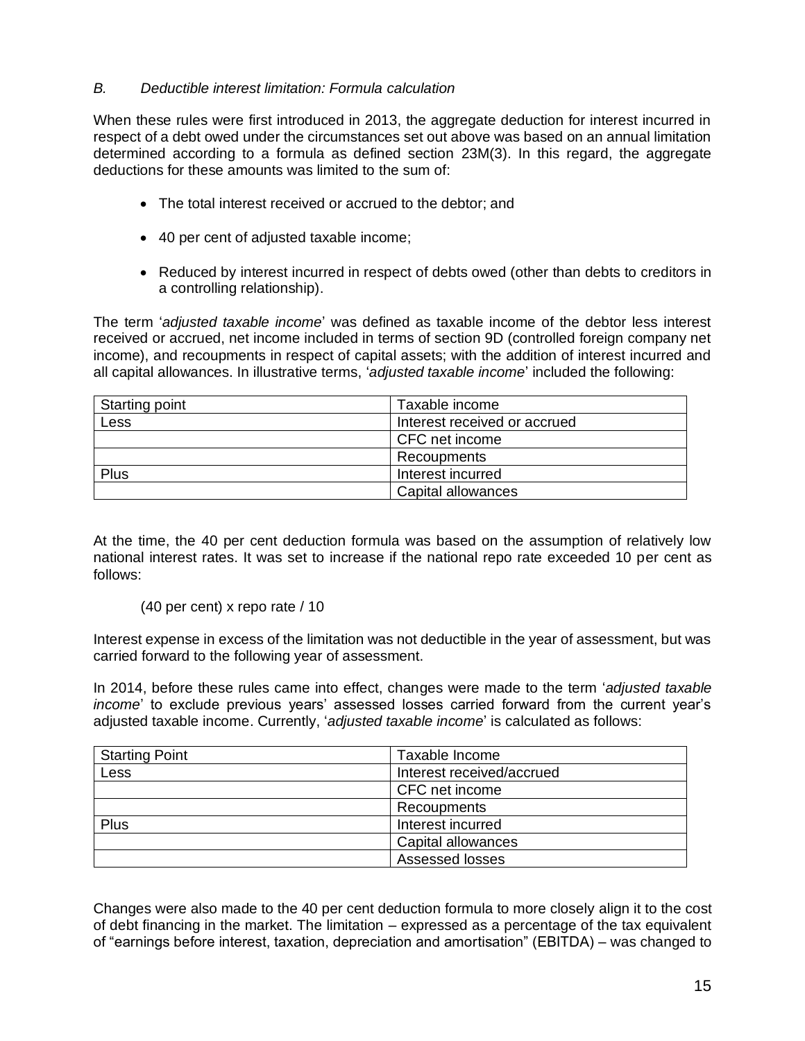*B. Deductible interest limitation: Formula calculation*

When these rules were first introduced in 2013, the aggregate deduction for interest incurred in respect of a debt owed under the circumstances set out above was based on an annual limitation determined according to a formula as defined section 23M(3). In this regard, the aggregate deductions for these amounts was limited to the sum of:

- The total interest received or accrued to the debtor; and
- 40 per cent of adjusted taxable income;
- Reduced by interest incurred in respect of debts owed (other than debts to creditors in a controlling relationship).

The term '*adjusted taxable income*' was defined as taxable income of the debtor less interest received or accrued, net income included in terms of section 9D (controlled foreign company net income), and recoupments in respect of capital assets; with the addition of interest incurred and all capital allowances. In illustrative terms, '*adjusted taxable income*' included the following:

| Starting point | Taxable income |
|---|---|
| Less | Interest received or accrued |
| | CFC net income |
| | Recoupments |
| Plus | Interest incurred |
| | Capital allowances |

At the time, the 40 per cent deduction formula was based on the assumption of relatively low national interest rates. It was set to increase if the national repo rate exceeded 10 per cent as follows:

(40 per cent) x repo rate / 10

Interest expense in excess of the limitation was not deductible in the year of assessment, but was carried forward to the following year of assessment.

In 2014, before these rules came into effect, changes were made to the term '*adjusted taxable income*' to exclude previous years' assessed losses carried forward from the current year's adjusted taxable income. Currently, '*adjusted taxable income*' is calculated as follows:

| Starting Point | Taxable Income |
|---|---|
| Less | Interest received/accrued |
| | CFC net income |
| | Recoupments |
| Plus | Interest incurred |
| | Capital allowances |
| | Assessed losses |

Changes were also made to the 40 per cent deduction formula to more closely align it to the cost of debt financing in the market. The limitation – expressed as a percentage of the tax equivalent of "earnings before interest, taxation, depreciation and amortisation" (EBITDA) – was changed to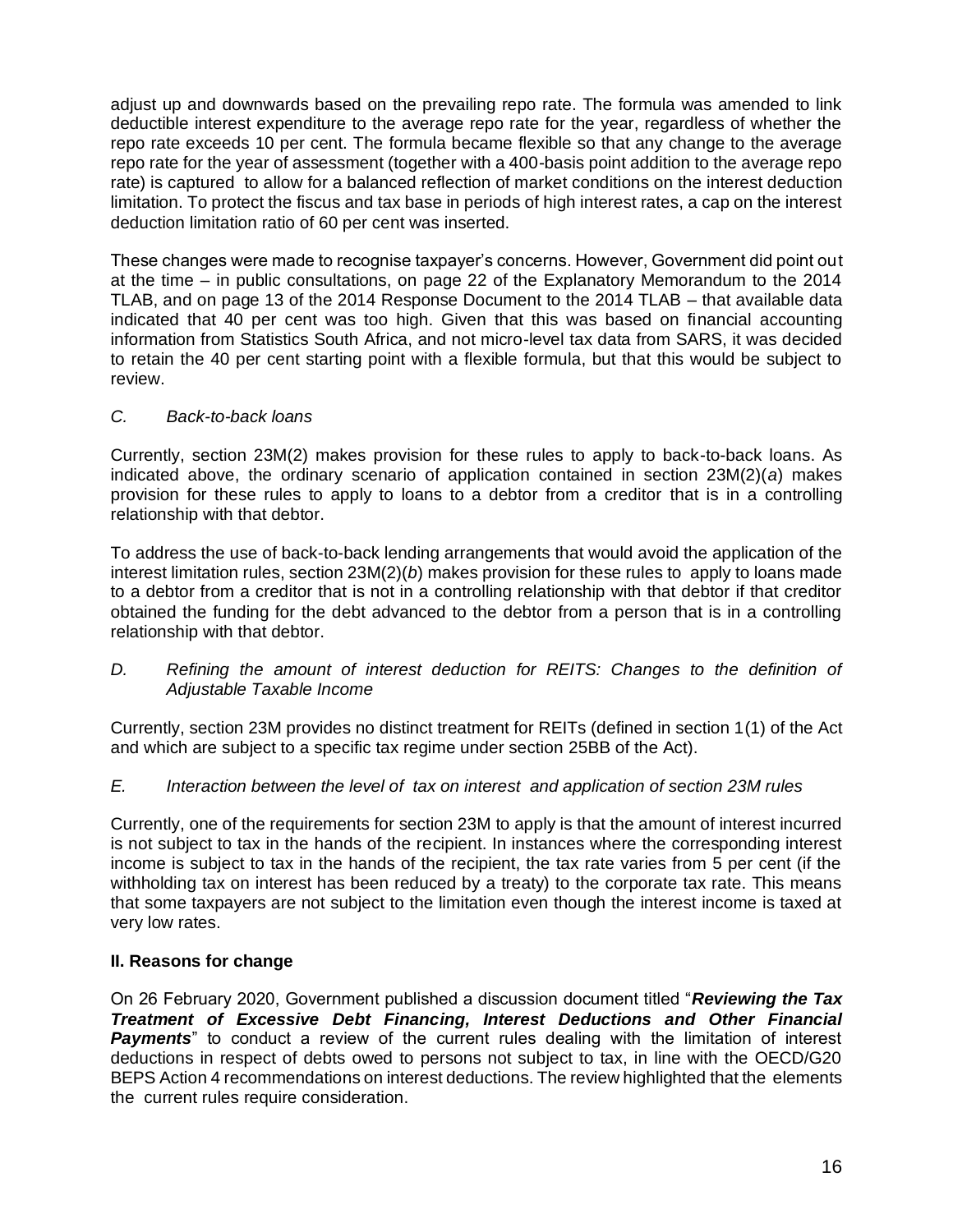adjust up and downwards based on the prevailing repo rate. The formula was amended to link deductible interest expenditure to the average repo rate for the year, regardless of whether the repo rate exceeds 10 per cent. The formula became flexible so that any change to the average repo rate for the year of assessment (together with a 400-basis point addition to the average repo rate) is captured to allow for a balanced reflection of market conditions on the interest deduction limitation. To protect the fiscus and tax base in periods of high interest rates, a cap on the interest deduction limitation ratio of 60 per cent was inserted.

These changes were made to recognise taxpayer's concerns. However, Government did point out at the time – in public consultations, on page 22 of the Explanatory Memorandum to the 2014 TLAB, and on page 13 of the 2014 Response Document to the 2014 TLAB – that available data indicated that 40 per cent was too high. Given that this was based on financial accounting information from Statistics South Africa, and not micro-level tax data from SARS, it was decided to retain the 40 per cent starting point with a flexible formula, but that this would be subject to review.

*C. Back-to-back loans*

Currently, section 23M(2) makes provision for these rules to apply to back-to-back loans. As indicated above, the ordinary scenario of application contained in section 23M(2)(*a*) makes provision for these rules to apply to loans to a debtor from a creditor that is in a controlling relationship with that debtor.

To address the use of back-to-back lending arrangements that would avoid the application of the interest limitation rules, section 23M(2)(*b*) makes provision for these rules to apply to loans made to a debtor from a creditor that is not in a controlling relationship with that debtor if that creditor obtained the funding for the debt advanced to the debtor from a person that is in a controlling relationship with that debtor.

*D. Refining the amount of interest deduction for REITS: Changes to the definition of Adjustable Taxable Income*

Currently, section 23M provides no distinct treatment for REITs (defined in section 1(1) of the Act and which are subject to a specific tax regime under section 25BB of the Act).

*E. Interaction between the level of tax on interest and application of section 23M rules*

Currently, one of the requirements for section 23M to apply is that the amount of interest incurred is not subject to tax in the hands of the recipient. In instances where the corresponding interest income is subject to tax in the hands of the recipient, the tax rate varies from 5 per cent (if the withholding tax on interest has been reduced by a treaty) to the corporate tax rate. This means that some taxpayers are not subject to the limitation even though the interest income is taxed at very low rates.

**II. Reasons for change**

On 26 February 2020, Government published a discussion document titled "***Reviewing the Tax Treatment of Excessive Debt Financing, Interest Deductions and Other Financial Payments***" to conduct a review of the current rules dealing with the limitation of interest deductions in respect of debts owed to persons not subject to tax, in line with the OECD/G20 BEPS Action 4 recommendations on interest deductions. The review highlighted that the elements the current rules require consideration.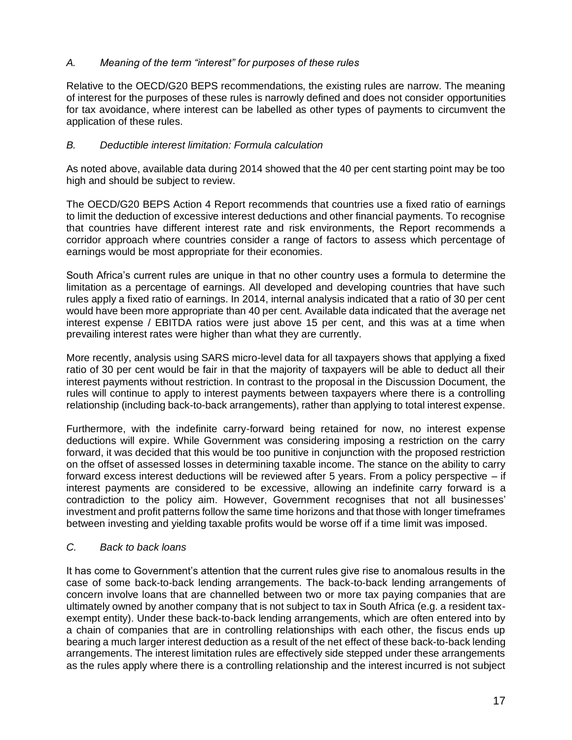### *A. Meaning of the term "interest" for purposes of these rules*

Relative to the OECD/G20 BEPS recommendations, the existing rules are narrow. The meaning of interest for the purposes of these rules is narrowly defined and does not consider opportunities for tax avoidance, where interest can be labelled as other types of payments to circumvent the application of these rules.

### *B. Deductible interest limitation: Formula calculation*

As noted above, available data during 2014 showed that the 40 per cent starting point may be too high and should be subject to review.

The OECD/G20 BEPS Action 4 Report recommends that countries use a fixed ratio of earnings to limit the deduction of excessive interest deductions and other financial payments. To recognise that countries have different interest rate and risk environments, the Report recommends a corridor approach where countries consider a range of factors to assess which percentage of earnings would be most appropriate for their economies.

South Africa's current rules are unique in that no other country uses a formula to determine the limitation as a percentage of earnings. All developed and developing countries that have such rules apply a fixed ratio of earnings. In 2014, internal analysis indicated that a ratio of 30 per cent would have been more appropriate than 40 per cent. Available data indicated that the average net interest expense / EBITDA ratios were just above 15 per cent, and this was at a time when prevailing interest rates were higher than what they are currently.

More recently, analysis using SARS micro-level data for all taxpayers shows that applying a fixed ratio of 30 per cent would be fair in that the majority of taxpayers will be able to deduct all their interest payments without restriction. In contrast to the proposal in the Discussion Document, the rules will continue to apply to interest payments between taxpayers where there is a controlling relationship (including back-to-back arrangements), rather than applying to total interest expense.

Furthermore, with the indefinite carry-forward being retained for now, no interest expense deductions will expire. While Government was considering imposing a restriction on the carry forward, it was decided that this would be too punitive in conjunction with the proposed restriction on the offset of assessed losses in determining taxable income. The stance on the ability to carry forward excess interest deductions will be reviewed after 5 years. From a policy perspective – if interest payments are considered to be excessive, allowing an indefinite carry forward is a contradiction to the policy aim. However, Government recognises that not all businesses' investment and profit patterns follow the same time horizons and that those with longer timeframes between investing and yielding taxable profits would be worse off if a time limit was imposed.

### *C. Back to back loans*

It has come to Government's attention that the current rules give rise to anomalous results in the case of some back-to-back lending arrangements. The back-to-back lending arrangements of concern involve loans that are channelled between two or more tax paying companies that are ultimately owned by another company that is not subject to tax in South Africa (e.g. a resident tax-exempt entity). Under these back-to-back lending arrangements, which are often entered into by a chain of companies that are in controlling relationships with each other, the fiscus ends up bearing a much larger interest deduction as a result of the net effect of these back-to-back lending arrangements. The interest limitation rules are effectively side stepped under these arrangements as the rules apply where there is a controlling relationship and the interest incurred is not subject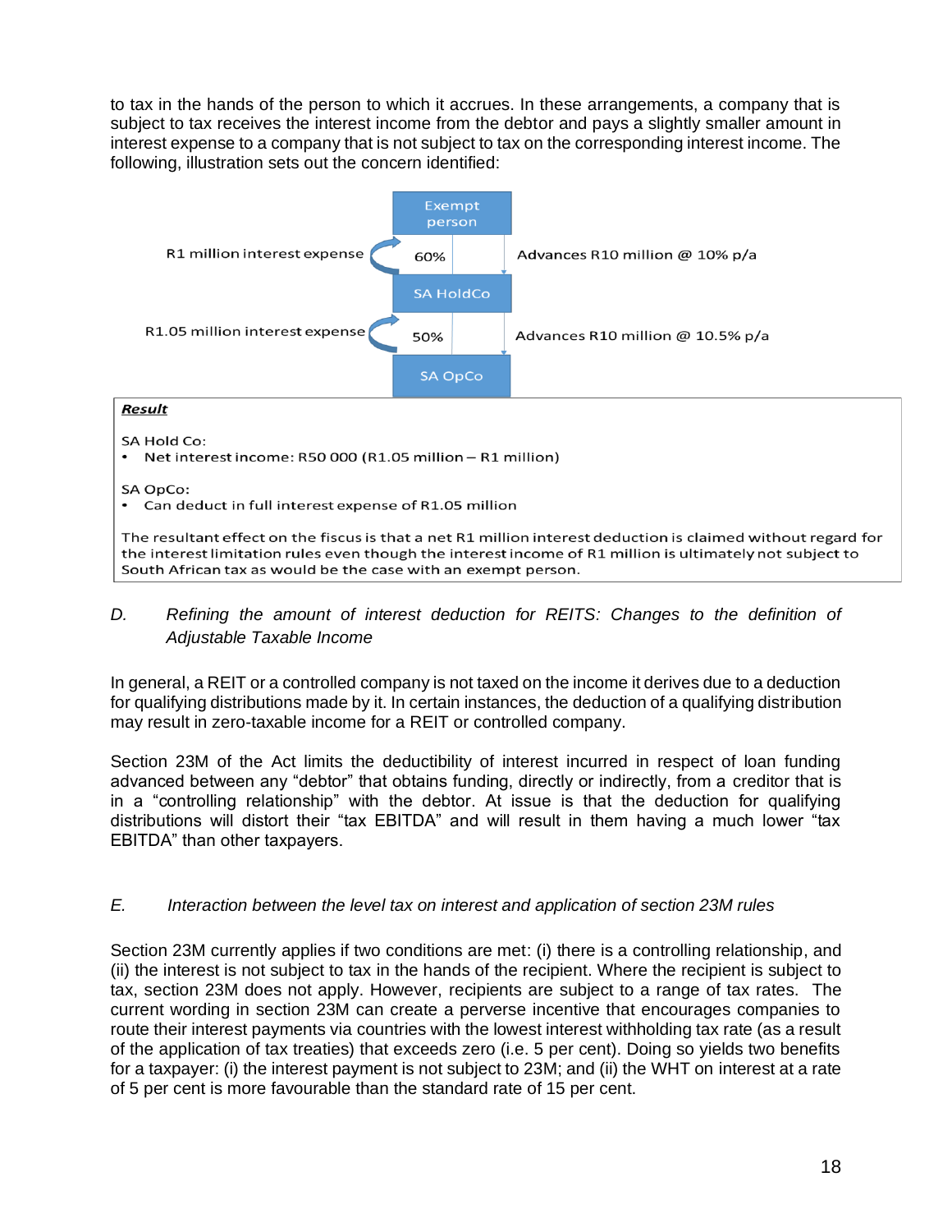to tax in the hands of the person to which it accrues. In these arrangements, a company that is subject to tax receives the interest income from the debtor and pays a slightly smaller amount in interest expense to a company that is not subject to tax on the corresponding interest income. The following, illustration sets out the concern identified:

Exempt person

R1 million interest expense — 60% — Advances R10 million @ 10% p/a

SA HoldCo

R1.05 million interest expense — 50% — Advances R10 million @ 10.5% p/a

SA OpCo

***Result***

SA Hold Co:

- Net interest income: R50 000 (R1.05 million – R1 million)

SA OpCo:

- Can deduct in full interest expense of R1.05 million

The resultant effect on the fiscus is that a net R1 million interest deduction is claimed without regard for the interest limitation rules even though the interest income of R1 million is ultimately not subject to South African tax as would be the case with an exempt person.

*D. Refining the amount of interest deduction for REITS: Changes to the definition of Adjustable Taxable Income*

In general, a REIT or a controlled company is not taxed on the income it derives due to a deduction for qualifying distributions made by it. In certain instances, the deduction of a qualifying distribution may result in zero-taxable income for a REIT or controlled company.

Section 23M of the Act limits the deductibility of interest incurred in respect of loan funding advanced between any "debtor" that obtains funding, directly or indirectly, from a creditor that is in a "controlling relationship" with the debtor. At issue is that the deduction for qualifying distributions will distort their "tax EBITDA" and will result in them having a much lower "tax EBITDA" than other taxpayers.

*E. Interaction between the level tax on interest and application of section 23M rules*

Section 23M currently applies if two conditions are met: (i) there is a controlling relationship, and (ii) the interest is not subject to tax in the hands of the recipient. Where the recipient is subject to tax, section 23M does not apply. However, recipients are subject to a range of tax rates. The current wording in section 23M can create a perverse incentive that encourages companies to route their interest payments via countries with the lowest interest withholding tax rate (as a result of the application of tax treaties) that exceeds zero (i.e. 5 per cent). Doing so yields two benefits for a taxpayer: (i) the interest payment is not subject to 23M; and (ii) the WHT on interest at a rate of 5 per cent is more favourable than the standard rate of 15 per cent.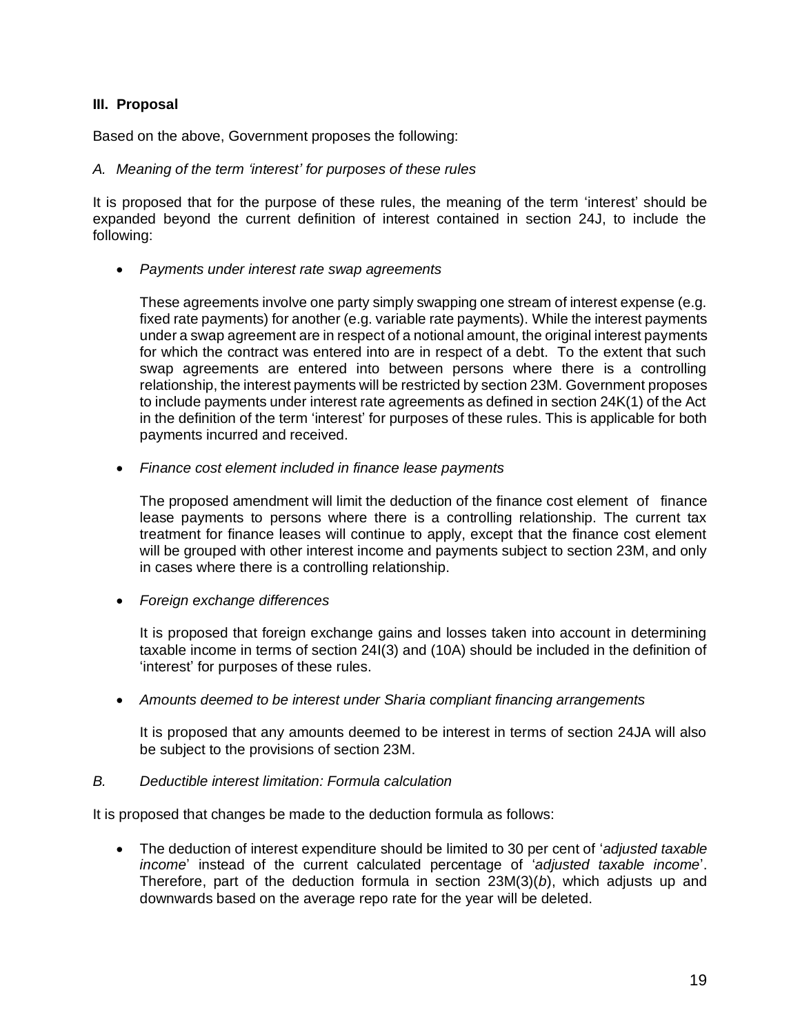### III. Proposal

Based on the above, Government proposes the following:

*A. Meaning of the term 'interest' for purposes of these rules*

It is proposed that for the purpose of these rules, the meaning of the term 'interest' should be expanded beyond the current definition of interest contained in section 24J, to include the following:

- *Payments under interest rate swap agreements*

  These agreements involve one party simply swapping one stream of interest expense (e.g. fixed rate payments) for another (e.g. variable rate payments). While the interest payments under a swap agreement are in respect of a notional amount, the original interest payments for which the contract was entered into are in respect of a debt. To the extent that such swap agreements are entered into between persons where there is a controlling relationship, the interest payments will be restricted by section 23M. Government proposes to include payments under interest rate agreements as defined in section 24K(1) of the Act in the definition of the term 'interest' for purposes of these rules. This is applicable for both payments incurred and received.

- *Finance cost element included in finance lease payments*

  The proposed amendment will limit the deduction of the finance cost element of finance lease payments to persons where there is a controlling relationship. The current tax treatment for finance leases will continue to apply, except that the finance cost element will be grouped with other interest income and payments subject to section 23M, and only in cases where there is a controlling relationship.

- *Foreign exchange differences*

  It is proposed that foreign exchange gains and losses taken into account in determining taxable income in terms of section 24I(3) and (10A) should be included in the definition of 'interest' for purposes of these rules.

- *Amounts deemed to be interest under Sharia compliant financing arrangements*

  It is proposed that any amounts deemed to be interest in terms of section 24JA will also be subject to the provisions of section 23M.

*B. Deductible interest limitation: Formula calculation*

It is proposed that changes be made to the deduction formula as follows:

- The deduction of interest expenditure should be limited to 30 per cent of '*adjusted taxable income*' instead of the current calculated percentage of '*adjusted taxable income*'. Therefore, part of the deduction formula in section 23M(3)(*b*), which adjusts up and downwards based on the average repo rate for the year will be deleted.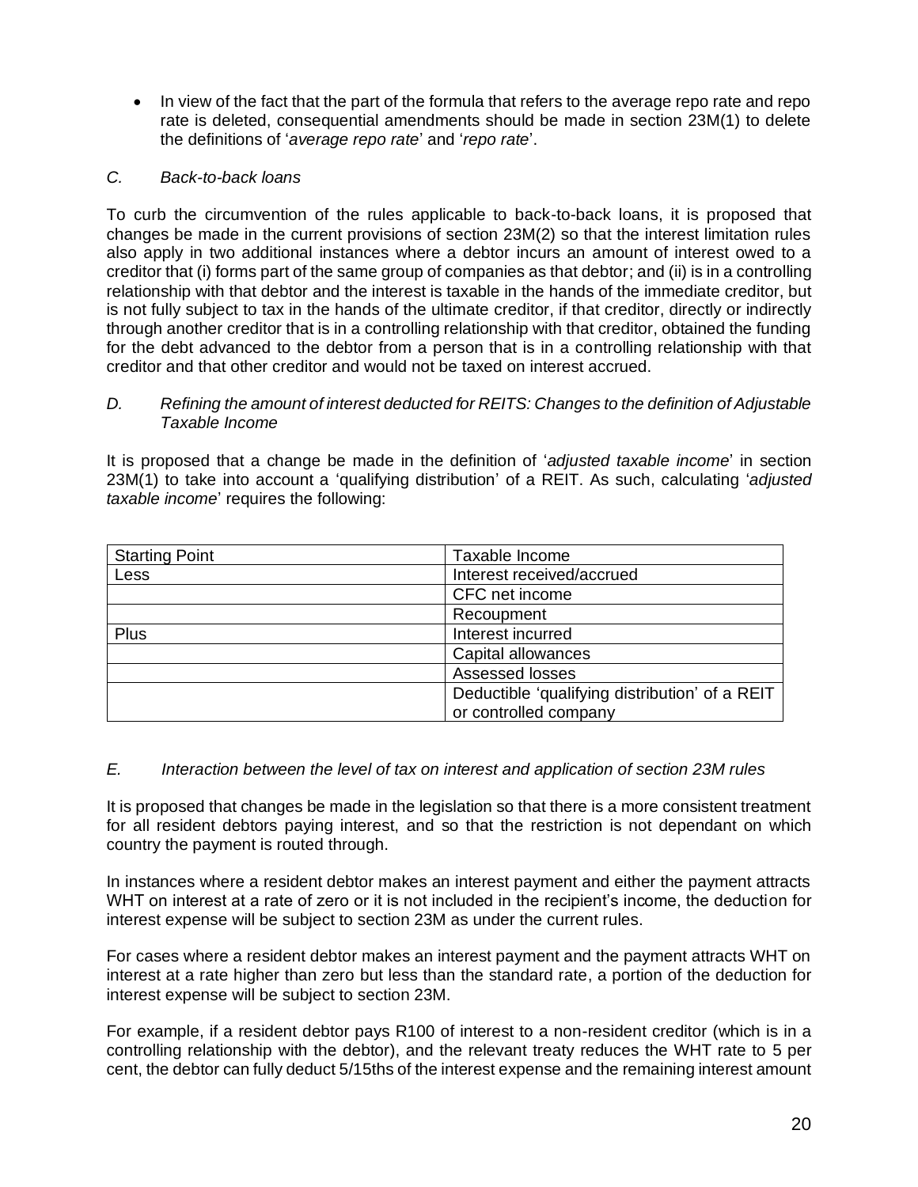- In view of the fact that the part of the formula that refers to the average repo rate and repo rate is deleted, consequential amendments should be made in section 23M(1) to delete the definitions of '*average repo rate*' and '*repo rate*'.

*C. Back-to-back loans*

To curb the circumvention of the rules applicable to back-to-back loans, it is proposed that changes be made in the current provisions of section 23M(2) so that the interest limitation rules also apply in two additional instances where a debtor incurs an amount of interest owed to a creditor that (i) forms part of the same group of companies as that debtor; and (ii) is in a controlling relationship with that debtor and the interest is taxable in the hands of the immediate creditor, but is not fully subject to tax in the hands of the ultimate creditor, if that creditor, directly or indirectly through another creditor that is in a controlling relationship with that creditor, obtained the funding for the debt advanced to the debtor from a person that is in a controlling relationship with that creditor and that other creditor and would not be taxed on interest accrued.

*D. Refining the amount of interest deducted for REITS: Changes to the definition of Adjustable Taxable Income*

It is proposed that a change be made in the definition of '*adjusted taxable income*' in section 23M(1) to take into account a 'qualifying distribution' of a REIT. As such, calculating '*adjusted taxable income*' requires the following:

| Starting Point | Taxable Income |
|---|---|
| Less | Interest received/accrued |
| | CFC net income |
| | Recoupment |
| Plus | Interest incurred |
| | Capital allowances |
| | Assessed losses |
| | Deductible 'qualifying distribution' of a REIT or controlled company |

*E. Interaction between the level of tax on interest and application of section 23M rules*

It is proposed that changes be made in the legislation so that there is a more consistent treatment for all resident debtors paying interest, and so that the restriction is not dependant on which country the payment is routed through.

In instances where a resident debtor makes an interest payment and either the payment attracts WHT on interest at a rate of zero or it is not included in the recipient's income, the deduction for interest expense will be subject to section 23M as under the current rules.

For cases where a resident debtor makes an interest payment and the payment attracts WHT on interest at a rate higher than zero but less than the standard rate, a portion of the deduction for interest expense will be subject to section 23M.

For example, if a resident debtor pays R100 of interest to a non-resident creditor (which is in a controlling relationship with the debtor), and the relevant treaty reduces the WHT rate to 5 per cent, the debtor can fully deduct 5/15ths of the interest expense and the remaining interest amount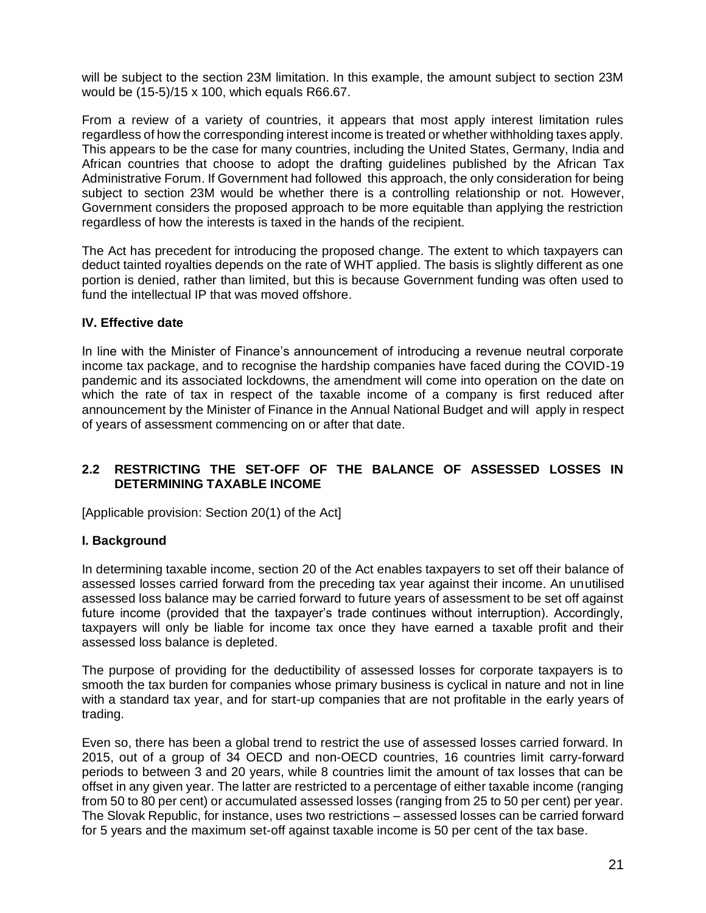will be subject to the section 23M limitation. In this example, the amount subject to section 23M would be (15-5)/15 x 100, which equals R66.67.

From a review of a variety of countries, it appears that most apply interest limitation rules regardless of how the corresponding interest income is treated or whether withholding taxes apply. This appears to be the case for many countries, including the United States, Germany, India and African countries that choose to adopt the drafting guidelines published by the African Tax Administrative Forum. If Government had followed this approach, the only consideration for being subject to section 23M would be whether there is a controlling relationship or not. However, Government considers the proposed approach to be more equitable than applying the restriction regardless of how the interests is taxed in the hands of the recipient.

The Act has precedent for introducing the proposed change. The extent to which taxpayers can deduct tainted royalties depends on the rate of WHT applied. The basis is slightly different as one portion is denied, rather than limited, but this is because Government funding was often used to fund the intellectual IP that was moved offshore.

### IV. Effective date

In line with the Minister of Finance's announcement of introducing a revenue neutral corporate income tax package, and to recognise the hardship companies have faced during the COVID-19 pandemic and its associated lockdowns, the amendment will come into operation on the date on which the rate of tax in respect of the taxable income of a company is first reduced after announcement by the Minister of Finance in the Annual National Budget and will apply in respect of years of assessment commencing on or after that date.

## 2.2 RESTRICTING THE SET-OFF OF THE BALANCE OF ASSESSED LOSSES IN DETERMINING TAXABLE INCOME

[Applicable provision: Section 20(1) of the Act]

### I. Background

In determining taxable income, section 20 of the Act enables taxpayers to set off their balance of assessed losses carried forward from the preceding tax year against their income. An unutilised assessed loss balance may be carried forward to future years of assessment to be set off against future income (provided that the taxpayer's trade continues without interruption). Accordingly, taxpayers will only be liable for income tax once they have earned a taxable profit and their assessed loss balance is depleted.

The purpose of providing for the deductibility of assessed losses for corporate taxpayers is to smooth the tax burden for companies whose primary business is cyclical in nature and not in line with a standard tax year, and for start-up companies that are not profitable in the early years of trading.

Even so, there has been a global trend to restrict the use of assessed losses carried forward. In 2015, out of a group of 34 OECD and non-OECD countries, 16 countries limit carry-forward periods to between 3 and 20 years, while 8 countries limit the amount of tax losses that can be offset in any given year. The latter are restricted to a percentage of either taxable income (ranging from 50 to 80 per cent) or accumulated assessed losses (ranging from 25 to 50 per cent) per year. The Slovak Republic, for instance, uses two restrictions – assessed losses can be carried forward for 5 years and the maximum set-off against taxable income is 50 per cent of the tax base.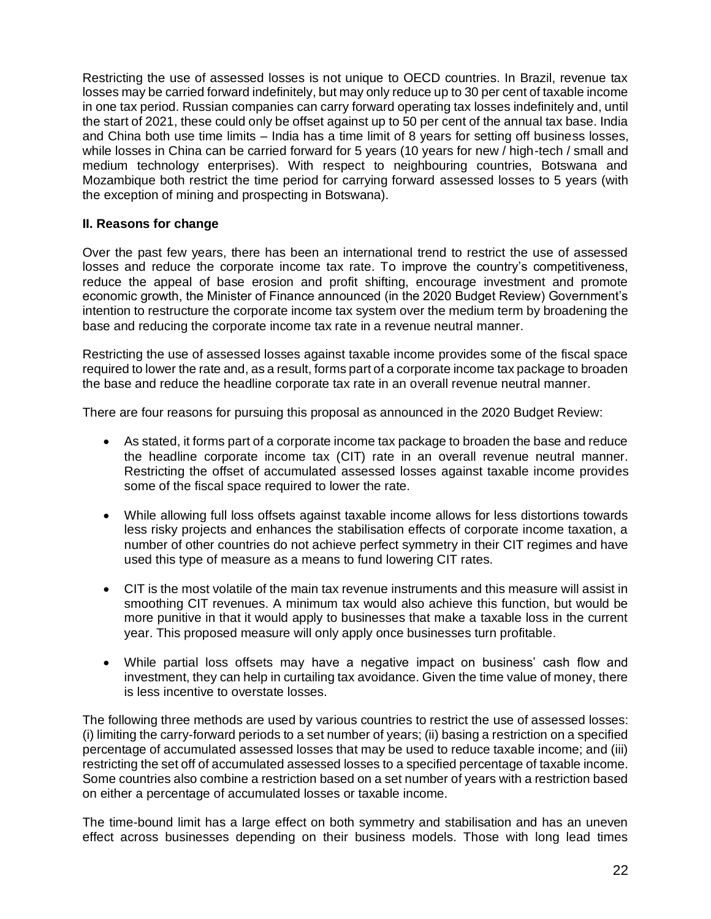Restricting the use of assessed losses is not unique to OECD countries. In Brazil, revenue tax losses may be carried forward indefinitely, but may only reduce up to 30 per cent of taxable income in one tax period. Russian companies can carry forward operating tax losses indefinitely and, until the start of 2021, these could only be offset against up to 50 per cent of the annual tax base. India and China both use time limits – India has a time limit of 8 years for setting off business losses, while losses in China can be carried forward for 5 years (10 years for new / high-tech / small and medium technology enterprises). With respect to neighbouring countries, Botswana and Mozambique both restrict the time period for carrying forward assessed losses to 5 years (with the exception of mining and prospecting in Botswana).

**II. Reasons for change**

Over the past few years, there has been an international trend to restrict the use of assessed losses and reduce the corporate income tax rate. To improve the country's competitiveness, reduce the appeal of base erosion and profit shifting, encourage investment and promote economic growth, the Minister of Finance announced (in the 2020 Budget Review) Government's intention to restructure the corporate income tax system over the medium term by broadening the base and reducing the corporate income tax rate in a revenue neutral manner.

Restricting the use of assessed losses against taxable income provides some of the fiscal space required to lower the rate and, as a result, forms part of a corporate income tax package to broaden the base and reduce the headline corporate tax rate in an overall revenue neutral manner.

There are four reasons for pursuing this proposal as announced in the 2020 Budget Review:

- As stated, it forms part of a corporate income tax package to broaden the base and reduce the headline corporate income tax (CIT) rate in an overall revenue neutral manner. Restricting the offset of accumulated assessed losses against taxable income provides some of the fiscal space required to lower the rate.

- While allowing full loss offsets against taxable income allows for less distortions towards less risky projects and enhances the stabilisation effects of corporate income taxation, a number of other countries do not achieve perfect symmetry in their CIT regimes and have used this type of measure as a means to fund lowering CIT rates.

- CIT is the most volatile of the main tax revenue instruments and this measure will assist in smoothing CIT revenues. A minimum tax would also achieve this function, but would be more punitive in that it would apply to businesses that make a taxable loss in the current year. This proposed measure will only apply once businesses turn profitable.

- While partial loss offsets may have a negative impact on business' cash flow and investment, they can help in curtailing tax avoidance. Given the time value of money, there is less incentive to overstate losses.

The following three methods are used by various countries to restrict the use of assessed losses: (i) limiting the carry-forward periods to a set number of years; (ii) basing a restriction on a specified percentage of accumulated assessed losses that may be used to reduce taxable income; and (iii) restricting the set off of accumulated assessed losses to a specified percentage of taxable income. Some countries also combine a restriction based on a set number of years with a restriction based on either a percentage of accumulated losses or taxable income.

The time-bound limit has a large effect on both symmetry and stabilisation and has an uneven effect across businesses depending on their business models. Those with long lead times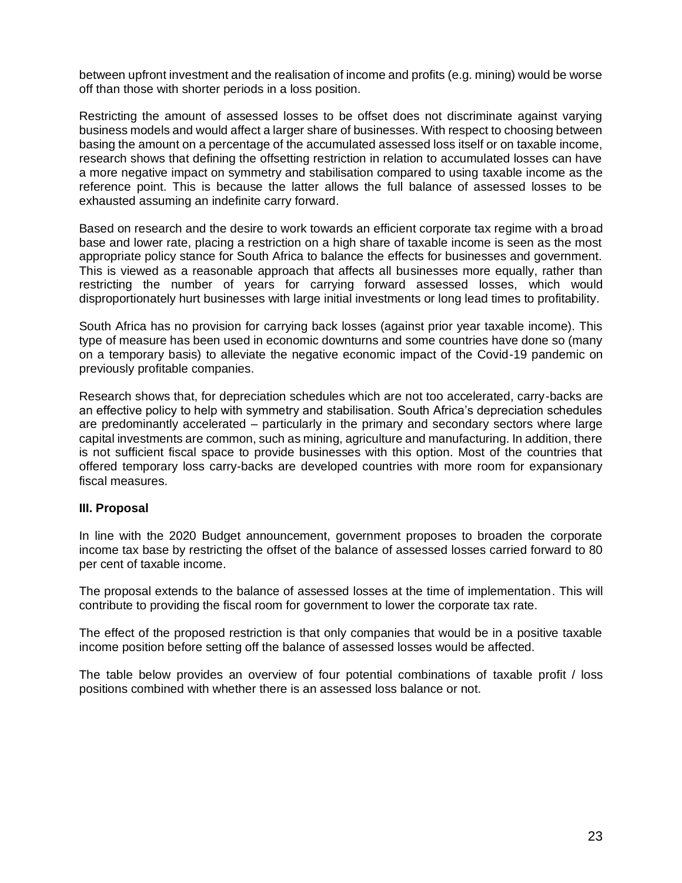between upfront investment and the realisation of income and profits (e.g. mining) would be worse off than those with shorter periods in a loss position.

Restricting the amount of assessed losses to be offset does not discriminate against varying business models and would affect a larger share of businesses. With respect to choosing between basing the amount on a percentage of the accumulated assessed loss itself or on taxable income, research shows that defining the offsetting restriction in relation to accumulated losses can have a more negative impact on symmetry and stabilisation compared to using taxable income as the reference point. This is because the latter allows the full balance of assessed losses to be exhausted assuming an indefinite carry forward.

Based on research and the desire to work towards an efficient corporate tax regime with a broad base and lower rate, placing a restriction on a high share of taxable income is seen as the most appropriate policy stance for South Africa to balance the effects for businesses and government. This is viewed as a reasonable approach that affects all businesses more equally, rather than restricting the number of years for carrying forward assessed losses, which would disproportionately hurt businesses with large initial investments or long lead times to profitability.

South Africa has no provision for carrying back losses (against prior year taxable income). This type of measure has been used in economic downturns and some countries have done so (many on a temporary basis) to alleviate the negative economic impact of the Covid-19 pandemic on previously profitable companies.

Research shows that, for depreciation schedules which are not too accelerated, carry-backs are an effective policy to help with symmetry and stabilisation. South Africa's depreciation schedules are predominantly accelerated – particularly in the primary and secondary sectors where large capital investments are common, such as mining, agriculture and manufacturing. In addition, there is not sufficient fiscal space to provide businesses with this option. Most of the countries that offered temporary loss carry-backs are developed countries with more room for expansionary fiscal measures.

**III. Proposal**

In line with the 2020 Budget announcement, government proposes to broaden the corporate income tax base by restricting the offset of the balance of assessed losses carried forward to 80 per cent of taxable income.

The proposal extends to the balance of assessed losses at the time of implementation. This will contribute to providing the fiscal room for government to lower the corporate tax rate.

The effect of the proposed restriction is that only companies that would be in a positive taxable income position before setting off the balance of assessed losses would be affected.

The table below provides an overview of four potential combinations of taxable profit / loss positions combined with whether there is an assessed loss balance or not.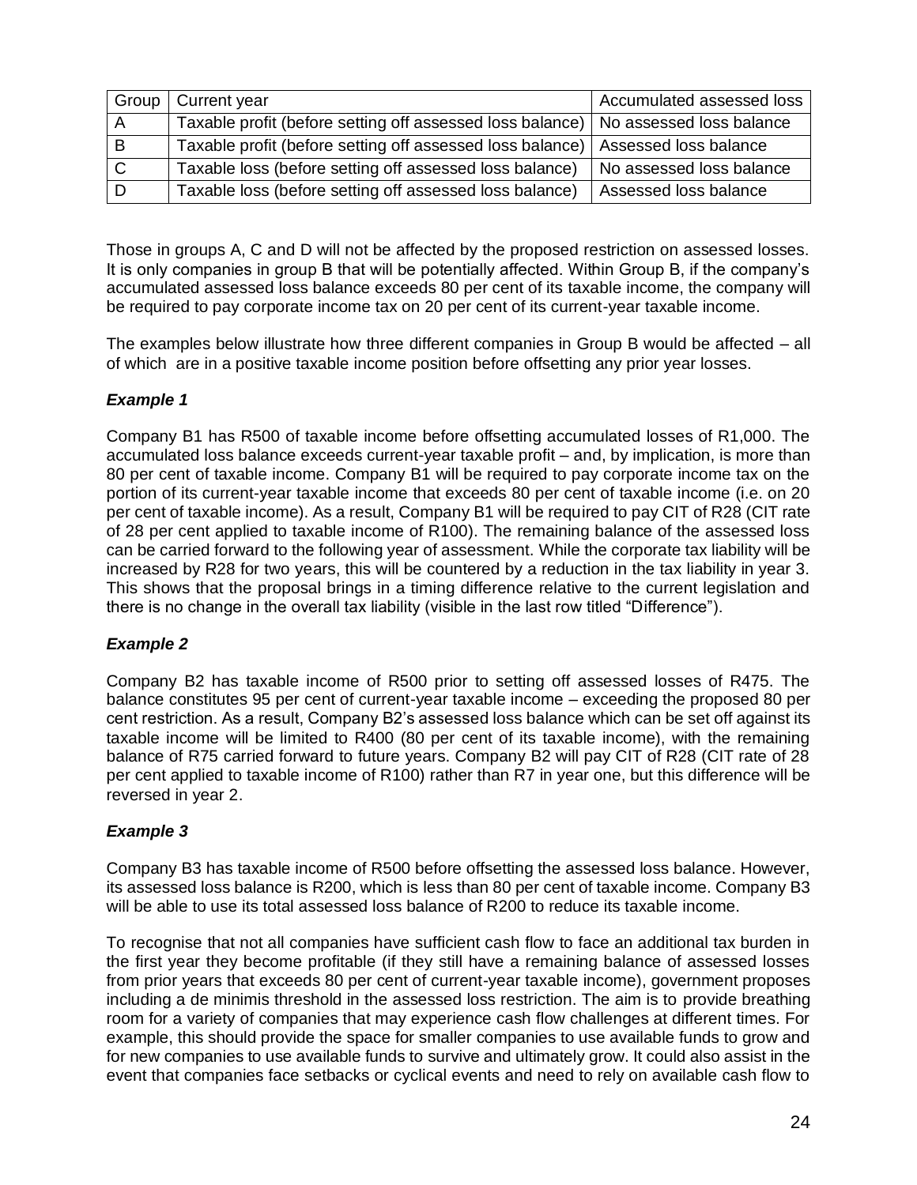| Group | Current year | Accumulated assessed loss |
|---|---|---|
| A | Taxable profit (before setting off assessed loss balance) | No assessed loss balance |
| B | Taxable profit (before setting off assessed loss balance) | Assessed loss balance |
| C | Taxable loss (before setting off assessed loss balance) | No assessed loss balance |
| D | Taxable loss (before setting off assessed loss balance) | Assessed loss balance |

Those in groups A, C and D will not be affected by the proposed restriction on assessed losses. It is only companies in group B that will be potentially affected. Within Group B, if the company's accumulated assessed loss balance exceeds 80 per cent of its taxable income, the company will be required to pay corporate income tax on 20 per cent of its current-year taxable income.

The examples below illustrate how three different companies in Group B would be affected – all of which are in a positive taxable income position before offsetting any prior year losses.

### *Example 1*

Company B1 has R500 of taxable income before offsetting accumulated losses of R1,000. The accumulated loss balance exceeds current-year taxable profit – and, by implication, is more than 80 per cent of taxable income. Company B1 will be required to pay corporate income tax on the portion of its current-year taxable income that exceeds 80 per cent of taxable income (i.e. on 20 per cent of taxable income). As a result, Company B1 will be required to pay CIT of R28 (CIT rate of 28 per cent applied to taxable income of R100). The remaining balance of the assessed loss can be carried forward to the following year of assessment. While the corporate tax liability will be increased by R28 for two years, this will be countered by a reduction in the tax liability in year 3. This shows that the proposal brings in a timing difference relative to the current legislation and there is no change in the overall tax liability (visible in the last row titled "Difference").

### *Example 2*

Company B2 has taxable income of R500 prior to setting off assessed losses of R475. The balance constitutes 95 per cent of current-year taxable income – exceeding the proposed 80 per cent restriction. As a result, Company B2's assessed loss balance which can be set off against its taxable income will be limited to R400 (80 per cent of its taxable income), with the remaining balance of R75 carried forward to future years. Company B2 will pay CIT of R28 (CIT rate of 28 per cent applied to taxable income of R100) rather than R7 in year one, but this difference will be reversed in year 2.

### *Example 3*

Company B3 has taxable income of R500 before offsetting the assessed loss balance. However, its assessed loss balance is R200, which is less than 80 per cent of taxable income. Company B3 will be able to use its total assessed loss balance of R200 to reduce its taxable income.

To recognise that not all companies have sufficient cash flow to face an additional tax burden in the first year they become profitable (if they still have a remaining balance of assessed losses from prior years that exceeds 80 per cent of current-year taxable income), government proposes including a de minimis threshold in the assessed loss restriction. The aim is to provide breathing room for a variety of companies that may experience cash flow challenges at different times. For example, this should provide the space for smaller companies to use available funds to grow and for new companies to use available funds to survive and ultimately grow. It could also assist in the event that companies face setbacks or cyclical events and need to rely on available cash flow to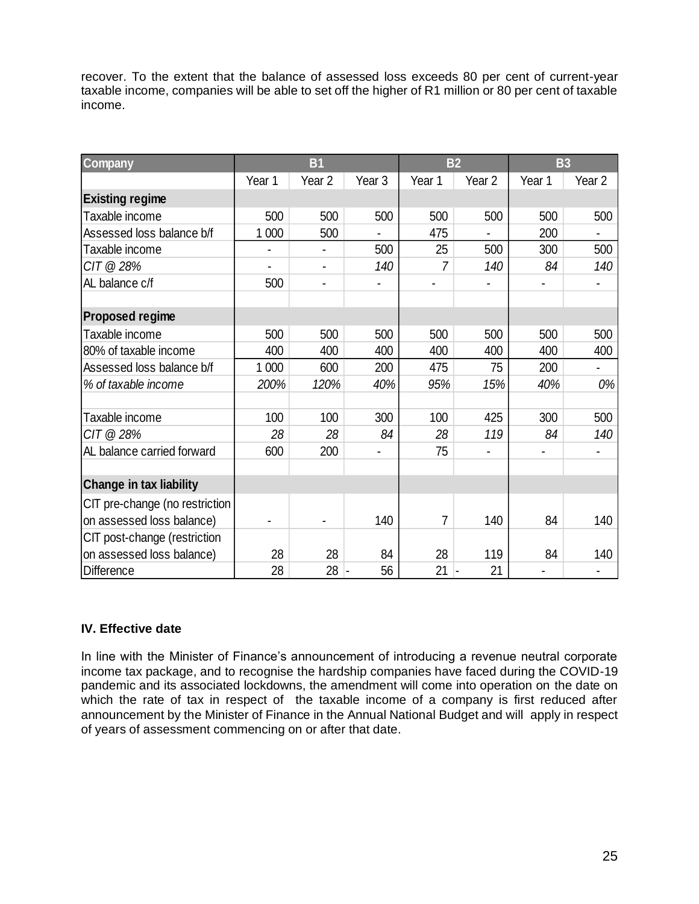recover. To the extent that the balance of assessed loss exceeds 80 per cent of current-year taxable income, companies will be able to set off the higher of R1 million or 80 per cent of taxable income.

| Company | B1 | | | B2 | | B3 | |
|---|---|---|---|---|---|---|---|
| | Year 1 | Year 2 | Year 3 | Year 1 | Year 2 | Year 1 | Year 2 |
| **Existing regime** | | | | | | | |
| Taxable income | 500 | 500 | 500 | 500 | 500 | 500 | 500 |
| Assessed loss balance b/f | 1 000 | 500 | - | 475 | - | 200 | - |
| Taxable income | - | - | 500 | 25 | 500 | 300 | 500 |
| *CIT @ 28%* | - | - | *140* | *7* | *140* | *84* | *140* |
| AL balance c/f | 500 | - | - | - | - | - | - |
| | | | | | | | |
| **Proposed regime** | | | | | | | |
| Taxable income | 500 | 500 | 500 | 500 | 500 | 500 | 500 |
| 80% of taxable income | 400 | 400 | 400 | 400 | 400 | 400 | 400 |
| Assessed loss balance b/f | 1 000 | 600 | 200 | 475 | 75 | 200 | - |
| *% of taxable income* | *200%* | *120%* | *40%* | *95%* | *15%* | *40%* | *0%* |
| | | | | | | | |
| Taxable income | 100 | 100 | 300 | 100 | 425 | 300 | 500 |
| *CIT @ 28%* | *28* | *28* | *84* | *28* | *119* | *84* | *140* |
| AL balance carried forward | 600 | 200 | - | 75 | - | - | - |
| | | | | | | | |
| **Change in tax liability** | | | | | | | |
| CIT pre-change (no restriction on assessed loss balance) | - | - | 140 | 7 | 140 | 84 | 140 |
| CIT post-change (restriction on assessed loss balance) | 28 | 28 | 84 | 28 | 119 | 84 | 140 |
| Difference | 28 | 28 | - 56 | 21 | - 21 | - | - |

### IV. Effective date

In line with the Minister of Finance's announcement of introducing a revenue neutral corporate income tax package, and to recognise the hardship companies have faced during the COVID-19 pandemic and its associated lockdowns, the amendment will come into operation on the date on which the rate of tax in respect of the taxable income of a company is first reduced after announcement by the Minister of Finance in the Annual National Budget and will apply in respect of years of assessment commencing on or after that date.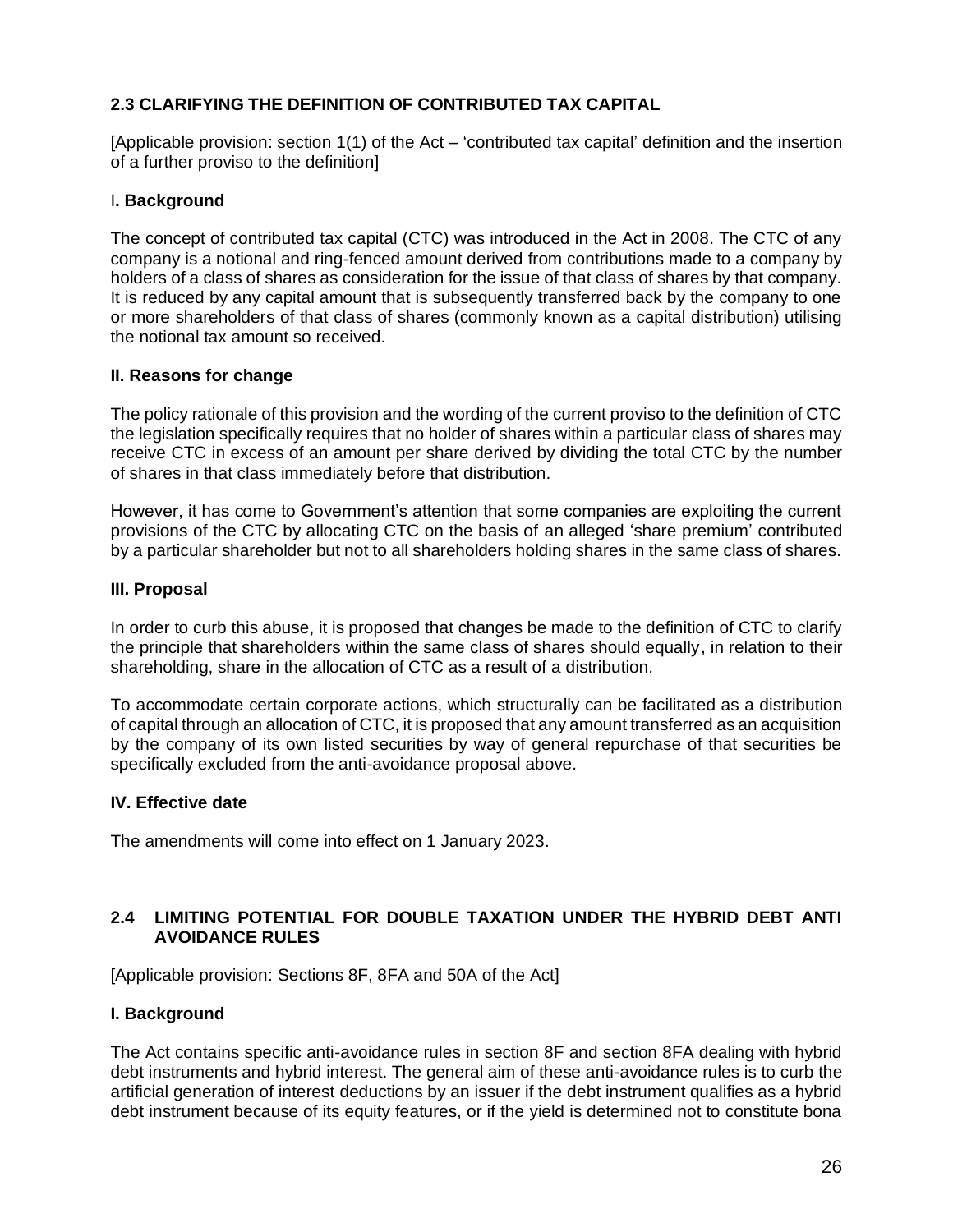## 2.3 CLARIFYING THE DEFINITION OF CONTRIBUTED TAX CAPITAL

[Applicable provision: section 1(1) of the Act – 'contributed tax capital' definition and the insertion of a further proviso to the definition]

### I. Background

The concept of contributed tax capital (CTC) was introduced in the Act in 2008. The CTC of any company is a notional and ring-fenced amount derived from contributions made to a company by holders of a class of shares as consideration for the issue of that class of shares by that company. It is reduced by any capital amount that is subsequently transferred back by the company to one or more shareholders of that class of shares (commonly known as a capital distribution) utilising the notional tax amount so received.

### II. Reasons for change

The policy rationale of this provision and the wording of the current proviso to the definition of CTC the legislation specifically requires that no holder of shares within a particular class of shares may receive CTC in excess of an amount per share derived by dividing the total CTC by the number of shares in that class immediately before that distribution.

However, it has come to Government's attention that some companies are exploiting the current provisions of the CTC by allocating CTC on the basis of an alleged 'share premium' contributed by a particular shareholder but not to all shareholders holding shares in the same class of shares.

### III. Proposal

In order to curb this abuse, it is proposed that changes be made to the definition of CTC to clarify the principle that shareholders within the same class of shares should equally, in relation to their shareholding, share in the allocation of CTC as a result of a distribution.

To accommodate certain corporate actions, which structurally can be facilitated as a distribution of capital through an allocation of CTC, it is proposed that any amount transferred as an acquisition by the company of its own listed securities by way of general repurchase of that securities be specifically excluded from the anti-avoidance proposal above.

### IV. Effective date

The amendments will come into effect on 1 January 2023.

## 2.4 LIMITING POTENTIAL FOR DOUBLE TAXATION UNDER THE HYBRID DEBT ANTI AVOIDANCE RULES

[Applicable provision: Sections 8F, 8FA and 50A of the Act]

### I. Background

The Act contains specific anti-avoidance rules in section 8F and section 8FA dealing with hybrid debt instruments and hybrid interest. The general aim of these anti-avoidance rules is to curb the artificial generation of interest deductions by an issuer if the debt instrument qualifies as a hybrid debt instrument because of its equity features, or if the yield is determined not to constitute bona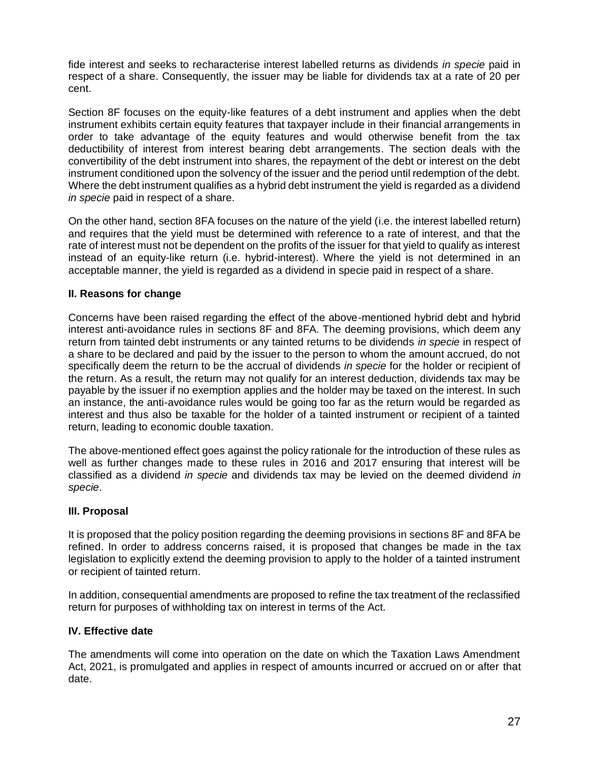fide interest and seeks to recharacterise interest labelled returns as dividends *in specie* paid in respect of a share. Consequently, the issuer may be liable for dividends tax at a rate of 20 per cent.

Section 8F focuses on the equity-like features of a debt instrument and applies when the debt instrument exhibits certain equity features that taxpayer include in their financial arrangements in order to take advantage of the equity features and would otherwise benefit from the tax deductibility of interest from interest bearing debt arrangements. The section deals with the convertibility of the debt instrument into shares, the repayment of the debt or interest on the debt instrument conditioned upon the solvency of the issuer and the period until redemption of the debt. Where the debt instrument qualifies as a hybrid debt instrument the yield is regarded as a dividend *in specie* paid in respect of a share.

On the other hand, section 8FA focuses on the nature of the yield (i.e. the interest labelled return) and requires that the yield must be determined with reference to a rate of interest, and that the rate of interest must not be dependent on the profits of the issuer for that yield to qualify as interest instead of an equity-like return (i.e. hybrid-interest). Where the yield is not determined in an acceptable manner, the yield is regarded as a dividend in specie paid in respect of a share.

**II. Reasons for change**

Concerns have been raised regarding the effect of the above-mentioned hybrid debt and hybrid interest anti-avoidance rules in sections 8F and 8FA. The deeming provisions, which deem any return from tainted debt instruments or any tainted returns to be dividends *in specie* in respect of a share to be declared and paid by the issuer to the person to whom the amount accrued, do not specifically deem the return to be the accrual of dividends *in specie* for the holder or recipient of the return. As a result, the return may not qualify for an interest deduction, dividends tax may be payable by the issuer if no exemption applies and the holder may be taxed on the interest. In such an instance, the anti-avoidance rules would be going too far as the return would be regarded as interest and thus also be taxable for the holder of a tainted instrument or recipient of a tainted return, leading to economic double taxation.

The above-mentioned effect goes against the policy rationale for the introduction of these rules as well as further changes made to these rules in 2016 and 2017 ensuring that interest will be classified as a dividend *in specie* and dividends tax may be levied on the deemed dividend *in specie*.

**III. Proposal**

It is proposed that the policy position regarding the deeming provisions in sections 8F and 8FA be refined. In order to address concerns raised, it is proposed that changes be made in the tax legislation to explicitly extend the deeming provision to apply to the holder of a tainted instrument or recipient of tainted return.

In addition, consequential amendments are proposed to refine the tax treatment of the reclassified return for purposes of withholding tax on interest in terms of the Act.

**IV. Effective date**

The amendments will come into operation on the date on which the Taxation Laws Amendment Act, 2021, is promulgated and applies in respect of amounts incurred or accrued on or after that date.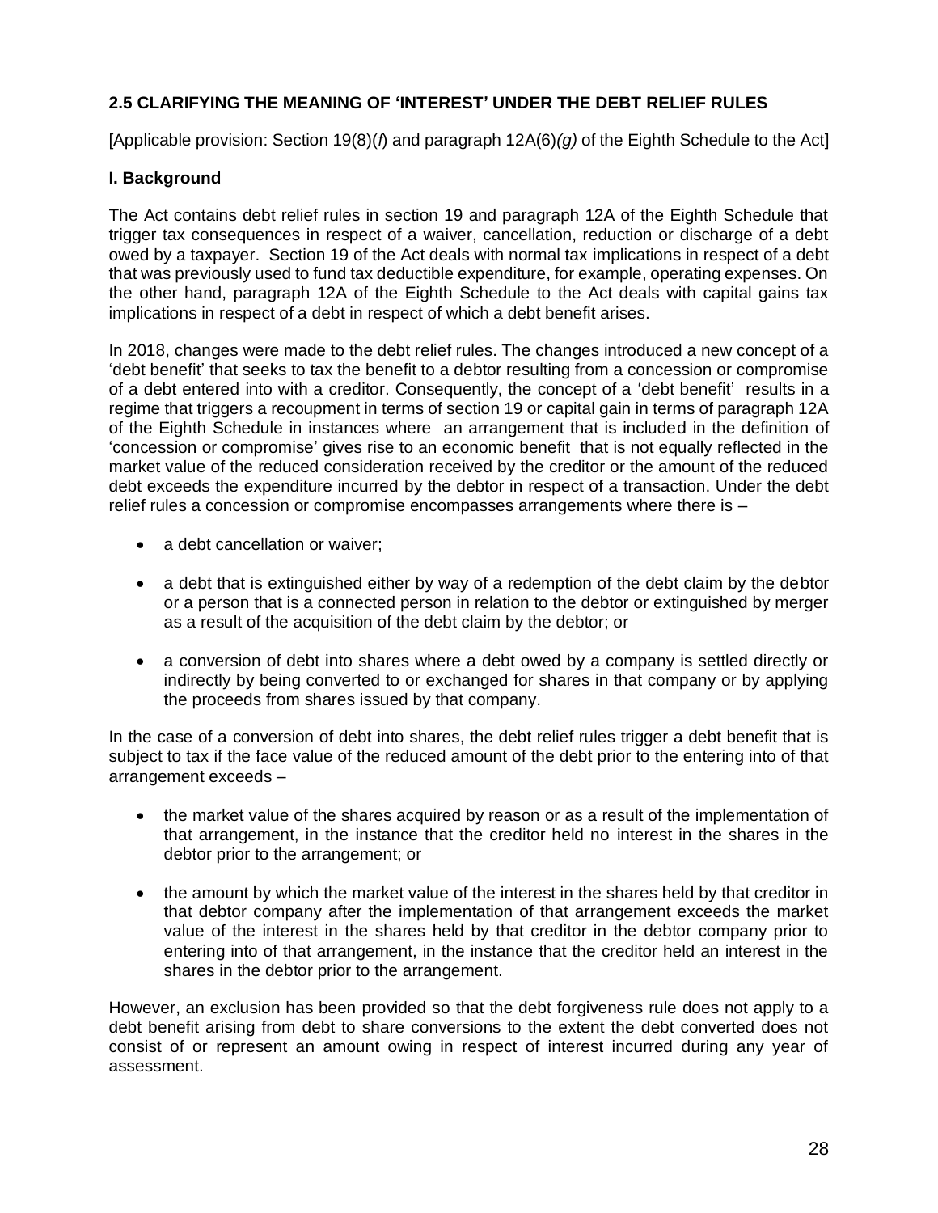## 2.5 CLARIFYING THE MEANING OF 'INTEREST' UNDER THE DEBT RELIEF RULES

[Applicable provision: Section 19(8)(*f*) and paragraph 12A(6)*(g)* of the Eighth Schedule to the Act]

### I. Background

The Act contains debt relief rules in section 19 and paragraph 12A of the Eighth Schedule that trigger tax consequences in respect of a waiver, cancellation, reduction or discharge of a debt owed by a taxpayer. Section 19 of the Act deals with normal tax implications in respect of a debt that was previously used to fund tax deductible expenditure, for example, operating expenses. On the other hand, paragraph 12A of the Eighth Schedule to the Act deals with capital gains tax implications in respect of a debt in respect of which a debt benefit arises.

In 2018, changes were made to the debt relief rules. The changes introduced a new concept of a 'debt benefit' that seeks to tax the benefit to a debtor resulting from a concession or compromise of a debt entered into with a creditor. Consequently, the concept of a 'debt benefit' results in a regime that triggers a recoupment in terms of section 19 or capital gain in terms of paragraph 12A of the Eighth Schedule in instances where an arrangement that is included in the definition of 'concession or compromise' gives rise to an economic benefit that is not equally reflected in the market value of the reduced consideration received by the creditor or the amount of the reduced debt exceeds the expenditure incurred by the debtor in respect of a transaction. Under the debt relief rules a concession or compromise encompasses arrangements where there is –

- a debt cancellation or waiver;
- a debt that is extinguished either by way of a redemption of the debt claim by the debtor or a person that is a connected person in relation to the debtor or extinguished by merger as a result of the acquisition of the debt claim by the debtor; or
- a conversion of debt into shares where a debt owed by a company is settled directly or indirectly by being converted to or exchanged for shares in that company or by applying the proceeds from shares issued by that company.

In the case of a conversion of debt into shares, the debt relief rules trigger a debt benefit that is subject to tax if the face value of the reduced amount of the debt prior to the entering into of that arrangement exceeds –

- the market value of the shares acquired by reason or as a result of the implementation of that arrangement, in the instance that the creditor held no interest in the shares in the debtor prior to the arrangement; or
- the amount by which the market value of the interest in the shares held by that creditor in that debtor company after the implementation of that arrangement exceeds the market value of the interest in the shares held by that creditor in the debtor company prior to entering into of that arrangement, in the instance that the creditor held an interest in the shares in the debtor prior to the arrangement.

However, an exclusion has been provided so that the debt forgiveness rule does not apply to a debt benefit arising from debt to share conversions to the extent the debt converted does not consist of or represent an amount owing in respect of interest incurred during any year of assessment.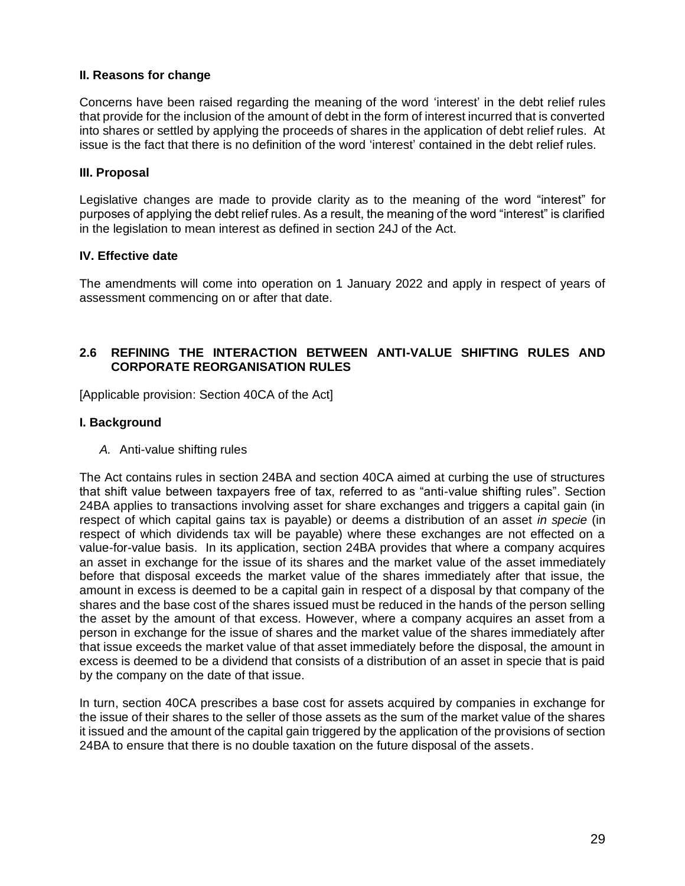### II. Reasons for change

Concerns have been raised regarding the meaning of the word 'interest' in the debt relief rules that provide for the inclusion of the amount of debt in the form of interest incurred that is converted into shares or settled by applying the proceeds of shares in the application of debt relief rules. At issue is the fact that there is no definition of the word 'interest' contained in the debt relief rules.

### III. Proposal

Legislative changes are made to provide clarity as to the meaning of the word "interest" for purposes of applying the debt relief rules. As a result, the meaning of the word "interest" is clarified in the legislation to mean interest as defined in section 24J of the Act.

### IV. Effective date

The amendments will come into operation on 1 January 2022 and apply in respect of years of assessment commencing on or after that date.

## 2.6 REFINING THE INTERACTION BETWEEN ANTI-VALUE SHIFTING RULES AND CORPORATE REORGANISATION RULES

[Applicable provision: Section 40CA of the Act]

### I. Background

*A.* Anti-value shifting rules

The Act contains rules in section 24BA and section 40CA aimed at curbing the use of structures that shift value between taxpayers free of tax, referred to as "anti-value shifting rules". Section 24BA applies to transactions involving asset for share exchanges and triggers a capital gain (in respect of which capital gains tax is payable) or deems a distribution of an asset *in specie* (in respect of which dividends tax will be payable) where these exchanges are not effected on a value-for-value basis. In its application, section 24BA provides that where a company acquires an asset in exchange for the issue of its shares and the market value of the asset immediately before that disposal exceeds the market value of the shares immediately after that issue, the amount in excess is deemed to be a capital gain in respect of a disposal by that company of the shares and the base cost of the shares issued must be reduced in the hands of the person selling the asset by the amount of that excess. However, where a company acquires an asset from a person in exchange for the issue of shares and the market value of the shares immediately after that issue exceeds the market value of that asset immediately before the disposal, the amount in excess is deemed to be a dividend that consists of a distribution of an asset in specie that is paid by the company on the date of that issue.

In turn, section 40CA prescribes a base cost for assets acquired by companies in exchange for the issue of their shares to the seller of those assets as the sum of the market value of the shares it issued and the amount of the capital gain triggered by the application of the provisions of section 24BA to ensure that there is no double taxation on the future disposal of the assets.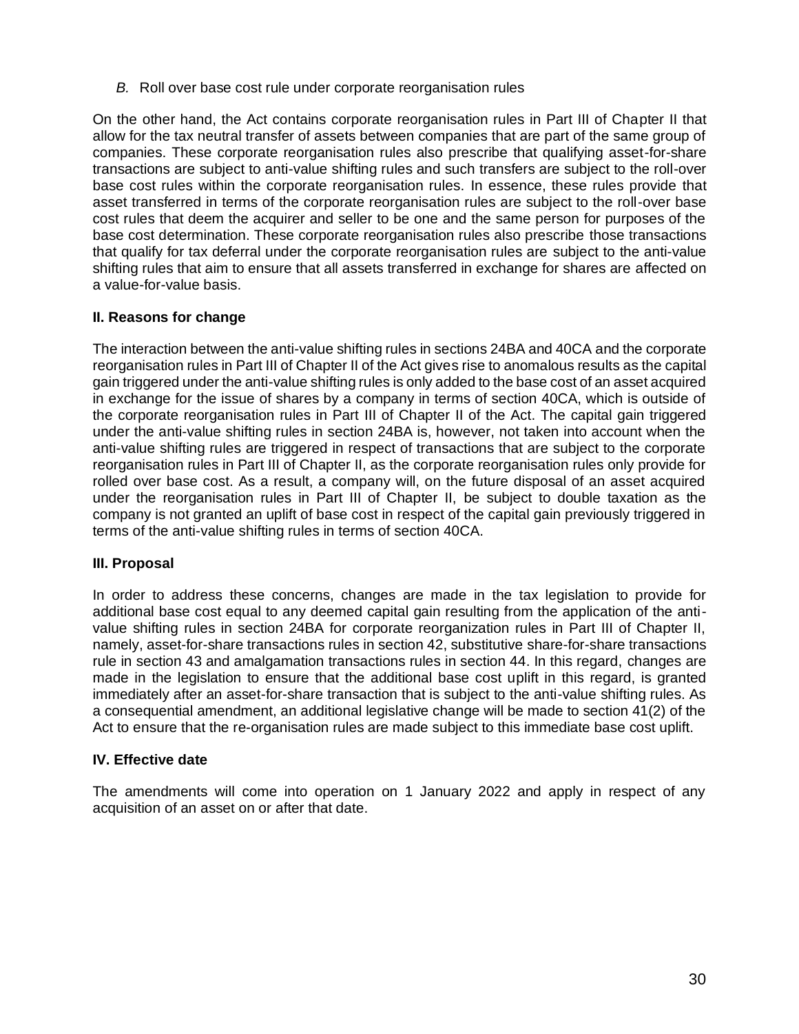*B.* Roll over base cost rule under corporate reorganisation rules

On the other hand, the Act contains corporate reorganisation rules in Part III of Chapter II that allow for the tax neutral transfer of assets between companies that are part of the same group of companies. These corporate reorganisation rules also prescribe that qualifying asset-for-share transactions are subject to anti-value shifting rules and such transfers are subject to the roll-over base cost rules within the corporate reorganisation rules. In essence, these rules provide that asset transferred in terms of the corporate reorganisation rules are subject to the roll-over base cost rules that deem the acquirer and seller to be one and the same person for purposes of the base cost determination. These corporate reorganisation rules also prescribe those transactions that qualify for tax deferral under the corporate reorganisation rules are subject to the anti-value shifting rules that aim to ensure that all assets transferred in exchange for shares are affected on a value-for-value basis.

**II. Reasons for change**

The interaction between the anti-value shifting rules in sections 24BA and 40CA and the corporate reorganisation rules in Part III of Chapter II of the Act gives rise to anomalous results as the capital gain triggered under the anti-value shifting rules is only added to the base cost of an asset acquired in exchange for the issue of shares by a company in terms of section 40CA, which is outside of the corporate reorganisation rules in Part III of Chapter II of the Act. The capital gain triggered under the anti-value shifting rules in section 24BA is, however, not taken into account when the anti-value shifting rules are triggered in respect of transactions that are subject to the corporate reorganisation rules in Part III of Chapter II, as the corporate reorganisation rules only provide for rolled over base cost. As a result, a company will, on the future disposal of an asset acquired under the reorganisation rules in Part III of Chapter II, be subject to double taxation as the company is not granted an uplift of base cost in respect of the capital gain previously triggered in terms of the anti-value shifting rules in terms of section 40CA.

**III. Proposal**

In order to address these concerns, changes are made in the tax legislation to provide for additional base cost equal to any deemed capital gain resulting from the application of the anti-value shifting rules in section 24BA for corporate reorganization rules in Part III of Chapter II, namely, asset-for-share transactions rules in section 42, substitutive share-for-share transactions rule in section 43 and amalgamation transactions rules in section 44. In this regard, changes are made in the legislation to ensure that the additional base cost uplift in this regard, is granted immediately after an asset-for-share transaction that is subject to the anti-value shifting rules. As a consequential amendment, an additional legislative change will be made to section 41(2) of the Act to ensure that the re-organisation rules are made subject to this immediate base cost uplift.

**IV. Effective date**

The amendments will come into operation on 1 January 2022 and apply in respect of any acquisition of an asset on or after that date.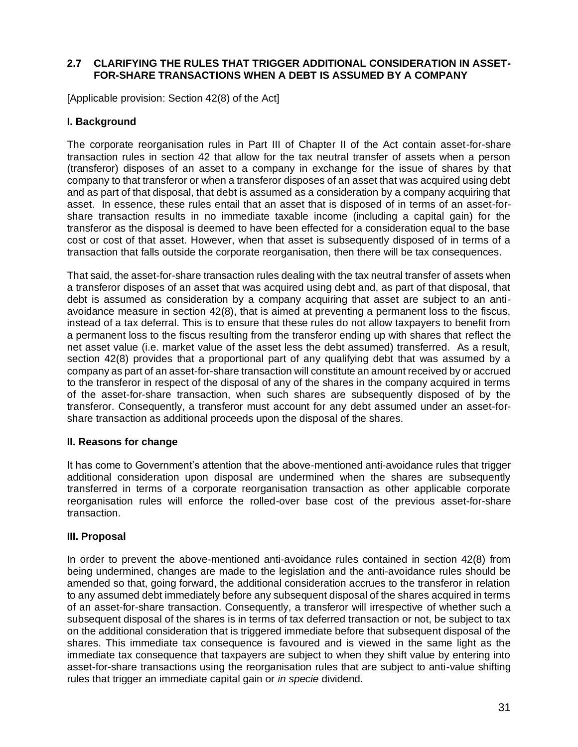## 2.7 CLARIFYING THE RULES THAT TRIGGER ADDITIONAL CONSIDERATION IN ASSET-FOR-SHARE TRANSACTIONS WHEN A DEBT IS ASSUMED BY A COMPANY

[Applicable provision: Section 42(8) of the Act]

### I. Background

The corporate reorganisation rules in Part III of Chapter II of the Act contain asset-for-share transaction rules in section 42 that allow for the tax neutral transfer of assets when a person (transferor) disposes of an asset to a company in exchange for the issue of shares by that company to that transferor or when a transferor disposes of an asset that was acquired using debt and as part of that disposal, that debt is assumed as a consideration by a company acquiring that asset. In essence, these rules entail that an asset that is disposed of in terms of an asset-for-share transaction results in no immediate taxable income (including a capital gain) for the transferor as the disposal is deemed to have been effected for a consideration equal to the base cost or cost of that asset. However, when that asset is subsequently disposed of in terms of a transaction that falls outside the corporate reorganisation, then there will be tax consequences.

That said, the asset-for-share transaction rules dealing with the tax neutral transfer of assets when a transferor disposes of an asset that was acquired using debt and, as part of that disposal, that debt is assumed as consideration by a company acquiring that asset are subject to an anti-avoidance measure in section 42(8), that is aimed at preventing a permanent loss to the fiscus, instead of a tax deferral. This is to ensure that these rules do not allow taxpayers to benefit from a permanent loss to the fiscus resulting from the transferor ending up with shares that reflect the net asset value (i.e. market value of the asset less the debt assumed) transferred. As a result, section 42(8) provides that a proportional part of any qualifying debt that was assumed by a company as part of an asset-for-share transaction will constitute an amount received by or accrued to the transferor in respect of the disposal of any of the shares in the company acquired in terms of the asset-for-share transaction, when such shares are subsequently disposed of by the transferor. Consequently, a transferor must account for any debt assumed under an asset-for-share transaction as additional proceeds upon the disposal of the shares.

### II. Reasons for change

It has come to Government's attention that the above-mentioned anti-avoidance rules that trigger additional consideration upon disposal are undermined when the shares are subsequently transferred in terms of a corporate reorganisation transaction as other applicable corporate reorganisation rules will enforce the rolled-over base cost of the previous asset-for-share transaction.

### III. Proposal

In order to prevent the above-mentioned anti-avoidance rules contained in section 42(8) from being undermined, changes are made to the legislation and the anti-avoidance rules should be amended so that, going forward, the additional consideration accrues to the transferor in relation to any assumed debt immediately before any subsequent disposal of the shares acquired in terms of an asset-for-share transaction. Consequently, a transferor will irrespective of whether such a subsequent disposal of the shares is in terms of tax deferred transaction or not, be subject to tax on the additional consideration that is triggered immediate before that subsequent disposal of the shares. This immediate tax consequence is favoured and is viewed in the same light as the immediate tax consequence that taxpayers are subject to when they shift value by entering into asset-for-share transactions using the reorganisation rules that are subject to anti-value shifting rules that trigger an immediate capital gain or *in specie* dividend.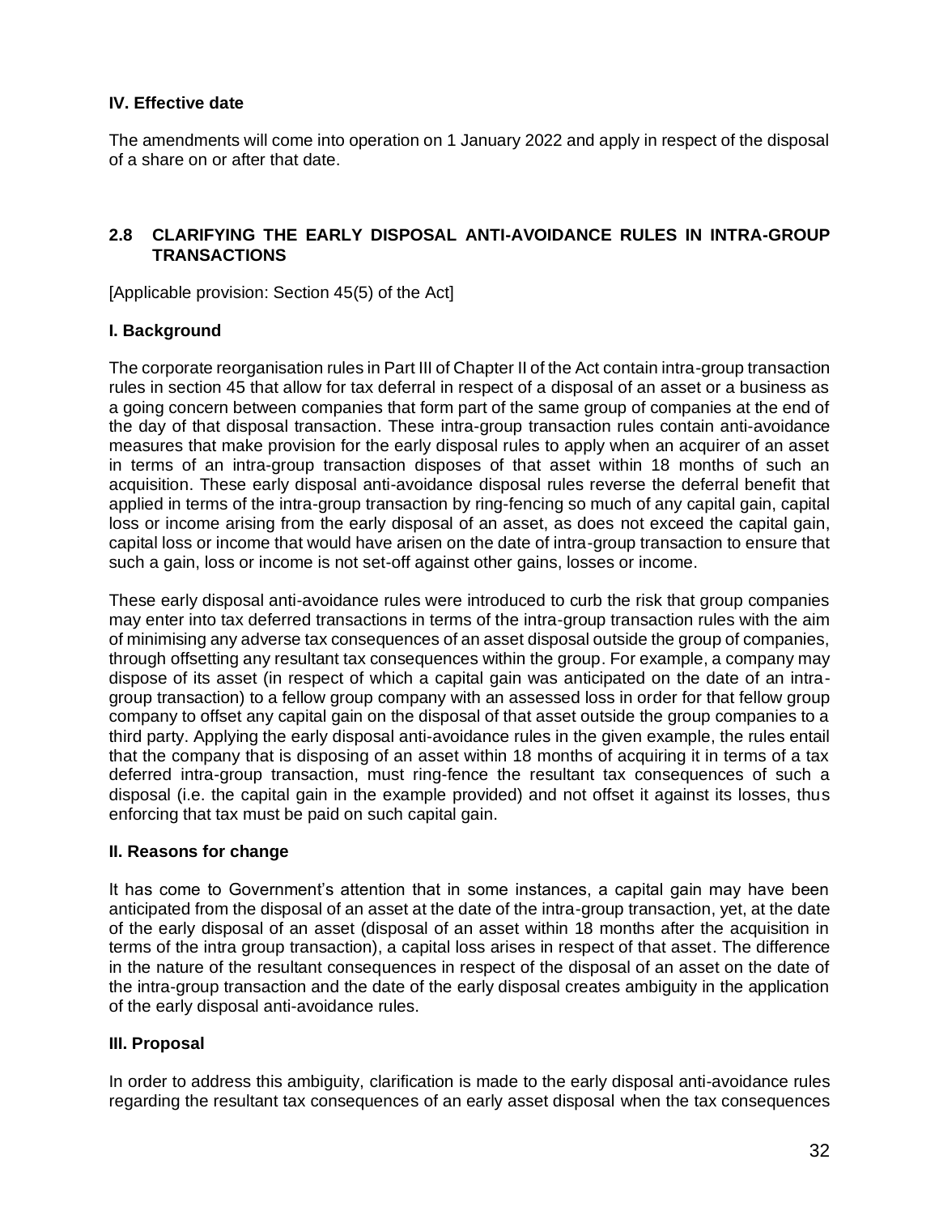### IV. Effective date

The amendments will come into operation on 1 January 2022 and apply in respect of the disposal of a share on or after that date.

## 2.8 CLARIFYING THE EARLY DISPOSAL ANTI-AVOIDANCE RULES IN INTRA-GROUP TRANSACTIONS

[Applicable provision: Section 45(5) of the Act]

### I. Background

The corporate reorganisation rules in Part III of Chapter II of the Act contain intra-group transaction rules in section 45 that allow for tax deferral in respect of a disposal of an asset or a business as a going concern between companies that form part of the same group of companies at the end of the day of that disposal transaction. These intra-group transaction rules contain anti-avoidance measures that make provision for the early disposal rules to apply when an acquirer of an asset in terms of an intra-group transaction disposes of that asset within 18 months of such an acquisition. These early disposal anti-avoidance disposal rules reverse the deferral benefit that applied in terms of the intra-group transaction by ring-fencing so much of any capital gain, capital loss or income arising from the early disposal of an asset, as does not exceed the capital gain, capital loss or income that would have arisen on the date of intra-group transaction to ensure that such a gain, loss or income is not set-off against other gains, losses or income.

These early disposal anti-avoidance rules were introduced to curb the risk that group companies may enter into tax deferred transactions in terms of the intra-group transaction rules with the aim of minimising any adverse tax consequences of an asset disposal outside the group of companies, through offsetting any resultant tax consequences within the group. For example, a company may dispose of its asset (in respect of which a capital gain was anticipated on the date of an intra-group transaction) to a fellow group company with an assessed loss in order for that fellow group company to offset any capital gain on the disposal of that asset outside the group companies to a third party. Applying the early disposal anti-avoidance rules in the given example, the rules entail that the company that is disposing of an asset within 18 months of acquiring it in terms of a tax deferred intra-group transaction, must ring-fence the resultant tax consequences of such a disposal (i.e. the capital gain in the example provided) and not offset it against its losses, thus enforcing that tax must be paid on such capital gain.

### II. Reasons for change

It has come to Government's attention that in some instances, a capital gain may have been anticipated from the disposal of an asset at the date of the intra-group transaction, yet, at the date of the early disposal of an asset (disposal of an asset within 18 months after the acquisition in terms of the intra group transaction), a capital loss arises in respect of that asset. The difference in the nature of the resultant consequences in respect of the disposal of an asset on the date of the intra-group transaction and the date of the early disposal creates ambiguity in the application of the early disposal anti-avoidance rules.

### III. Proposal

In order to address this ambiguity, clarification is made to the early disposal anti-avoidance rules regarding the resultant tax consequences of an early asset disposal when the tax consequences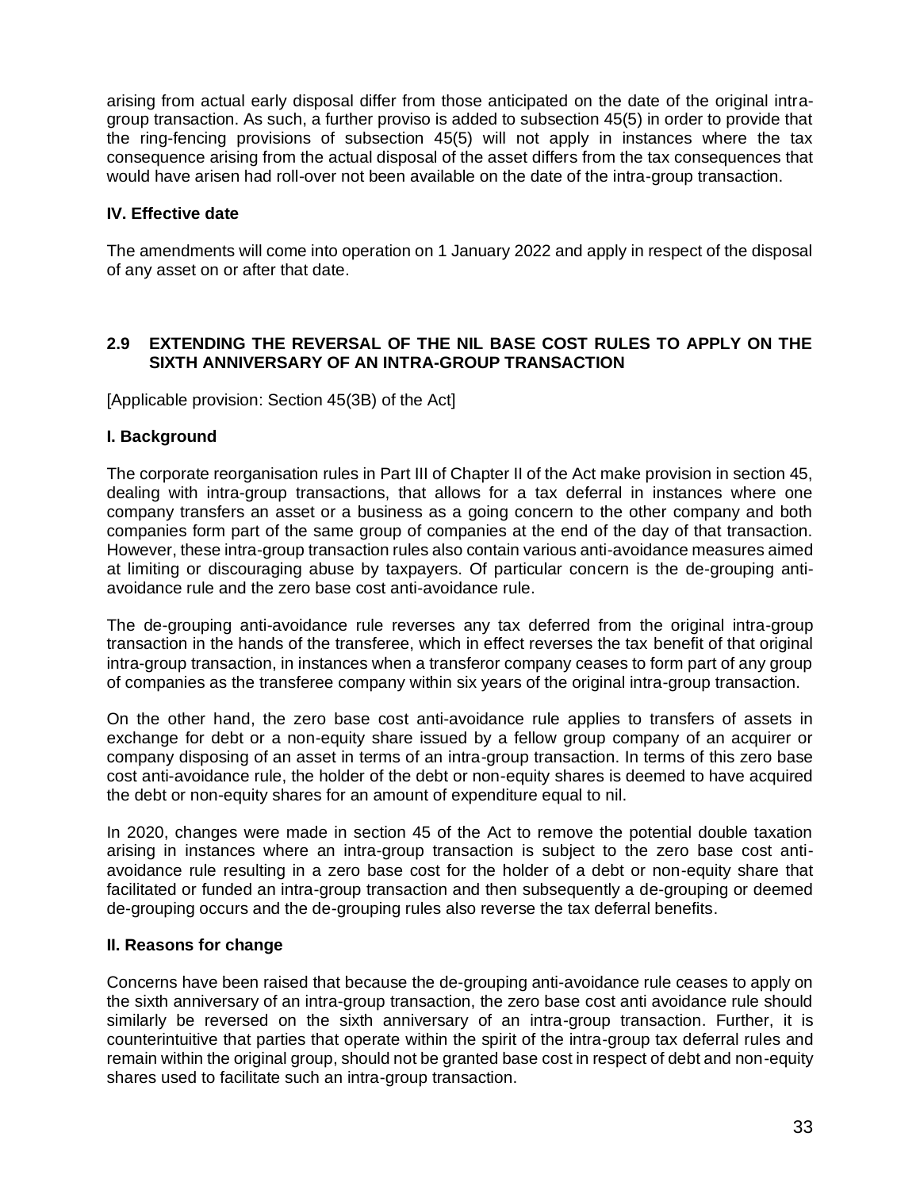arising from actual early disposal differ from those anticipated on the date of the original intra-group transaction. As such, a further proviso is added to subsection 45(5) in order to provide that the ring-fencing provisions of subsection 45(5) will not apply in instances where the tax consequence arising from the actual disposal of the asset differs from the tax consequences that would have arisen had roll-over not been available on the date of the intra-group transaction.

**IV. Effective date**

The amendments will come into operation on 1 January 2022 and apply in respect of the disposal of any asset on or after that date.

## 2.9 EXTENDING THE REVERSAL OF THE NIL BASE COST RULES TO APPLY ON THE SIXTH ANNIVERSARY OF AN INTRA-GROUP TRANSACTION

[Applicable provision: Section 45(3B) of the Act]

**I. Background**

The corporate reorganisation rules in Part III of Chapter II of the Act make provision in section 45, dealing with intra-group transactions, that allows for a tax deferral in instances where one company transfers an asset or a business as a going concern to the other company and both companies form part of the same group of companies at the end of the day of that transaction. However, these intra-group transaction rules also contain various anti-avoidance measures aimed at limiting or discouraging abuse by taxpayers. Of particular concern is the de-grouping anti-avoidance rule and the zero base cost anti-avoidance rule.

The de-grouping anti-avoidance rule reverses any tax deferred from the original intra-group transaction in the hands of the transferee, which in effect reverses the tax benefit of that original intra-group transaction, in instances when a transferor company ceases to form part of any group of companies as the transferee company within six years of the original intra-group transaction.

On the other hand, the zero base cost anti-avoidance rule applies to transfers of assets in exchange for debt or a non-equity share issued by a fellow group company of an acquirer or company disposing of an asset in terms of an intra-group transaction. In terms of this zero base cost anti-avoidance rule, the holder of the debt or non-equity shares is deemed to have acquired the debt or non-equity shares for an amount of expenditure equal to nil.

In 2020, changes were made in section 45 of the Act to remove the potential double taxation arising in instances where an intra-group transaction is subject to the zero base cost anti-avoidance rule resulting in a zero base cost for the holder of a debt or non-equity share that facilitated or funded an intra-group transaction and then subsequently a de-grouping or deemed de-grouping occurs and the de-grouping rules also reverse the tax deferral benefits.

**II. Reasons for change**

Concerns have been raised that because the de-grouping anti-avoidance rule ceases to apply on the sixth anniversary of an intra-group transaction, the zero base cost anti avoidance rule should similarly be reversed on the sixth anniversary of an intra-group transaction. Further, it is counterintuitive that parties that operate within the spirit of the intra-group tax deferral rules and remain within the original group, should not be granted base cost in respect of debt and non-equity shares used to facilitate such an intra-group transaction.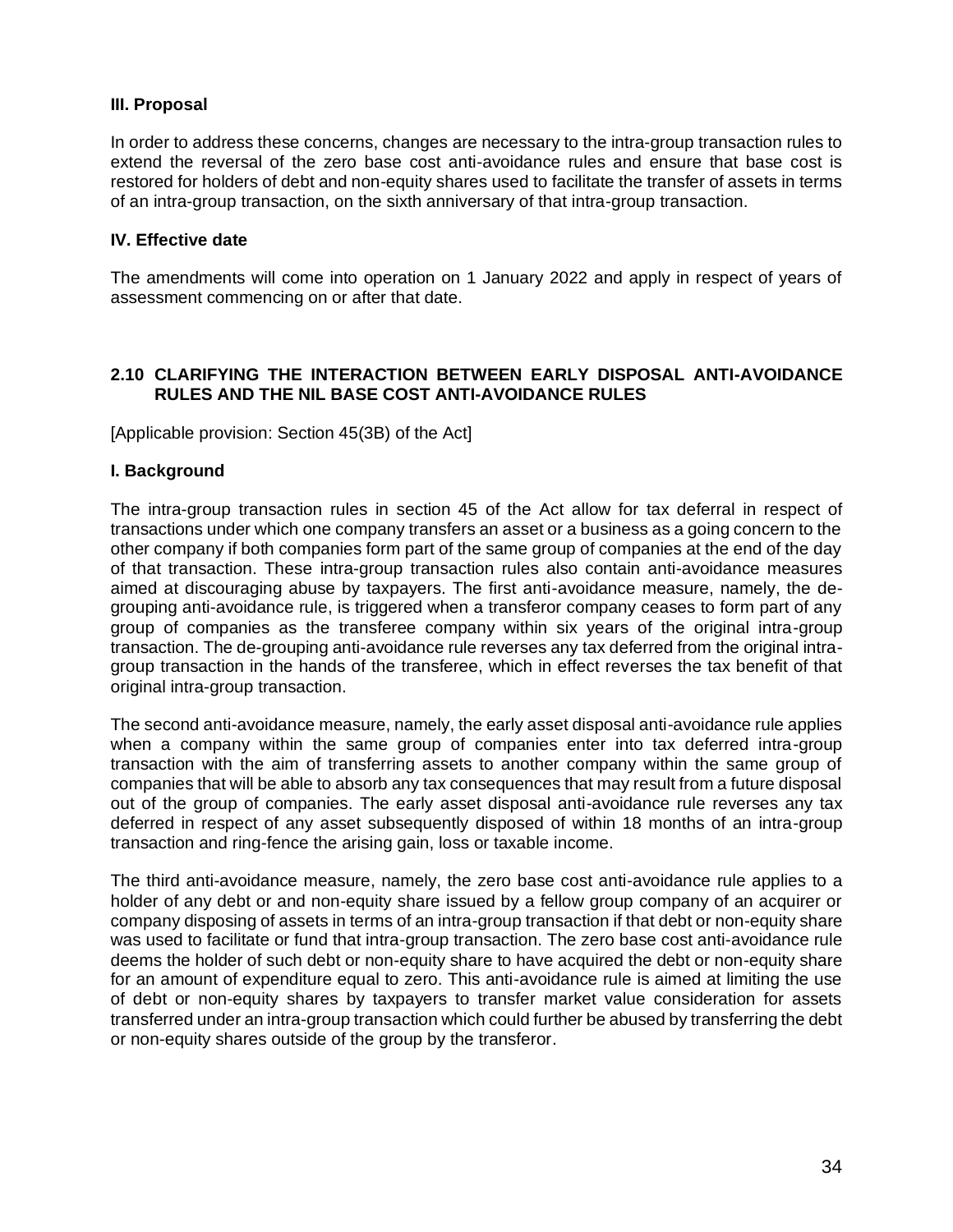### III. Proposal

In order to address these concerns, changes are necessary to the intra-group transaction rules to extend the reversal of the zero base cost anti-avoidance rules and ensure that base cost is restored for holders of debt and non-equity shares used to facilitate the transfer of assets in terms of an intra-group transaction, on the sixth anniversary of that intra-group transaction.

### IV. Effective date

The amendments will come into operation on 1 January 2022 and apply in respect of years of assessment commencing on or after that date.

## 2.10 CLARIFYING THE INTERACTION BETWEEN EARLY DISPOSAL ANTI-AVOIDANCE RULES AND THE NIL BASE COST ANTI-AVOIDANCE RULES

[Applicable provision: Section 45(3B) of the Act]

### I. Background

The intra-group transaction rules in section 45 of the Act allow for tax deferral in respect of transactions under which one company transfers an asset or a business as a going concern to the other company if both companies form part of the same group of companies at the end of the day of that transaction. These intra-group transaction rules also contain anti-avoidance measures aimed at discouraging abuse by taxpayers. The first anti-avoidance measure, namely, the de-grouping anti-avoidance rule, is triggered when a transferor company ceases to form part of any group of companies as the transferee company within six years of the original intra-group transaction. The de-grouping anti-avoidance rule reverses any tax deferred from the original intra-group transaction in the hands of the transferee, which in effect reverses the tax benefit of that original intra-group transaction.

The second anti-avoidance measure, namely, the early asset disposal anti-avoidance rule applies when a company within the same group of companies enter into tax deferred intra-group transaction with the aim of transferring assets to another company within the same group of companies that will be able to absorb any tax consequences that may result from a future disposal out of the group of companies. The early asset disposal anti-avoidance rule reverses any tax deferred in respect of any asset subsequently disposed of within 18 months of an intra-group transaction and ring-fence the arising gain, loss or taxable income.

The third anti-avoidance measure, namely, the zero base cost anti-avoidance rule applies to a holder of any debt or and non-equity share issued by a fellow group company of an acquirer or company disposing of assets in terms of an intra-group transaction if that debt or non-equity share was used to facilitate or fund that intra-group transaction. The zero base cost anti-avoidance rule deems the holder of such debt or non-equity share to have acquired the debt or non-equity share for an amount of expenditure equal to zero. This anti-avoidance rule is aimed at limiting the use of debt or non-equity shares by taxpayers to transfer market value consideration for assets transferred under an intra-group transaction which could further be abused by transferring the debt or non-equity shares outside of the group by the transferor.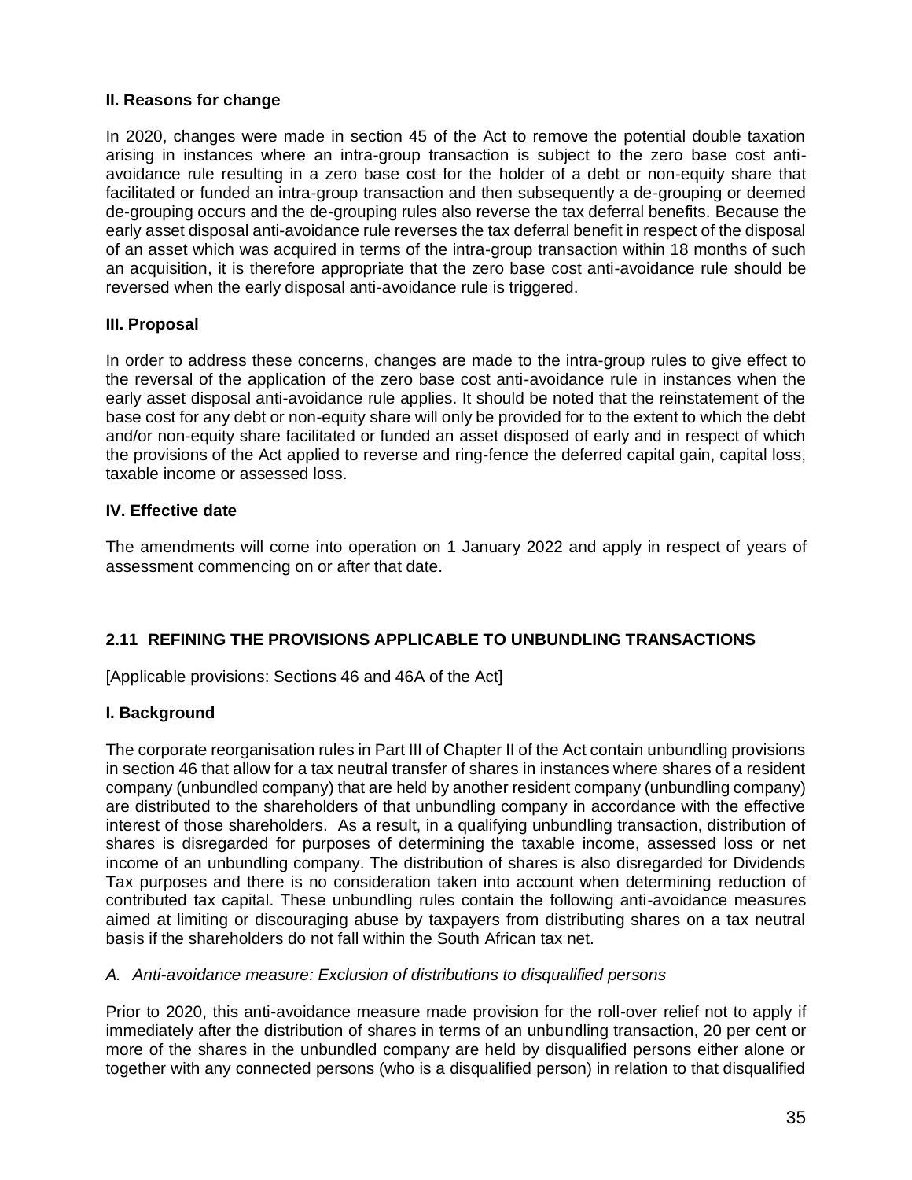### II. Reasons for change

In 2020, changes were made in section 45 of the Act to remove the potential double taxation arising in instances where an intra-group transaction is subject to the zero base cost anti-avoidance rule resulting in a zero base cost for the holder of a debt or non-equity share that facilitated or funded an intra-group transaction and then subsequently a de-grouping or deemed de-grouping occurs and the de-grouping rules also reverse the tax deferral benefits. Because the early asset disposal anti-avoidance rule reverses the tax deferral benefit in respect of the disposal of an asset which was acquired in terms of the intra-group transaction within 18 months of such an acquisition, it is therefore appropriate that the zero base cost anti-avoidance rule should be reversed when the early disposal anti-avoidance rule is triggered.

### III. Proposal

In order to address these concerns, changes are made to the intra-group rules to give effect to the reversal of the application of the zero base cost anti-avoidance rule in instances when the early asset disposal anti-avoidance rule applies. It should be noted that the reinstatement of the base cost for any debt or non-equity share will only be provided for to the extent to which the debt and/or non-equity share facilitated or funded an asset disposed of early and in respect of which the provisions of the Act applied to reverse and ring-fence the deferred capital gain, capital loss, taxable income or assessed loss.

### IV. Effective date

The amendments will come into operation on 1 January 2022 and apply in respect of years of assessment commencing on or after that date.

## 2.11 REFINING THE PROVISIONS APPLICABLE TO UNBUNDLING TRANSACTIONS

[Applicable provisions: Sections 46 and 46A of the Act]

### I. Background

The corporate reorganisation rules in Part III of Chapter II of the Act contain unbundling provisions in section 46 that allow for a tax neutral transfer of shares in instances where shares of a resident company (unbundled company) that are held by another resident company (unbundling company) are distributed to the shareholders of that unbundling company in accordance with the effective interest of those shareholders. As a result, in a qualifying unbundling transaction, distribution of shares is disregarded for purposes of determining the taxable income, assessed loss or net income of an unbundling company. The distribution of shares is also disregarded for Dividends Tax purposes and there is no consideration taken into account when determining reduction of contributed tax capital. These unbundling rules contain the following anti-avoidance measures aimed at limiting or discouraging abuse by taxpayers from distributing shares on a tax neutral basis if the shareholders do not fall within the South African tax net.

*A. Anti-avoidance measure: Exclusion of distributions to disqualified persons*

Prior to 2020, this anti-avoidance measure made provision for the roll-over relief not to apply if immediately after the distribution of shares in terms of an unbundling transaction, 20 per cent or more of the shares in the unbundled company are held by disqualified persons either alone or together with any connected persons (who is a disqualified person) in relation to that disqualified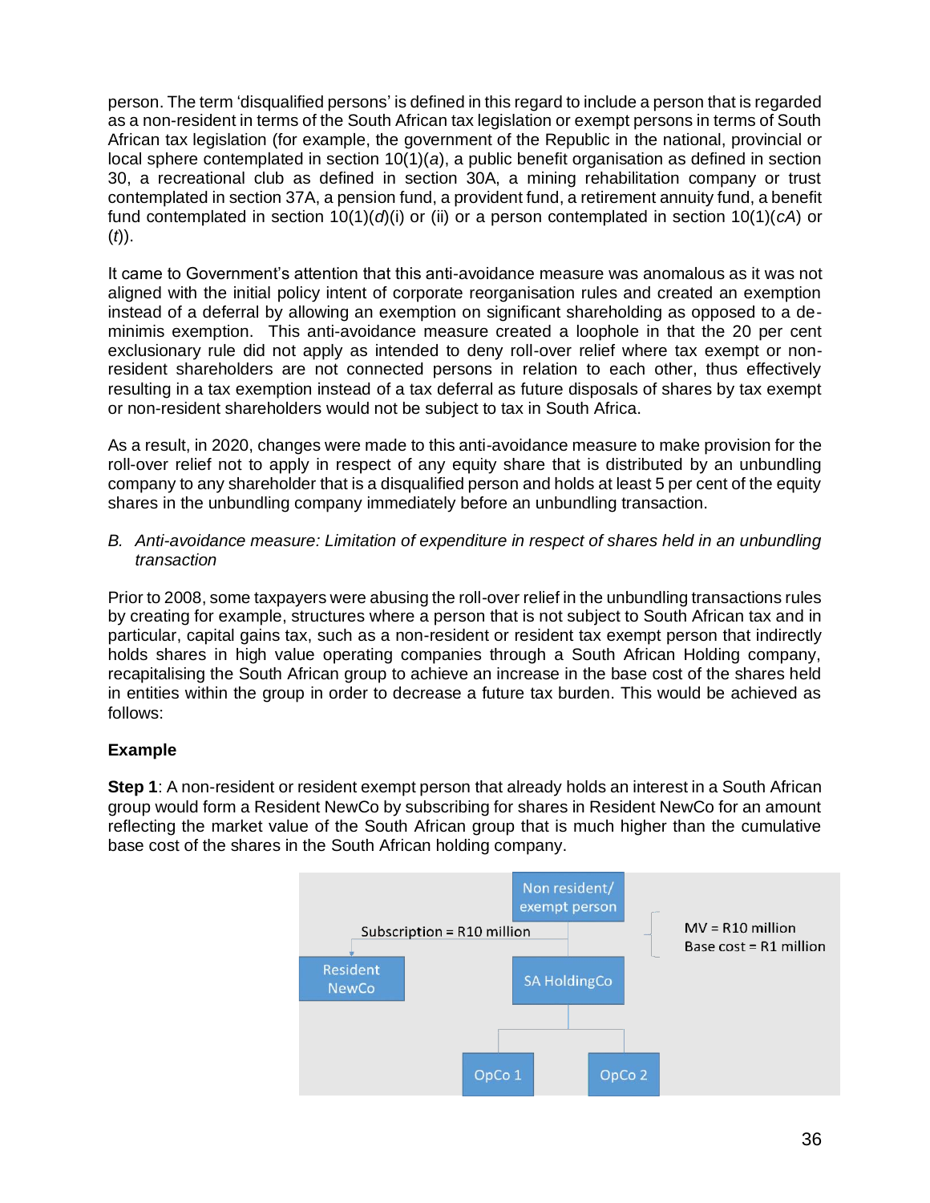person. The term 'disqualified persons' is defined in this regard to include a person that is regarded as a non-resident in terms of the South African tax legislation or exempt persons in terms of South African tax legislation (for example, the government of the Republic in the national, provincial or local sphere contemplated in section 10(1)(*a*), a public benefit organisation as defined in section 30, a recreational club as defined in section 30A, a mining rehabilitation company or trust contemplated in section 37A, a pension fund, a provident fund, a retirement annuity fund, a benefit fund contemplated in section 10(1)(*d*)(i) or (ii) or a person contemplated in section 10(1)(*cA*) or (*t*)).

It came to Government's attention that this anti-avoidance measure was anomalous as it was not aligned with the initial policy intent of corporate reorganisation rules and created an exemption instead of a deferral by allowing an exemption on significant shareholding as opposed to a de-minimis exemption. This anti-avoidance measure created a loophole in that the 20 per cent exclusionary rule did not apply as intended to deny roll-over relief where tax exempt or non-resident shareholders are not connected persons in relation to each other, thus effectively resulting in a tax exemption instead of a tax deferral as future disposals of shares by tax exempt or non-resident shareholders would not be subject to tax in South Africa.

As a result, in 2020, changes were made to this anti-avoidance measure to make provision for the roll-over relief not to apply in respect of any equity share that is distributed by an unbundling company to any shareholder that is a disqualified person and holds at least 5 per cent of the equity shares in the unbundling company immediately before an unbundling transaction.

*B. Anti-avoidance measure: Limitation of expenditure in respect of shares held in an unbundling transaction*

Prior to 2008, some taxpayers were abusing the roll-over relief in the unbundling transactions rules by creating for example, structures where a person that is not subject to South African tax and in particular, capital gains tax, such as a non-resident or resident tax exempt person that indirectly holds shares in high value operating companies through a South African Holding company, recapitalising the South African group to achieve an increase in the base cost of the shares held in entities within the group in order to decrease a future tax burden. This would be achieved as follows:

**Example**

**Step 1**: A non-resident or resident exempt person that already holds an interest in a South African group would form a Resident NewCo by subscribing for shares in Resident NewCo for an amount reflecting the market value of the South African group that is much higher than the cumulative base cost of the shares in the South African holding company.

Non resident/ exempt person
Subscription = R10 million → Resident NewCo
SA HoldingCo (MV = R10 million; Base cost = R1 million)
OpCo 1, OpCo 2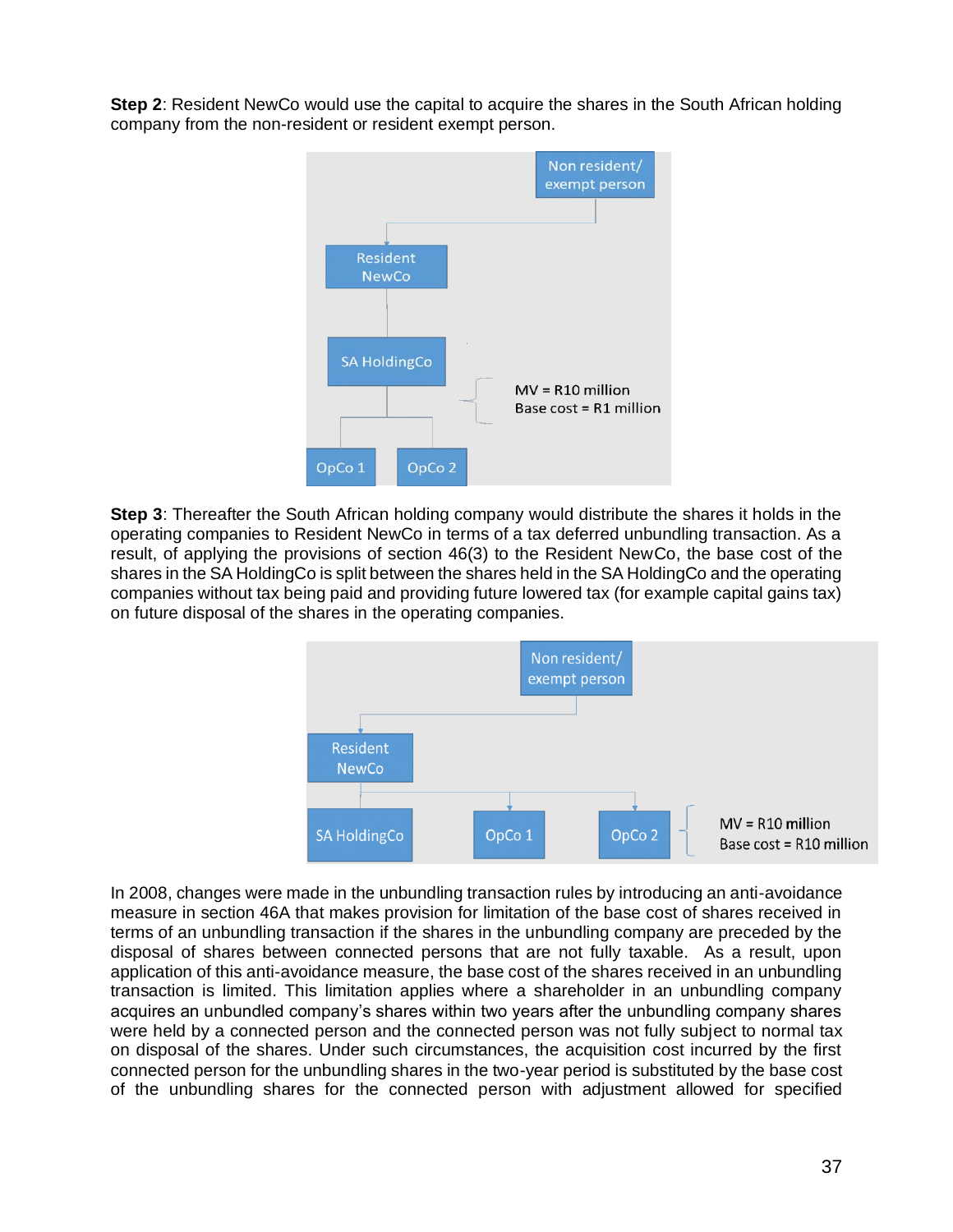**Step 2**: Resident NewCo would use the capital to acquire the shares in the South African holding company from the non-resident or resident exempt person.

Non resident/ exempt person

Resident NewCo

SA HoldingCo

MV = R10 million
Base cost = R1 million

OpCo 1 OpCo 2

**Step 3**: Thereafter the South African holding company would distribute the shares it holds in the operating companies to Resident NewCo in terms of a tax deferred unbundling transaction. As a result, of applying the provisions of section 46(3) to the Resident NewCo, the base cost of the shares in the SA HoldingCo is split between the shares held in the SA HoldingCo and the operating companies without tax being paid and providing future lowered tax (for example capital gains tax) on future disposal of the shares in the operating companies.

Non resident/ exempt person

Resident NewCo

SA HoldingCo OpCo 1 OpCo 2

MV = R10 million
Base cost = R10 million

In 2008, changes were made in the unbundling transaction rules by introducing an anti-avoidance measure in section 46A that makes provision for limitation of the base cost of shares received in terms of an unbundling transaction if the shares in the unbundling company are preceded by the disposal of shares between connected persons that are not fully taxable. As a result, upon application of this anti-avoidance measure, the base cost of the shares received in an unbundling transaction is limited. This limitation applies where a shareholder in an unbundling company acquires an unbundled company's shares within two years after the unbundling company shares were held by a connected person and the connected person was not fully subject to normal tax on disposal of the shares. Under such circumstances, the acquisition cost incurred by the first connected person for the unbundling shares in the two-year period is substituted by the base cost of the unbundling shares for the connected person with adjustment allowed for specified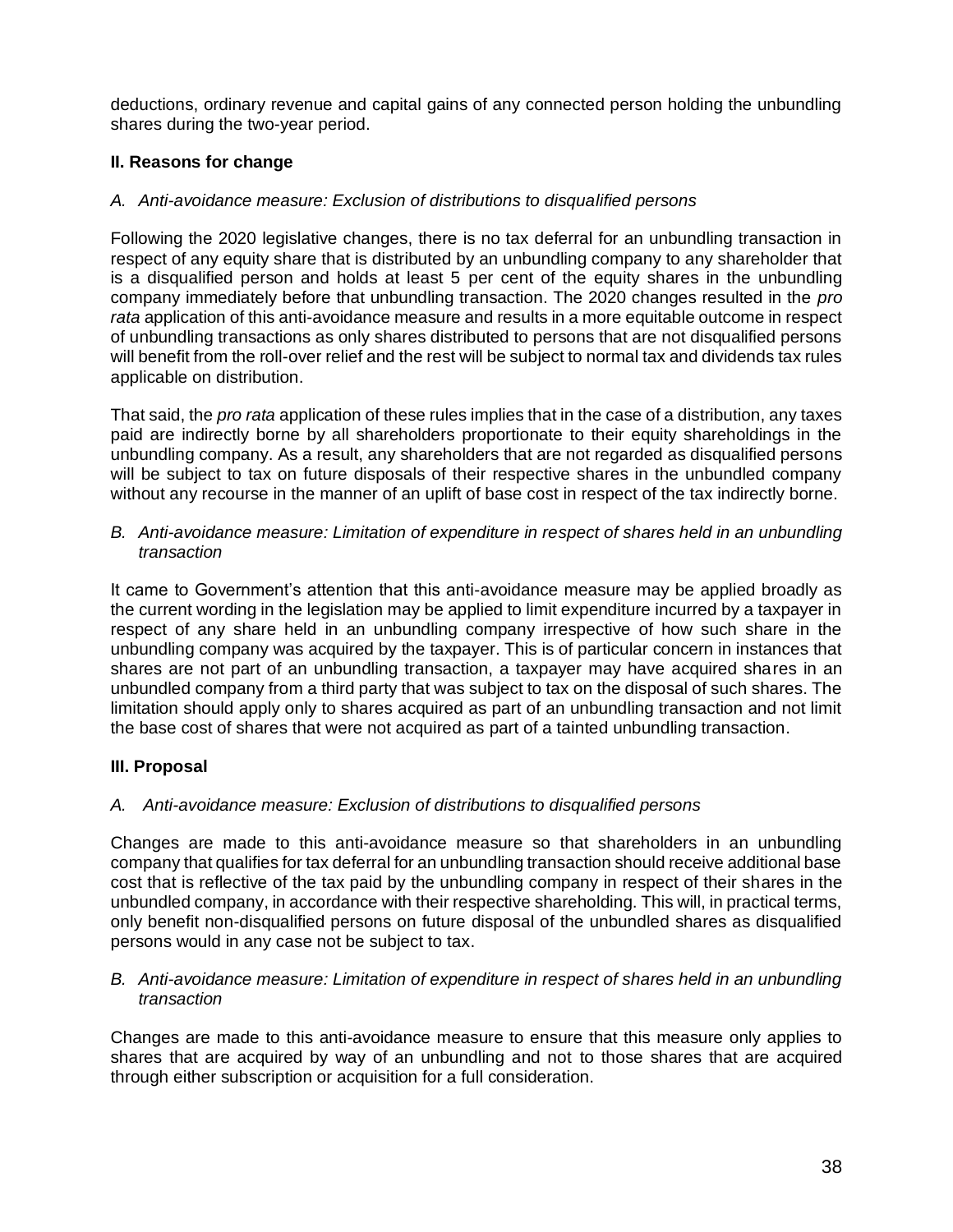deductions, ordinary revenue and capital gains of any connected person holding the unbundling shares during the two-year period.

### II. Reasons for change

*A. Anti-avoidance measure: Exclusion of distributions to disqualified persons*

Following the 2020 legislative changes, there is no tax deferral for an unbundling transaction in respect of any equity share that is distributed by an unbundling company to any shareholder that is a disqualified person and holds at least 5 per cent of the equity shares in the unbundling company immediately before that unbundling transaction. The 2020 changes resulted in the *pro rata* application of this anti-avoidance measure and results in a more equitable outcome in respect of unbundling transactions as only shares distributed to persons that are not disqualified persons will benefit from the roll-over relief and the rest will be subject to normal tax and dividends tax rules applicable on distribution.

That said, the *pro rata* application of these rules implies that in the case of a distribution, any taxes paid are indirectly borne by all shareholders proportionate to their equity shareholdings in the unbundling company. As a result, any shareholders that are not regarded as disqualified persons will be subject to tax on future disposals of their respective shares in the unbundled company without any recourse in the manner of an uplift of base cost in respect of the tax indirectly borne.

*B. Anti-avoidance measure: Limitation of expenditure in respect of shares held in an unbundling transaction*

It came to Government's attention that this anti-avoidance measure may be applied broadly as the current wording in the legislation may be applied to limit expenditure incurred by a taxpayer in respect of any share held in an unbundling company irrespective of how such share in the unbundling company was acquired by the taxpayer. This is of particular concern in instances that shares are not part of an unbundling transaction, a taxpayer may have acquired shares in an unbundled company from a third party that was subject to tax on the disposal of such shares. The limitation should apply only to shares acquired as part of an unbundling transaction and not limit the base cost of shares that were not acquired as part of a tainted unbundling transaction.

### III. Proposal

*A. Anti-avoidance measure: Exclusion of distributions to disqualified persons*

Changes are made to this anti-avoidance measure so that shareholders in an unbundling company that qualifies for tax deferral for an unbundling transaction should receive additional base cost that is reflective of the tax paid by the unbundling company in respect of their shares in the unbundled company, in accordance with their respective shareholding. This will, in practical terms, only benefit non-disqualified persons on future disposal of the unbundled shares as disqualified persons would in any case not be subject to tax.

*B. Anti-avoidance measure: Limitation of expenditure in respect of shares held in an unbundling transaction*

Changes are made to this anti-avoidance measure to ensure that this measure only applies to shares that are acquired by way of an unbundling and not to those shares that are acquired through either subscription or acquisition for a full consideration.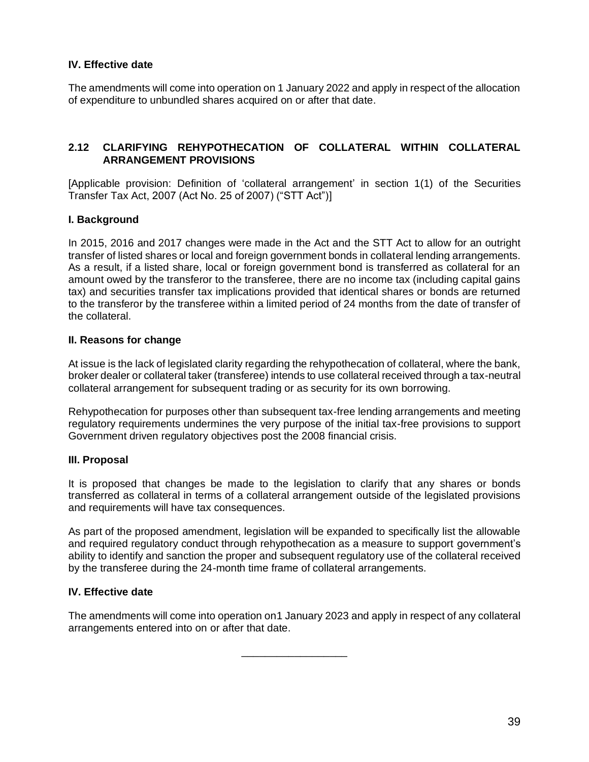**IV. Effective date**

The amendments will come into operation on 1 January 2022 and apply in respect of the allocation of expenditure to unbundled shares acquired on or after that date.

## 2.12 CLARIFYING REHYPOTHECATION OF COLLATERAL WITHIN COLLATERAL ARRANGEMENT PROVISIONS

[Applicable provision: Definition of 'collateral arrangement' in section 1(1) of the Securities Transfer Tax Act, 2007 (Act No. 25 of 2007) ("STT Act")]

**I. Background**

In 2015, 2016 and 2017 changes were made in the Act and the STT Act to allow for an outright transfer of listed shares or local and foreign government bonds in collateral lending arrangements. As a result, if a listed share, local or foreign government bond is transferred as collateral for an amount owed by the transferor to the transferee, there are no income tax (including capital gains tax) and securities transfer tax implications provided that identical shares or bonds are returned to the transferor by the transferee within a limited period of 24 months from the date of transfer of the collateral.

**II. Reasons for change**

At issue is the lack of legislated clarity regarding the rehypothecation of collateral, where the bank, broker dealer or collateral taker (transferee) intends to use collateral received through a tax-neutral collateral arrangement for subsequent trading or as security for its own borrowing.

Rehypothecation for purposes other than subsequent tax-free lending arrangements and meeting regulatory requirements undermines the very purpose of the initial tax-free provisions to support Government driven regulatory objectives post the 2008 financial crisis.

**III. Proposal**

It is proposed that changes be made to the legislation to clarify that any shares or bonds transferred as collateral in terms of a collateral arrangement outside of the legislated provisions and requirements will have tax consequences.

As part of the proposed amendment, legislation will be expanded to specifically list the allowable and required regulatory conduct through rehypothecation as a measure to support government's ability to identify and sanction the proper and subsequent regulatory use of the collateral received by the transferee during the 24-month time frame of collateral arrangements.

**IV. Effective date**

The amendments will come into operation on1 January 2023 and apply in respect of any collateral arrangements entered into on or after that date.

\_\_\_\_\_\_\_\_\_\_\_\_\_\_\_\_\_\_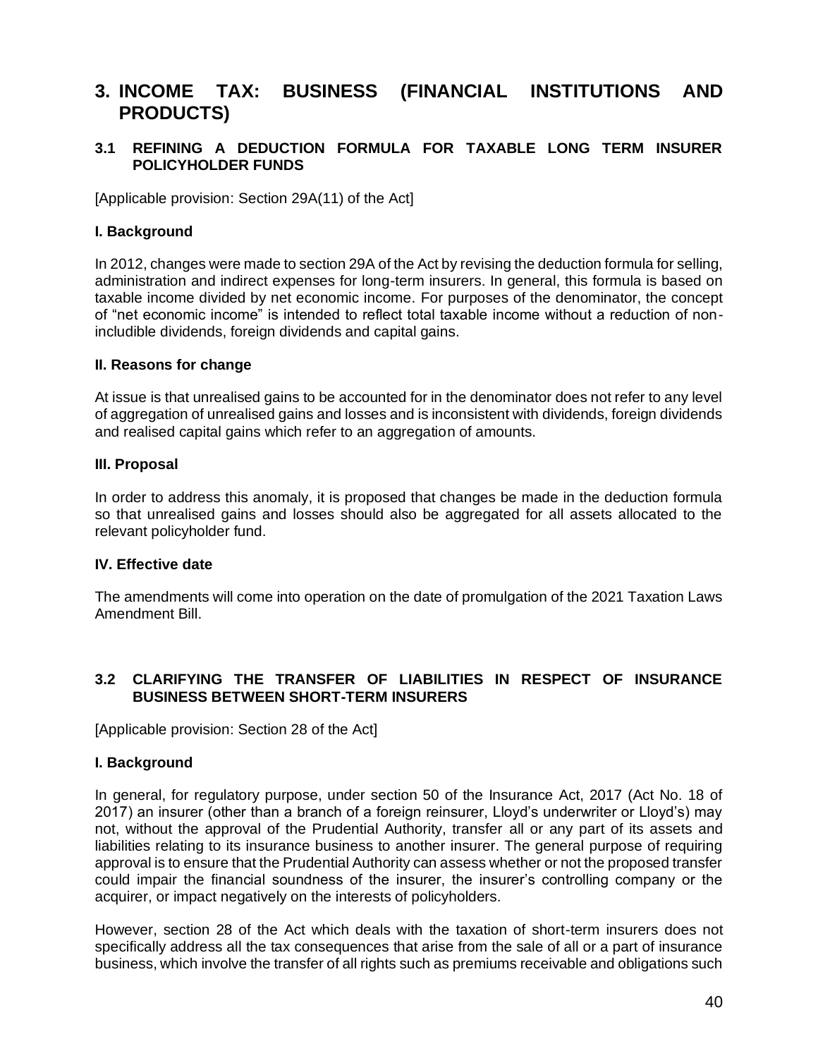# 3. INCOME TAX: BUSINESS (FINANCIAL INSTITUTIONS AND PRODUCTS)

## 3.1 REFINING A DEDUCTION FORMULA FOR TAXABLE LONG TERM INSURER POLICYHOLDER FUNDS

[Applicable provision: Section 29A(11) of the Act]

### I. Background

In 2012, changes were made to section 29A of the Act by revising the deduction formula for selling, administration and indirect expenses for long-term insurers. In general, this formula is based on taxable income divided by net economic income. For purposes of the denominator, the concept of "net economic income" is intended to reflect total taxable income without a reduction of non-includible dividends, foreign dividends and capital gains.

### II. Reasons for change

At issue is that unrealised gains to be accounted for in the denominator does not refer to any level of aggregation of unrealised gains and losses and is inconsistent with dividends, foreign dividends and realised capital gains which refer to an aggregation of amounts.

### III. Proposal

In order to address this anomaly, it is proposed that changes be made in the deduction formula so that unrealised gains and losses should also be aggregated for all assets allocated to the relevant policyholder fund.

### IV. Effective date

The amendments will come into operation on the date of promulgation of the 2021 Taxation Laws Amendment Bill.

## 3.2 CLARIFYING THE TRANSFER OF LIABILITIES IN RESPECT OF INSURANCE BUSINESS BETWEEN SHORT-TERM INSURERS

[Applicable provision: Section 28 of the Act]

### I. Background

In general, for regulatory purpose, under section 50 of the Insurance Act, 2017 (Act No. 18 of 2017) an insurer (other than a branch of a foreign reinsurer, Lloyd's underwriter or Lloyd's) may not, without the approval of the Prudential Authority, transfer all or any part of its assets and liabilities relating to its insurance business to another insurer. The general purpose of requiring approval is to ensure that the Prudential Authority can assess whether or not the proposed transfer could impair the financial soundness of the insurer, the insurer's controlling company or the acquirer, or impact negatively on the interests of policyholders.

However, section 28 of the Act which deals with the taxation of short-term insurers does not specifically address all the tax consequences that arise from the sale of all or a part of insurance business, which involve the transfer of all rights such as premiums receivable and obligations such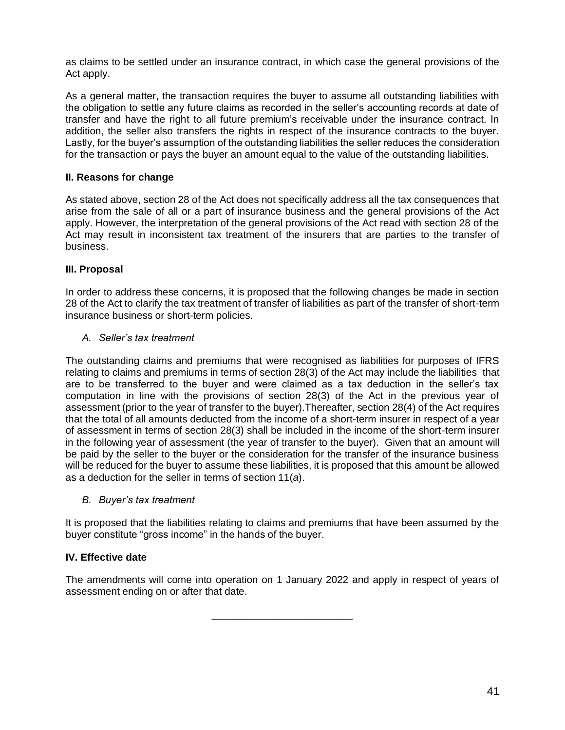as claims to be settled under an insurance contract, in which case the general provisions of the Act apply.

As a general matter, the transaction requires the buyer to assume all outstanding liabilities with the obligation to settle any future claims as recorded in the seller's accounting records at date of transfer and have the right to all future premium's receivable under the insurance contract. In addition, the seller also transfers the rights in respect of the insurance contracts to the buyer. Lastly, for the buyer's assumption of the outstanding liabilities the seller reduces the consideration for the transaction or pays the buyer an amount equal to the value of the outstanding liabilities.

**II. Reasons for change**

As stated above, section 28 of the Act does not specifically address all the tax consequences that arise from the sale of all or a part of insurance business and the general provisions of the Act apply. However, the interpretation of the general provisions of the Act read with section 28 of the Act may result in inconsistent tax treatment of the insurers that are parties to the transfer of business.

**III. Proposal**

In order to address these concerns, it is proposed that the following changes be made in section 28 of the Act to clarify the tax treatment of transfer of liabilities as part of the transfer of short-term insurance business or short-term policies.

*A. Seller's tax treatment*

The outstanding claims and premiums that were recognised as liabilities for purposes of IFRS relating to claims and premiums in terms of section 28(3) of the Act may include the liabilities that are to be transferred to the buyer and were claimed as a tax deduction in the seller's tax computation in line with the provisions of section 28(3) of the Act in the previous year of assessment (prior to the year of transfer to the buyer).Thereafter, section 28(4) of the Act requires that the total of all amounts deducted from the income of a short-term insurer in respect of a year of assessment in terms of section 28(3) shall be included in the income of the short-term insurer in the following year of assessment (the year of transfer to the buyer). Given that an amount will be paid by the seller to the buyer or the consideration for the transfer of the insurance business will be reduced for the buyer to assume these liabilities, it is proposed that this amount be allowed as a deduction for the seller in terms of section 11(*a*).

*B. Buyer's tax treatment*

It is proposed that the liabilities relating to claims and premiums that have been assumed by the buyer constitute "gross income" in the hands of the buyer.

**IV. Effective date**

The amendments will come into operation on 1 January 2022 and apply in respect of years of assessment ending on or after that date.

\_\_\_\_\_\_\_\_\_\_\_\_\_\_\_\_\_\_\_\_\_\_\_\_\_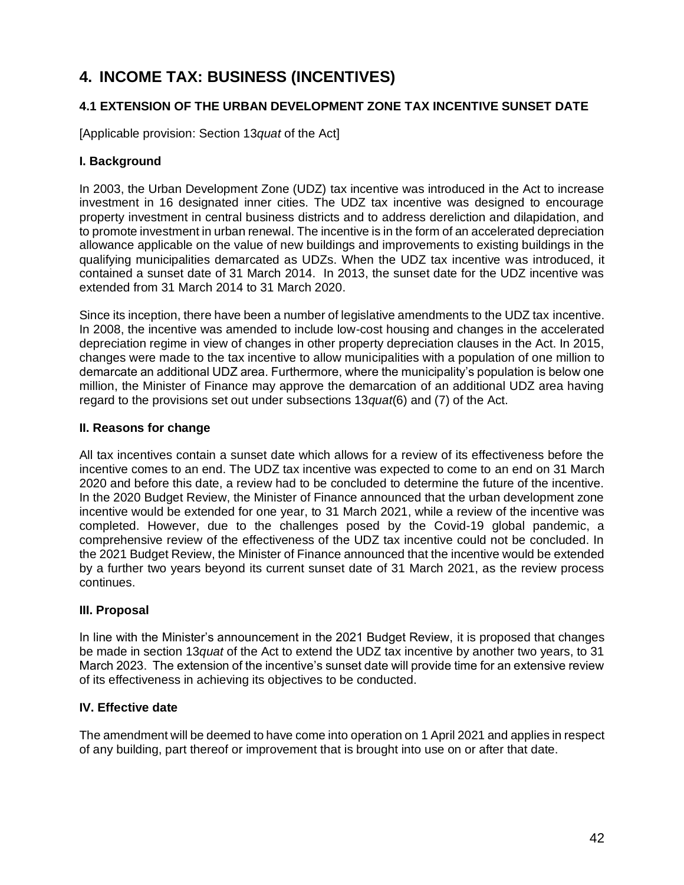# 4. INCOME TAX: BUSINESS (INCENTIVES)

## 4.1 EXTENSION OF THE URBAN DEVELOPMENT ZONE TAX INCENTIVE SUNSET DATE

[Applicable provision: Section 13*quat* of the Act]

### I. Background

In 2003, the Urban Development Zone (UDZ) tax incentive was introduced in the Act to increase investment in 16 designated inner cities. The UDZ tax incentive was designed to encourage property investment in central business districts and to address dereliction and dilapidation, and to promote investment in urban renewal. The incentive is in the form of an accelerated depreciation allowance applicable on the value of new buildings and improvements to existing buildings in the qualifying municipalities demarcated as UDZs. When the UDZ tax incentive was introduced, it contained a sunset date of 31 March 2014. In 2013, the sunset date for the UDZ incentive was extended from 31 March 2014 to 31 March 2020.

Since its inception, there have been a number of legislative amendments to the UDZ tax incentive. In 2008, the incentive was amended to include low-cost housing and changes in the accelerated depreciation regime in view of changes in other property depreciation clauses in the Act. In 2015, changes were made to the tax incentive to allow municipalities with a population of one million to demarcate an additional UDZ area. Furthermore, where the municipality's population is below one million, the Minister of Finance may approve the demarcation of an additional UDZ area having regard to the provisions set out under subsections 13*quat*(6) and (7) of the Act.

### II. Reasons for change

All tax incentives contain a sunset date which allows for a review of its effectiveness before the incentive comes to an end. The UDZ tax incentive was expected to come to an end on 31 March 2020 and before this date, a review had to be concluded to determine the future of the incentive. In the 2020 Budget Review, the Minister of Finance announced that the urban development zone incentive would be extended for one year, to 31 March 2021, while a review of the incentive was completed. However, due to the challenges posed by the Covid-19 global pandemic, a comprehensive review of the effectiveness of the UDZ tax incentive could not be concluded. In the 2021 Budget Review, the Minister of Finance announced that the incentive would be extended by a further two years beyond its current sunset date of 31 March 2021, as the review process continues.

### III. Proposal

In line with the Minister's announcement in the 2021 Budget Review, it is proposed that changes be made in section 13*quat* of the Act to extend the UDZ tax incentive by another two years, to 31 March 2023. The extension of the incentive's sunset date will provide time for an extensive review of its effectiveness in achieving its objectives to be conducted.

### IV. Effective date

The amendment will be deemed to have come into operation on 1 April 2021 and applies in respect of any building, part thereof or improvement that is brought into use on or after that date.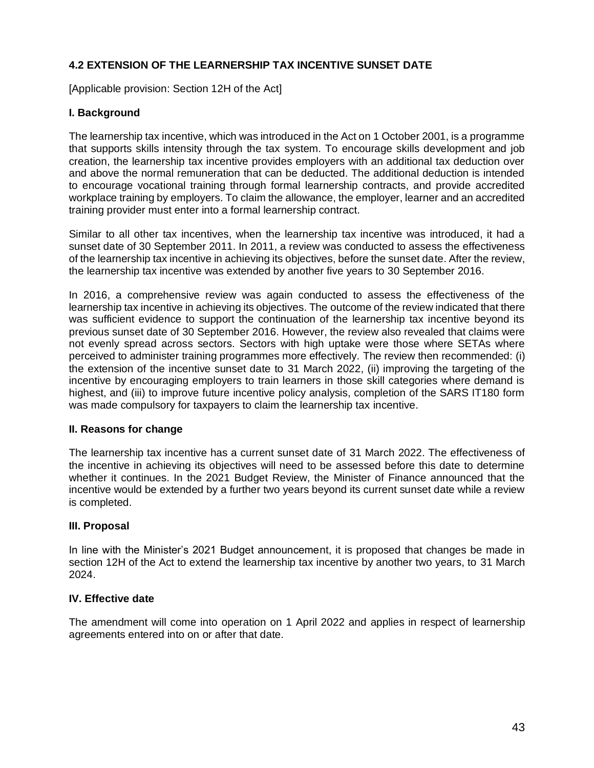### 4.2 EXTENSION OF THE LEARNERSHIP TAX INCENTIVE SUNSET DATE

[Applicable provision: Section 12H of the Act]

#### I. Background

The learnership tax incentive, which was introduced in the Act on 1 October 2001, is a programme that supports skills intensity through the tax system. To encourage skills development and job creation, the learnership tax incentive provides employers with an additional tax deduction over and above the normal remuneration that can be deducted. The additional deduction is intended to encourage vocational training through formal learnership contracts, and provide accredited workplace training by employers. To claim the allowance, the employer, learner and an accredited training provider must enter into a formal learnership contract.

Similar to all other tax incentives, when the learnership tax incentive was introduced, it had a sunset date of 30 September 2011. In 2011, a review was conducted to assess the effectiveness of the learnership tax incentive in achieving its objectives, before the sunset date. After the review, the learnership tax incentive was extended by another five years to 30 September 2016.

In 2016, a comprehensive review was again conducted to assess the effectiveness of the learnership tax incentive in achieving its objectives. The outcome of the review indicated that there was sufficient evidence to support the continuation of the learnership tax incentive beyond its previous sunset date of 30 September 2016. However, the review also revealed that claims were not evenly spread across sectors. Sectors with high uptake were those where SETAs where perceived to administer training programmes more effectively. The review then recommended: (i) the extension of the incentive sunset date to 31 March 2022, (ii) improving the targeting of the incentive by encouraging employers to train learners in those skill categories where demand is highest, and (iii) to improve future incentive policy analysis, completion of the SARS IT180 form was made compulsory for taxpayers to claim the learnership tax incentive.

#### II. Reasons for change

The learnership tax incentive has a current sunset date of 31 March 2022. The effectiveness of the incentive in achieving its objectives will need to be assessed before this date to determine whether it continues. In the 2021 Budget Review, the Minister of Finance announced that the incentive would be extended by a further two years beyond its current sunset date while a review is completed.

#### III. Proposal

In line with the Minister's 2021 Budget announcement, it is proposed that changes be made in section 12H of the Act to extend the learnership tax incentive by another two years, to 31 March 2024.

#### IV. Effective date

The amendment will come into operation on 1 April 2022 and applies in respect of learnership agreements entered into on or after that date.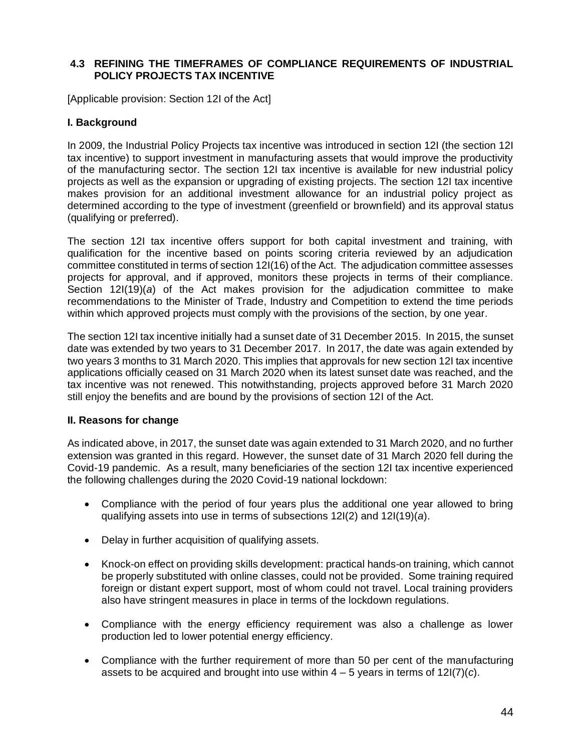## 4.3 REFINING THE TIMEFRAMES OF COMPLIANCE REQUIREMENTS OF INDUSTRIAL POLICY PROJECTS TAX INCENTIVE

[Applicable provision: Section 12I of the Act]

### I. Background

In 2009, the Industrial Policy Projects tax incentive was introduced in section 12I (the section 12I tax incentive) to support investment in manufacturing assets that would improve the productivity of the manufacturing sector. The section 12I tax incentive is available for new industrial policy projects as well as the expansion or upgrading of existing projects. The section 12I tax incentive makes provision for an additional investment allowance for an industrial policy project as determined according to the type of investment (greenfield or brownfield) and its approval status (qualifying or preferred).

The section 12I tax incentive offers support for both capital investment and training, with qualification for the incentive based on points scoring criteria reviewed by an adjudication committee constituted in terms of section 12I(16) of the Act. The adjudication committee assesses projects for approval, and if approved, monitors these projects in terms of their compliance. Section 12I(19)(*a*) of the Act makes provision for the adjudication committee to make recommendations to the Minister of Trade, Industry and Competition to extend the time periods within which approved projects must comply with the provisions of the section, by one year.

The section 12I tax incentive initially had a sunset date of 31 December 2015. In 2015, the sunset date was extended by two years to 31 December 2017. In 2017, the date was again extended by two years 3 months to 31 March 2020. This implies that approvals for new section 12I tax incentive applications officially ceased on 31 March 2020 when its latest sunset date was reached, and the tax incentive was not renewed. This notwithstanding, projects approved before 31 March 2020 still enjoy the benefits and are bound by the provisions of section 12I of the Act.

### II. Reasons for change

As indicated above, in 2017, the sunset date was again extended to 31 March 2020, and no further extension was granted in this regard. However, the sunset date of 31 March 2020 fell during the Covid-19 pandemic. As a result, many beneficiaries of the section 12I tax incentive experienced the following challenges during the 2020 Covid-19 national lockdown:

- Compliance with the period of four years plus the additional one year allowed to bring qualifying assets into use in terms of subsections 12I(2) and 12I(19)(*a*).
- Delay in further acquisition of qualifying assets.
- Knock-on effect on providing skills development: practical hands-on training, which cannot be properly substituted with online classes, could not be provided. Some training required foreign or distant expert support, most of whom could not travel. Local training providers also have stringent measures in place in terms of the lockdown regulations.
- Compliance with the energy efficiency requirement was also a challenge as lower production led to lower potential energy efficiency.
- Compliance with the further requirement of more than 50 per cent of the manufacturing assets to be acquired and brought into use within 4 – 5 years in terms of 12I(7)(*c*).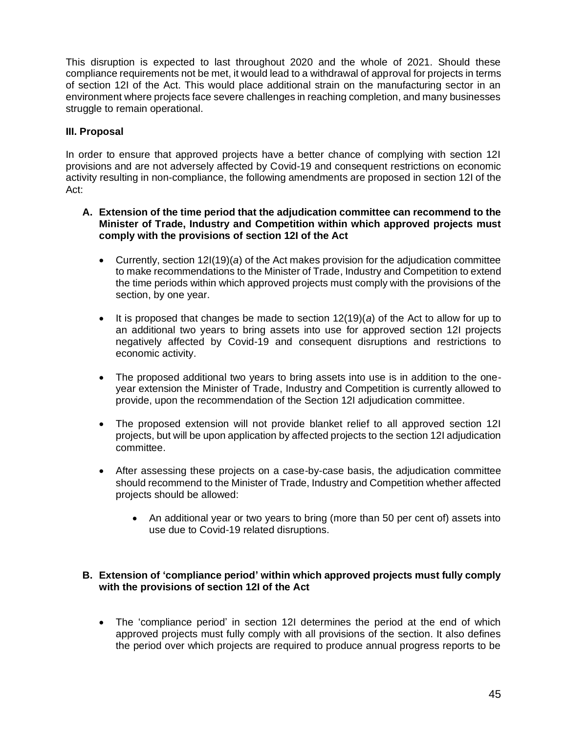This disruption is expected to last throughout 2020 and the whole of 2021. Should these compliance requirements not be met, it would lead to a withdrawal of approval for projects in terms of section 12I of the Act. This would place additional strain on the manufacturing sector in an environment where projects face severe challenges in reaching completion, and many businesses struggle to remain operational.

**III. Proposal**

In order to ensure that approved projects have a better chance of complying with section 12I provisions and are not adversely affected by Covid-19 and consequent restrictions on economic activity resulting in non-compliance, the following amendments are proposed in section 12I of the Act:

**A. Extension of the time period that the adjudication committee can recommend to the Minister of Trade, Industry and Competition within which approved projects must comply with the provisions of section 12I of the Act**

- Currently, section 12I(19)(*a*) of the Act makes provision for the adjudication committee to make recommendations to the Minister of Trade, Industry and Competition to extend the time periods within which approved projects must comply with the provisions of the section, by one year.
- It is proposed that changes be made to section 12(19)(*a*) of the Act to allow for up to an additional two years to bring assets into use for approved section 12I projects negatively affected by Covid-19 and consequent disruptions and restrictions to economic activity.
- The proposed additional two years to bring assets into use is in addition to the one-year extension the Minister of Trade, Industry and Competition is currently allowed to provide, upon the recommendation of the Section 12I adjudication committee.
- The proposed extension will not provide blanket relief to all approved section 12I projects, but will be upon application by affected projects to the section 12I adjudication committee.
- After assessing these projects on a case-by-case basis, the adjudication committee should recommend to the Minister of Trade, Industry and Competition whether affected projects should be allowed:
    - An additional year or two years to bring (more than 50 per cent of) assets into use due to Covid-19 related disruptions.

**B. Extension of 'compliance period' within which approved projects must fully comply with the provisions of section 12I of the Act**

- The 'compliance period' in section 12I determines the period at the end of which approved projects must fully comply with all provisions of the section. It also defines the period over which projects are required to produce annual progress reports to be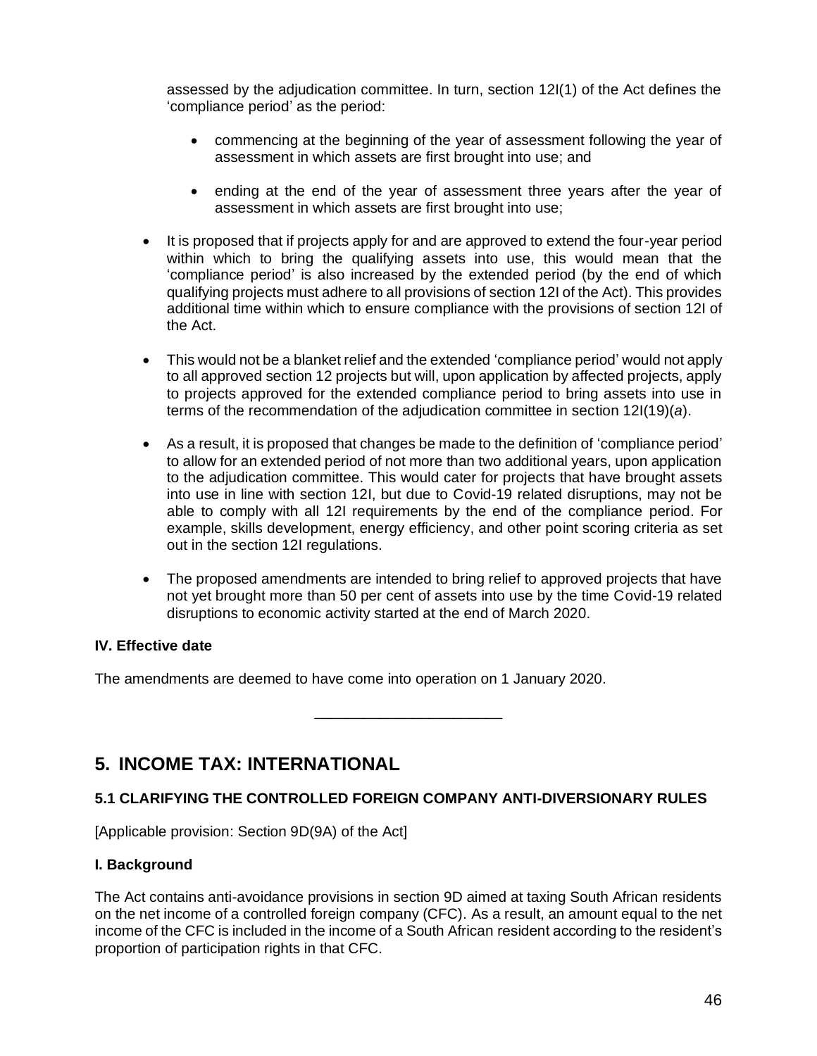assessed by the adjudication committee. In turn, section 12I(1) of the Act defines the 'compliance period' as the period:

- commencing at the beginning of the year of assessment following the year of assessment in which assets are first brought into use; and

- ending at the end of the year of assessment three years after the year of assessment in which assets are first brought into use;

- It is proposed that if projects apply for and are approved to extend the four-year period within which to bring the qualifying assets into use, this would mean that the 'compliance period' is also increased by the extended period (by the end of which qualifying projects must adhere to all provisions of section 12I of the Act). This provides additional time within which to ensure compliance with the provisions of section 12I of the Act.

- This would not be a blanket relief and the extended 'compliance period' would not apply to all approved section 12 projects but will, upon application by affected projects, apply to projects approved for the extended compliance period to bring assets into use in terms of the recommendation of the adjudication committee in section 12I(19)(*a*).

- As a result, it is proposed that changes be made to the definition of 'compliance period' to allow for an extended period of not more than two additional years, upon application to the adjudication committee. This would cater for projects that have brought assets into use in line with section 12I, but due to Covid-19 related disruptions, may not be able to comply with all 12I requirements by the end of the compliance period. For example, skills development, energy efficiency, and other point scoring criteria as set out in the section 12I regulations.

- The proposed amendments are intended to bring relief to approved projects that have not yet brought more than 50 per cent of assets into use by the time Covid-19 related disruptions to economic activity started at the end of March 2020.

**IV. Effective date**

The amendments are deemed to have come into operation on 1 January 2020.

---

## 5. INCOME TAX: INTERNATIONAL

### 5.1 CLARIFYING THE CONTROLLED FOREIGN COMPANY ANTI-DIVERSIONARY RULES

[Applicable provision: Section 9D(9A) of the Act]

**I. Background**

The Act contains anti-avoidance provisions in section 9D aimed at taxing South African residents on the net income of a controlled foreign company (CFC). As a result, an amount equal to the net income of the CFC is included in the income of a South African resident according to the resident's proportion of participation rights in that CFC.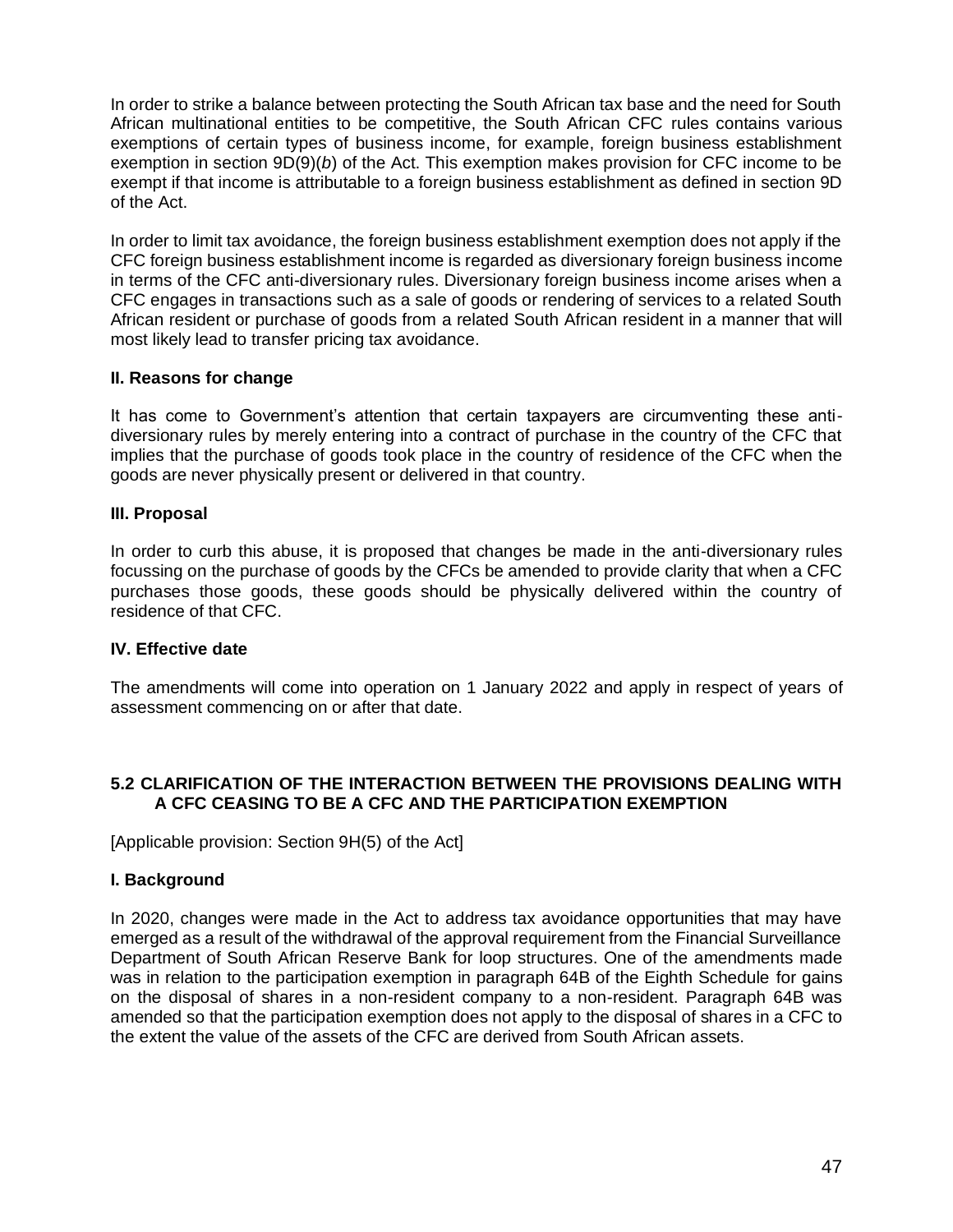In order to strike a balance between protecting the South African tax base and the need for South African multinational entities to be competitive, the South African CFC rules contains various exemptions of certain types of business income, for example, foreign business establishment exemption in section 9D(9)(*b*) of the Act. This exemption makes provision for CFC income to be exempt if that income is attributable to a foreign business establishment as defined in section 9D of the Act.

In order to limit tax avoidance, the foreign business establishment exemption does not apply if the CFC foreign business establishment income is regarded as diversionary foreign business income in terms of the CFC anti-diversionary rules. Diversionary foreign business income arises when a CFC engages in transactions such as a sale of goods or rendering of services to a related South African resident or purchase of goods from a related South African resident in a manner that will most likely lead to transfer pricing tax avoidance.

**II. Reasons for change**

It has come to Government's attention that certain taxpayers are circumventing these anti-diversionary rules by merely entering into a contract of purchase in the country of the CFC that implies that the purchase of goods took place in the country of residence of the CFC when the goods are never physically present or delivered in that country.

**III. Proposal**

In order to curb this abuse, it is proposed that changes be made in the anti-diversionary rules focussing on the purchase of goods by the CFCs be amended to provide clarity that when a CFC purchases those goods, these goods should be physically delivered within the country of residence of that CFC.

**IV. Effective date**

The amendments will come into operation on 1 January 2022 and apply in respect of years of assessment commencing on or after that date.

## 5.2 CLARIFICATION OF THE INTERACTION BETWEEN THE PROVISIONS DEALING WITH A CFC CEASING TO BE A CFC AND THE PARTICIPATION EXEMPTION

[Applicable provision: Section 9H(5) of the Act]

**I. Background**

In 2020, changes were made in the Act to address tax avoidance opportunities that may have emerged as a result of the withdrawal of the approval requirement from the Financial Surveillance Department of South African Reserve Bank for loop structures. One of the amendments made was in relation to the participation exemption in paragraph 64B of the Eighth Schedule for gains on the disposal of shares in a non-resident company to a non-resident. Paragraph 64B was amended so that the participation exemption does not apply to the disposal of shares in a CFC to the extent the value of the assets of the CFC are derived from South African assets.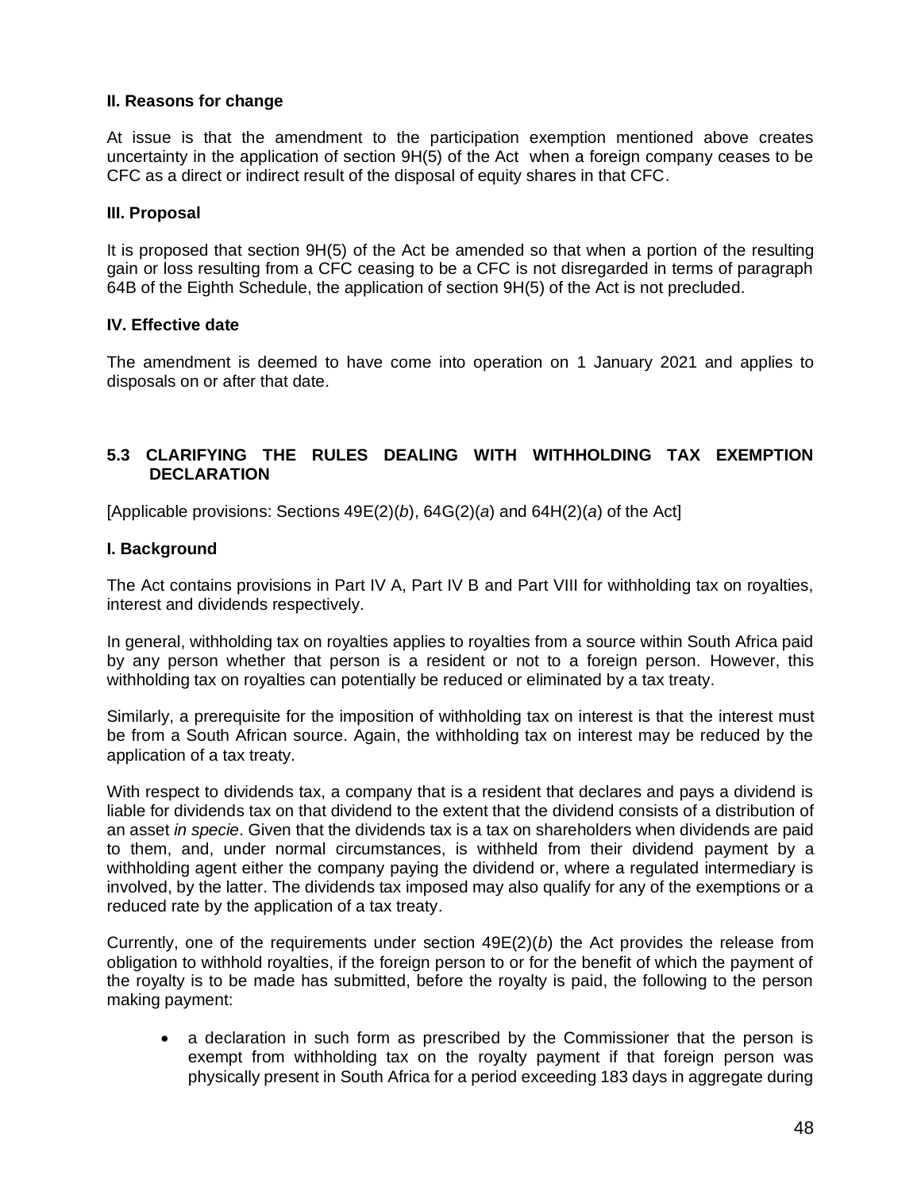**II. Reasons for change**

At issue is that the amendment to the participation exemption mentioned above creates uncertainty in the application of section 9H(5) of the Act when a foreign company ceases to be CFC as a direct or indirect result of the disposal of equity shares in that CFC.

**III. Proposal**

It is proposed that section 9H(5) of the Act be amended so that when a portion of the resulting gain or loss resulting from a CFC ceasing to be a CFC is not disregarded in terms of paragraph 64B of the Eighth Schedule, the application of section 9H(5) of the Act is not precluded.

**IV. Effective date**

The amendment is deemed to have come into operation on 1 January 2021 and applies to disposals on or after that date.

### 5.3 CLARIFYING THE RULES DEALING WITH WITHHOLDING TAX EXEMPTION DECLARATION

[Applicable provisions: Sections 49E(2)(*b*), 64G(2)(*a*) and 64H(2)(*a*) of the Act]

**I. Background**

The Act contains provisions in Part IV A, Part IV B and Part VIII for withholding tax on royalties, interest and dividends respectively.

In general, withholding tax on royalties applies to royalties from a source within South Africa paid by any person whether that person is a resident or not to a foreign person. However, this withholding tax on royalties can potentially be reduced or eliminated by a tax treaty.

Similarly, a prerequisite for the imposition of withholding tax on interest is that the interest must be from a South African source. Again, the withholding tax on interest may be reduced by the application of a tax treaty.

With respect to dividends tax, a company that is a resident that declares and pays a dividend is liable for dividends tax on that dividend to the extent that the dividend consists of a distribution of an asset *in specie*. Given that the dividends tax is a tax on shareholders when dividends are paid to them, and, under normal circumstances, is withheld from their dividend payment by a withholding agent either the company paying the dividend or, where a regulated intermediary is involved, by the latter. The dividends tax imposed may also qualify for any of the exemptions or a reduced rate by the application of a tax treaty.

Currently, one of the requirements under section 49E(2)(*b*) the Act provides the release from obligation to withhold royalties, if the foreign person to or for the benefit of which the payment of the royalty is to be made has submitted, before the royalty is paid, the following to the person making payment:

- a declaration in such form as prescribed by the Commissioner that the person is exempt from withholding tax on the royalty payment if that foreign person was physically present in South Africa for a period exceeding 183 days in aggregate during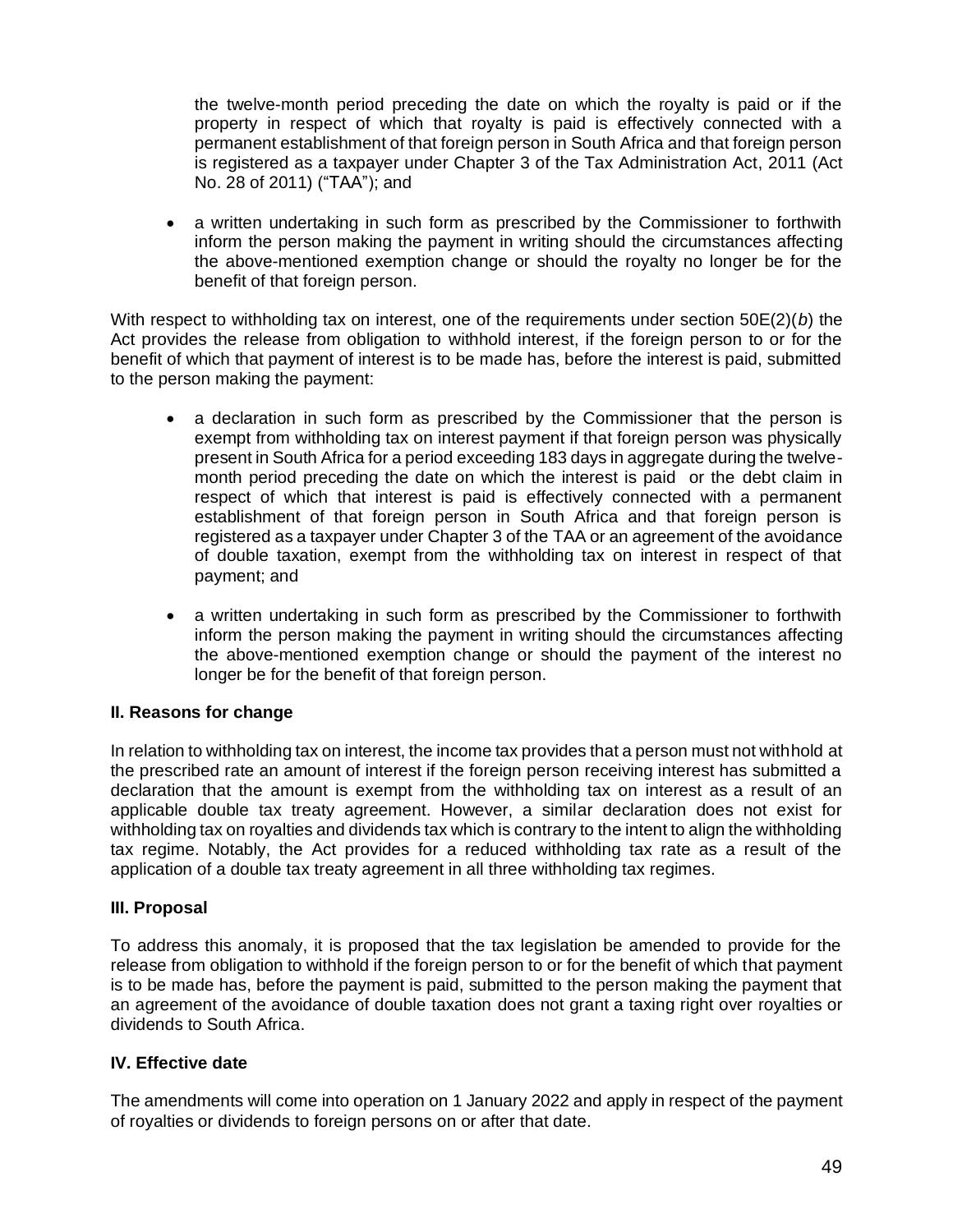the twelve-month period preceding the date on which the royalty is paid or if the property in respect of which that royalty is paid is effectively connected with a permanent establishment of that foreign person in South Africa and that foreign person is registered as a taxpayer under Chapter 3 of the Tax Administration Act, 2011 (Act No. 28 of 2011) ("TAA"); and

- a written undertaking in such form as prescribed by the Commissioner to forthwith inform the person making the payment in writing should the circumstances affecting the above-mentioned exemption change or should the royalty no longer be for the benefit of that foreign person.

With respect to withholding tax on interest, one of the requirements under section 50E(2)(*b*) the Act provides the release from obligation to withhold interest, if the foreign person to or for the benefit of which that payment of interest is to be made has, before the interest is paid, submitted to the person making the payment:

- a declaration in such form as prescribed by the Commissioner that the person is exempt from withholding tax on interest payment if that foreign person was physically present in South Africa for a period exceeding 183 days in aggregate during the twelve-month period preceding the date on which the interest is paid or the debt claim in respect of which that interest is paid is effectively connected with a permanent establishment of that foreign person in South Africa and that foreign person is registered as a taxpayer under Chapter 3 of the TAA or an agreement of the avoidance of double taxation, exempt from the withholding tax on interest in respect of that payment; and

- a written undertaking in such form as prescribed by the Commissioner to forthwith inform the person making the payment in writing should the circumstances affecting the above-mentioned exemption change or should the payment of the interest no longer be for the benefit of that foreign person.

**II. Reasons for change**

In relation to withholding tax on interest, the income tax provides that a person must not withhold at the prescribed rate an amount of interest if the foreign person receiving interest has submitted a declaration that the amount is exempt from the withholding tax on interest as a result of an applicable double tax treaty agreement. However, a similar declaration does not exist for withholding tax on royalties and dividends tax which is contrary to the intent to align the withholding tax regime. Notably, the Act provides for a reduced withholding tax rate as a result of the application of a double tax treaty agreement in all three withholding tax regimes.

**III. Proposal**

To address this anomaly, it is proposed that the tax legislation be amended to provide for the release from obligation to withhold if the foreign person to or for the benefit of which that payment is to be made has, before the payment is paid, submitted to the person making the payment that an agreement of the avoidance of double taxation does not grant a taxing right over royalties or dividends to South Africa.

**IV. Effective date**

The amendments will come into operation on 1 January 2022 and apply in respect of the payment of royalties or dividends to foreign persons on or after that date.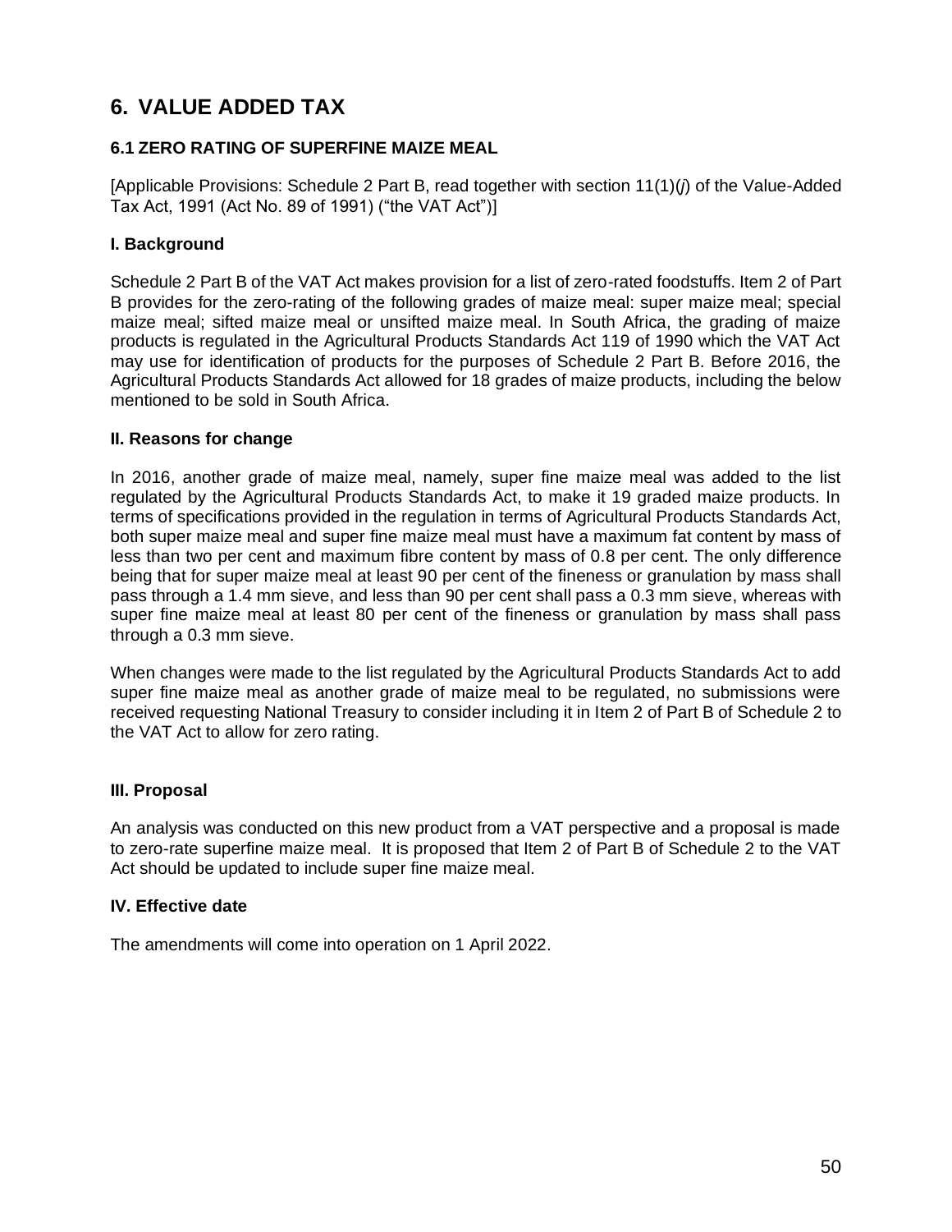# 6. VALUE ADDED TAX

## 6.1 ZERO RATING OF SUPERFINE MAIZE MEAL

[Applicable Provisions: Schedule 2 Part B, read together with section 11(1)(*j*) of the Value-Added Tax Act, 1991 (Act No. 89 of 1991) ("the VAT Act")]

### I. Background

Schedule 2 Part B of the VAT Act makes provision for a list of zero-rated foodstuffs. Item 2 of Part B provides for the zero-rating of the following grades of maize meal: super maize meal; special maize meal; sifted maize meal or unsifted maize meal. In South Africa, the grading of maize products is regulated in the Agricultural Products Standards Act 119 of 1990 which the VAT Act may use for identification of products for the purposes of Schedule 2 Part B. Before 2016, the Agricultural Products Standards Act allowed for 18 grades of maize products, including the below mentioned to be sold in South Africa.

### II. Reasons for change

In 2016, another grade of maize meal, namely, super fine maize meal was added to the list regulated by the Agricultural Products Standards Act, to make it 19 graded maize products. In terms of specifications provided in the regulation in terms of Agricultural Products Standards Act, both super maize meal and super fine maize meal must have a maximum fat content by mass of less than two per cent and maximum fibre content by mass of 0.8 per cent. The only difference being that for super maize meal at least 90 per cent of the fineness or granulation by mass shall pass through a 1.4 mm sieve, and less than 90 per cent shall pass a 0.3 mm sieve, whereas with super fine maize meal at least 80 per cent of the fineness or granulation by mass shall pass through a 0.3 mm sieve.

When changes were made to the list regulated by the Agricultural Products Standards Act to add super fine maize meal as another grade of maize meal to be regulated, no submissions were received requesting National Treasury to consider including it in Item 2 of Part B of Schedule 2 to the VAT Act to allow for zero rating.

### III. Proposal

An analysis was conducted on this new product from a VAT perspective and a proposal is made to zero-rate superfine maize meal. It is proposed that Item 2 of Part B of Schedule 2 to the VAT Act should be updated to include super fine maize meal.

### IV. Effective date

The amendments will come into operation on 1 April 2022.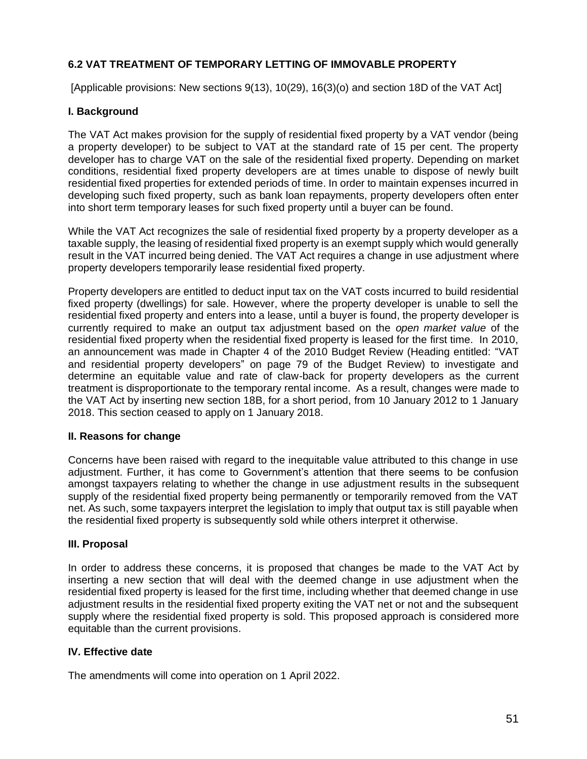### 6.2 VAT TREATMENT OF TEMPORARY LETTING OF IMMOVABLE PROPERTY

[Applicable provisions: New sections 9(13), 10(29), 16(3)(o) and section 18D of the VAT Act]

#### I. Background

The VAT Act makes provision for the supply of residential fixed property by a VAT vendor (being a property developer) to be subject to VAT at the standard rate of 15 per cent. The property developer has to charge VAT on the sale of the residential fixed property. Depending on market conditions, residential fixed property developers are at times unable to dispose of newly built residential fixed properties for extended periods of time. In order to maintain expenses incurred in developing such fixed property, such as bank loan repayments, property developers often enter into short term temporary leases for such fixed property until a buyer can be found.

While the VAT Act recognizes the sale of residential fixed property by a property developer as a taxable supply, the leasing of residential fixed property is an exempt supply which would generally result in the VAT incurred being denied. The VAT Act requires a change in use adjustment where property developers temporarily lease residential fixed property.

Property developers are entitled to deduct input tax on the VAT costs incurred to build residential fixed property (dwellings) for sale. However, where the property developer is unable to sell the residential fixed property and enters into a lease, until a buyer is found, the property developer is currently required to make an output tax adjustment based on the *open market value* of the residential fixed property when the residential fixed property is leased for the first time. In 2010, an announcement was made in Chapter 4 of the 2010 Budget Review (Heading entitled: "VAT and residential property developers" on page 79 of the Budget Review) to investigate and determine an equitable value and rate of claw-back for property developers as the current treatment is disproportionate to the temporary rental income. As a result, changes were made to the VAT Act by inserting new section 18B, for a short period, from 10 January 2012 to 1 January 2018. This section ceased to apply on 1 January 2018.

#### II. Reasons for change

Concerns have been raised with regard to the inequitable value attributed to this change in use adjustment. Further, it has come to Government's attention that there seems to be confusion amongst taxpayers relating to whether the change in use adjustment results in the subsequent supply of the residential fixed property being permanently or temporarily removed from the VAT net. As such, some taxpayers interpret the legislation to imply that output tax is still payable when the residential fixed property is subsequently sold while others interpret it otherwise.

#### III. Proposal

In order to address these concerns, it is proposed that changes be made to the VAT Act by inserting a new section that will deal with the deemed change in use adjustment when the residential fixed property is leased for the first time, including whether that deemed change in use adjustment results in the residential fixed property exiting the VAT net or not and the subsequent supply where the residential fixed property is sold. This proposed approach is considered more equitable than the current provisions.

#### IV. Effective date

The amendments will come into operation on 1 April 2022.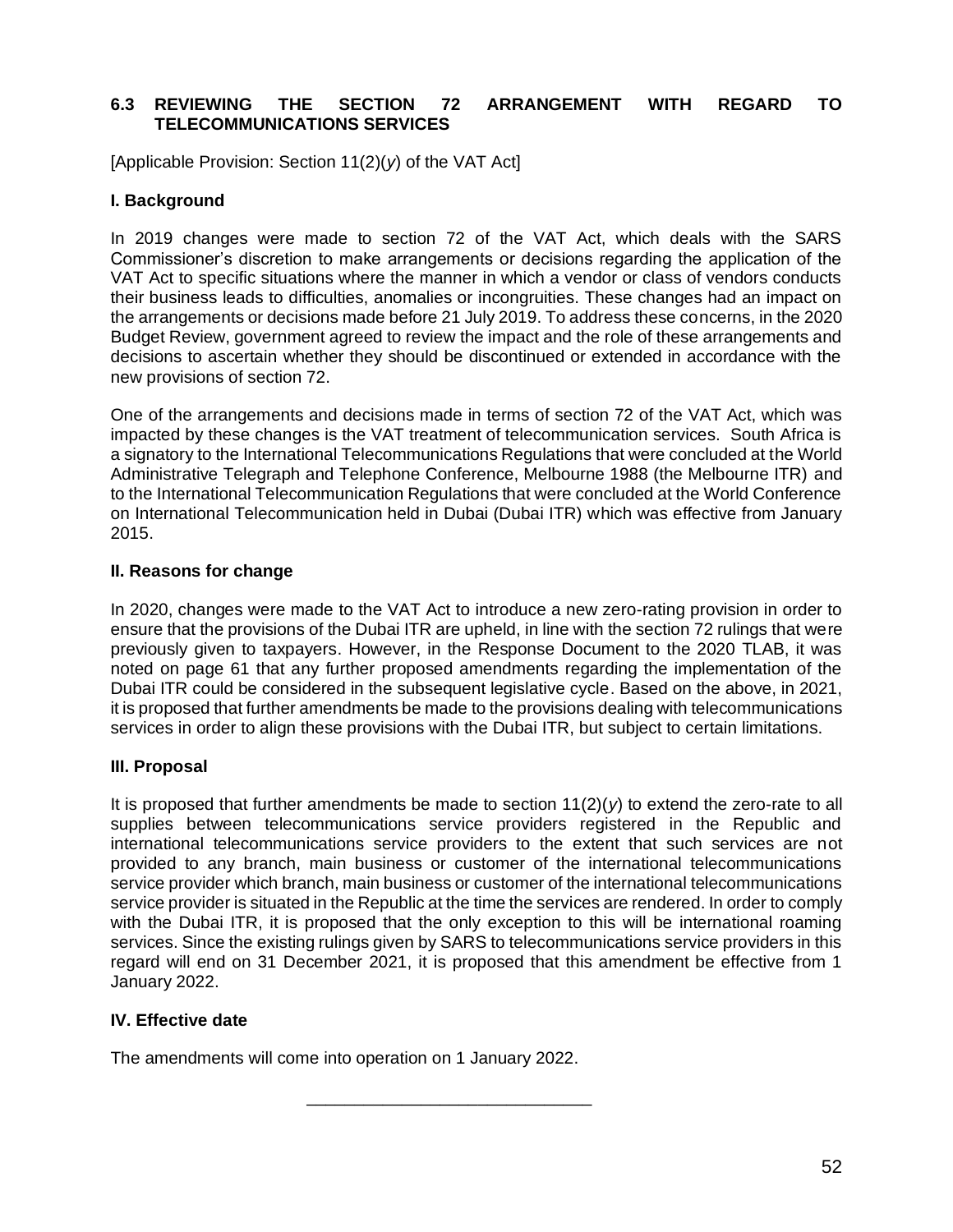### 6.3 REVIEWING THE SECTION 72 ARRANGEMENT WITH REGARD TO TELECOMMUNICATIONS SERVICES

[Applicable Provision: Section 11(2)(*y*) of the VAT Act]

#### I. Background

In 2019 changes were made to section 72 of the VAT Act, which deals with the SARS Commissioner's discretion to make arrangements or decisions regarding the application of the VAT Act to specific situations where the manner in which a vendor or class of vendors conducts their business leads to difficulties, anomalies or incongruities. These changes had an impact on the arrangements or decisions made before 21 July 2019. To address these concerns, in the 2020 Budget Review, government agreed to review the impact and the role of these arrangements and decisions to ascertain whether they should be discontinued or extended in accordance with the new provisions of section 72.

One of the arrangements and decisions made in terms of section 72 of the VAT Act, which was impacted by these changes is the VAT treatment of telecommunication services. South Africa is a signatory to the International Telecommunications Regulations that were concluded at the World Administrative Telegraph and Telephone Conference, Melbourne 1988 (the Melbourne ITR) and to the International Telecommunication Regulations that were concluded at the World Conference on International Telecommunication held in Dubai (Dubai ITR) which was effective from January 2015.

#### II. Reasons for change

In 2020, changes were made to the VAT Act to introduce a new zero-rating provision in order to ensure that the provisions of the Dubai ITR are upheld, in line with the section 72 rulings that were previously given to taxpayers. However, in the Response Document to the 2020 TLAB, it was noted on page 61 that any further proposed amendments regarding the implementation of the Dubai ITR could be considered in the subsequent legislative cycle. Based on the above, in 2021, it is proposed that further amendments be made to the provisions dealing with telecommunications services in order to align these provisions with the Dubai ITR, but subject to certain limitations.

#### III. Proposal

It is proposed that further amendments be made to section 11(2)(*y*) to extend the zero-rate to all supplies between telecommunications service providers registered in the Republic and international telecommunications service providers to the extent that such services are not provided to any branch, main business or customer of the international telecommunications service provider which branch, main business or customer of the international telecommunications service provider is situated in the Republic at the time the services are rendered. In order to comply with the Dubai ITR, it is proposed that the only exception to this will be international roaming services. Since the existing rulings given by SARS to telecommunications service providers in this regard will end on 31 December 2021, it is proposed that this amendment be effective from 1 January 2022.

#### IV. Effective date

The amendments will come into operation on 1 January 2022.

---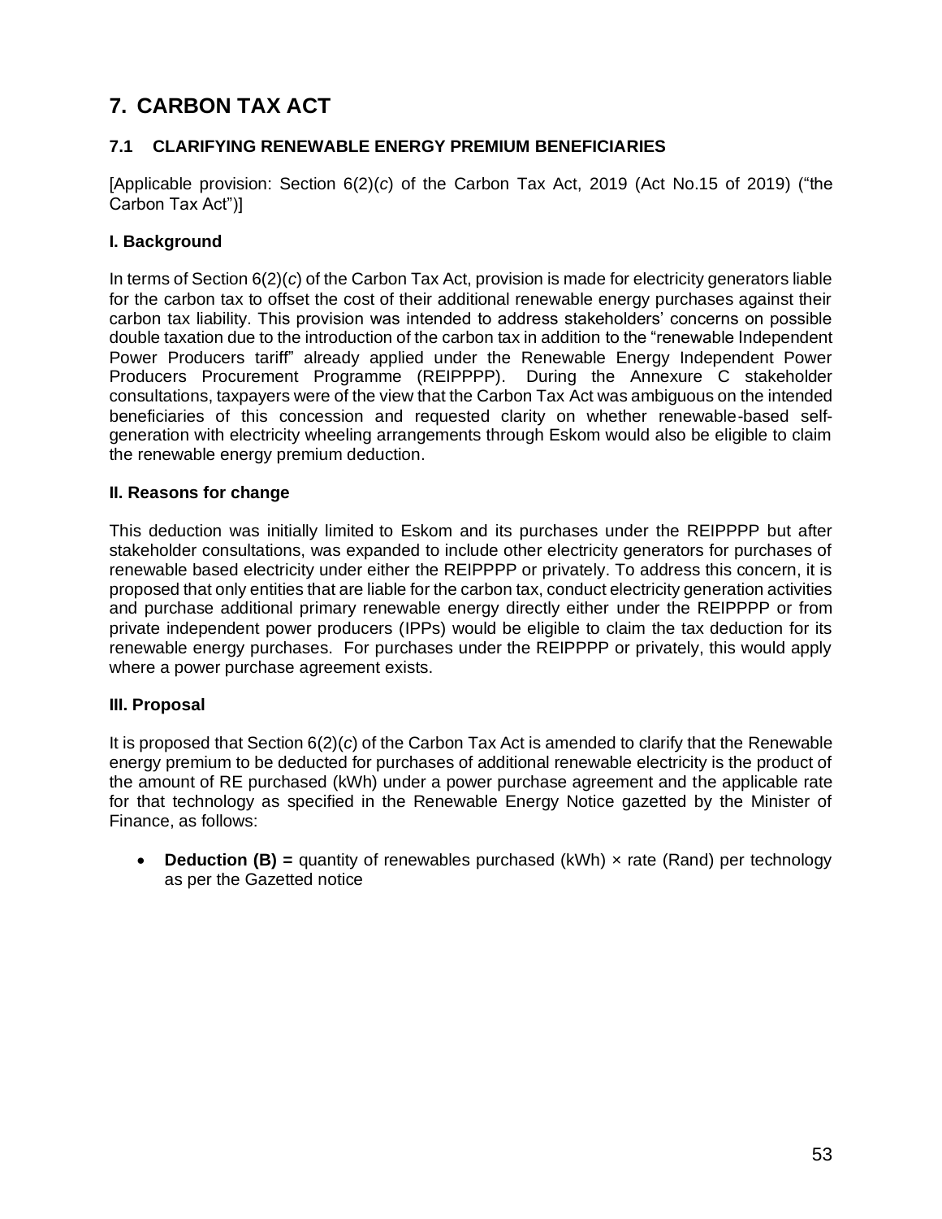# 7. CARBON TAX ACT

## 7.1 CLARIFYING RENEWABLE ENERGY PREMIUM BENEFICIARIES

[Applicable provision: Section 6(2)(*c*) of the Carbon Tax Act, 2019 (Act No.15 of 2019) ("the Carbon Tax Act")]

### I. Background

In terms of Section 6(2)(*c*) of the Carbon Tax Act, provision is made for electricity generators liable for the carbon tax to offset the cost of their additional renewable energy purchases against their carbon tax liability. This provision was intended to address stakeholders' concerns on possible double taxation due to the introduction of the carbon tax in addition to the "renewable Independent Power Producers tariff" already applied under the Renewable Energy Independent Power Producers Procurement Programme (REIPPPP). During the Annexure C stakeholder consultations, taxpayers were of the view that the Carbon Tax Act was ambiguous on the intended beneficiaries of this concession and requested clarity on whether renewable-based self-generation with electricity wheeling arrangements through Eskom would also be eligible to claim the renewable energy premium deduction.

### II. Reasons for change

This deduction was initially limited to Eskom and its purchases under the REIPPPP but after stakeholder consultations, was expanded to include other electricity generators for purchases of renewable based electricity under either the REIPPPP or privately. To address this concern, it is proposed that only entities that are liable for the carbon tax, conduct electricity generation activities and purchase additional primary renewable energy directly either under the REIPPPP or from private independent power producers (IPPs) would be eligible to claim the tax deduction for its renewable energy purchases. For purchases under the REIPPPP or privately, this would apply where a power purchase agreement exists.

### III. Proposal

It is proposed that Section 6(2)(*c*) of the Carbon Tax Act is amended to clarify that the Renewable energy premium to be deducted for purchases of additional renewable electricity is the product of the amount of RE purchased (kWh) under a power purchase agreement and the applicable rate for that technology as specified in the Renewable Energy Notice gazetted by the Minister of Finance, as follows:

- **Deduction (B) =** quantity of renewables purchased (kWh) × rate (Rand) per technology as per the Gazetted notice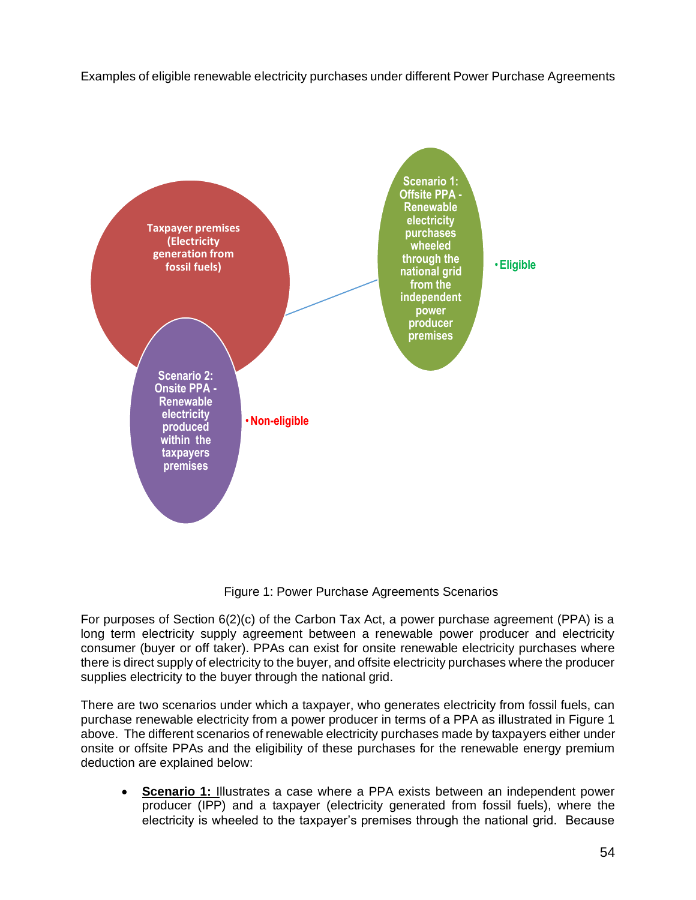Examples of eligible renewable electricity purchases under different Power Purchase Agreements

Taxpayer premises (Electricity generation from fossil fuels)

Scenario 1: Offsite PPA - Renewable electricity purchases wheeled through the national grid from the independent power producer premises

- Eligible

Scenario 2: Onsite PPA - Renewable electricity produced within the taxpayers premises

- Non-eligible

Figure 1: Power Purchase Agreements Scenarios

For purposes of Section 6(2)(c) of the Carbon Tax Act, a power purchase agreement (PPA) is a long term electricity supply agreement between a renewable power producer and electricity consumer (buyer or off taker). PPAs can exist for onsite renewable electricity purchases where there is direct supply of electricity to the buyer, and offsite electricity purchases where the producer supplies electricity to the buyer through the national grid.

There are two scenarios under which a taxpayer, who generates electricity from fossil fuels, can purchase renewable electricity from a power producer in terms of a PPA as illustrated in Figure 1 above. The different scenarios of renewable electricity purchases made by taxpayers either under onsite or offsite PPAs and the eligibility of these purchases for the renewable energy premium deduction are explained below:

- **Scenario 1:** Illustrates a case where a PPA exists between an independent power producer (IPP) and a taxpayer (electricity generated from fossil fuels), where the electricity is wheeled to the taxpayer's premises through the national grid. Because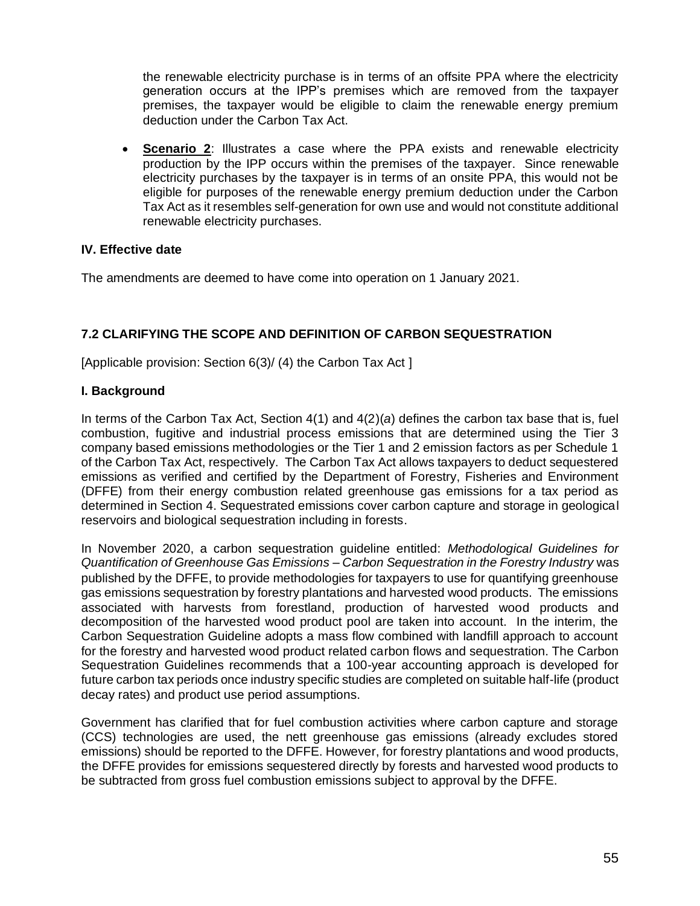the renewable electricity purchase is in terms of an offsite PPA where the electricity generation occurs at the IPP's premises which are removed from the taxpayer premises, the taxpayer would be eligible to claim the renewable energy premium deduction under the Carbon Tax Act.

- **Scenario 2**: Illustrates a case where the PPA exists and renewable electricity production by the IPP occurs within the premises of the taxpayer. Since renewable electricity purchases by the taxpayer is in terms of an onsite PPA, this would not be eligible for purposes of the renewable energy premium deduction under the Carbon Tax Act as it resembles self-generation for own use and would not constitute additional renewable electricity purchases.

### IV. Effective date

The amendments are deemed to have come into operation on 1 January 2021.

## 7.2 CLARIFYING THE SCOPE AND DEFINITION OF CARBON SEQUESTRATION

[Applicable provision: Section 6(3)/ (4) the Carbon Tax Act ]

### I. Background

In terms of the Carbon Tax Act, Section 4(1) and 4(2)(*a*) defines the carbon tax base that is, fuel combustion, fugitive and industrial process emissions that are determined using the Tier 3 company based emissions methodologies or the Tier 1 and 2 emission factors as per Schedule 1 of the Carbon Tax Act, respectively. The Carbon Tax Act allows taxpayers to deduct sequestered emissions as verified and certified by the Department of Forestry, Fisheries and Environment (DFFE) from their energy combustion related greenhouse gas emissions for a tax period as determined in Section 4. Sequestrated emissions cover carbon capture and storage in geological reservoirs and biological sequestration including in forests.

In November 2020, a carbon sequestration guideline entitled: *Methodological Guidelines for Quantification of Greenhouse Gas Emissions – Carbon Sequestration in the Forestry Industry* was published by the DFFE, to provide methodologies for taxpayers to use for quantifying greenhouse gas emissions sequestration by forestry plantations and harvested wood products. The emissions associated with harvests from forestland, production of harvested wood products and decomposition of the harvested wood product pool are taken into account. In the interim, the Carbon Sequestration Guideline adopts a mass flow combined with landfill approach to account for the forestry and harvested wood product related carbon flows and sequestration. The Carbon Sequestration Guidelines recommends that a 100-year accounting approach is developed for future carbon tax periods once industry specific studies are completed on suitable half-life (product decay rates) and product use period assumptions.

Government has clarified that for fuel combustion activities where carbon capture and storage (CCS) technologies are used, the nett greenhouse gas emissions (already excludes stored emissions) should be reported to the DFFE. However, for forestry plantations and wood products, the DFFE provides for emissions sequestered directly by forests and harvested wood products to be subtracted from gross fuel combustion emissions subject to approval by the DFFE.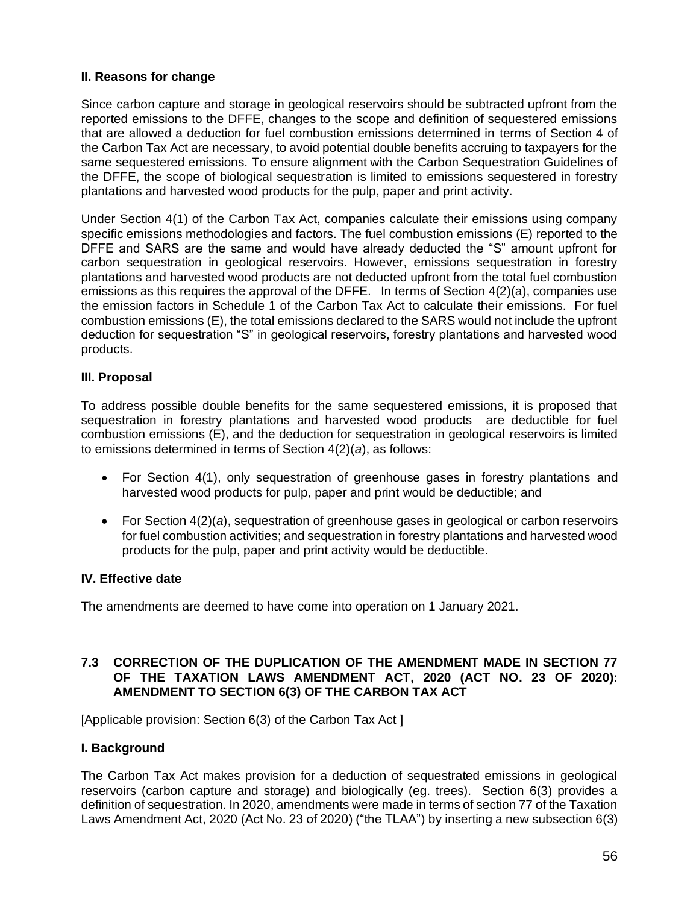### II. Reasons for change

Since carbon capture and storage in geological reservoirs should be subtracted upfront from the reported emissions to the DFFE, changes to the scope and definition of sequestered emissions that are allowed a deduction for fuel combustion emissions determined in terms of Section 4 of the Carbon Tax Act are necessary, to avoid potential double benefits accruing to taxpayers for the same sequestered emissions. To ensure alignment with the Carbon Sequestration Guidelines of the DFFE, the scope of biological sequestration is limited to emissions sequestered in forestry plantations and harvested wood products for the pulp, paper and print activity.

Under Section 4(1) of the Carbon Tax Act, companies calculate their emissions using company specific emissions methodologies and factors. The fuel combustion emissions (E) reported to the DFFE and SARS are the same and would have already deducted the "S" amount upfront for carbon sequestration in geological reservoirs. However, emissions sequestration in forestry plantations and harvested wood products are not deducted upfront from the total fuel combustion emissions as this requires the approval of the DFFE. In terms of Section 4(2)(a), companies use the emission factors in Schedule 1 of the Carbon Tax Act to calculate their emissions. For fuel combustion emissions (E), the total emissions declared to the SARS would not include the upfront deduction for sequestration "S" in geological reservoirs, forestry plantations and harvested wood products.

### III. Proposal

To address possible double benefits for the same sequestered emissions, it is proposed that sequestration in forestry plantations and harvested wood products are deductible for fuel combustion emissions (E), and the deduction for sequestration in geological reservoirs is limited to emissions determined in terms of Section 4(2)(*a*), as follows:

- For Section 4(1), only sequestration of greenhouse gases in forestry plantations and harvested wood products for pulp, paper and print would be deductible; and
- For Section 4(2)(*a*), sequestration of greenhouse gases in geological or carbon reservoirs for fuel combustion activities; and sequestration in forestry plantations and harvested wood products for the pulp, paper and print activity would be deductible.

### IV. Effective date

The amendments are deemed to have come into operation on 1 January 2021.

## 7.3 CORRECTION OF THE DUPLICATION OF THE AMENDMENT MADE IN SECTION 77 OF THE TAXATION LAWS AMENDMENT ACT, 2020 (ACT NO. 23 OF 2020): AMENDMENT TO SECTION 6(3) OF THE CARBON TAX ACT

[Applicable provision: Section 6(3) of the Carbon Tax Act ]

### I. Background

The Carbon Tax Act makes provision for a deduction of sequestrated emissions in geological reservoirs (carbon capture and storage) and biologically (eg. trees). Section 6(3) provides a definition of sequestration. In 2020, amendments were made in terms of section 77 of the Taxation Laws Amendment Act, 2020 (Act No. 23 of 2020) ("the TLAA") by inserting a new subsection 6(3)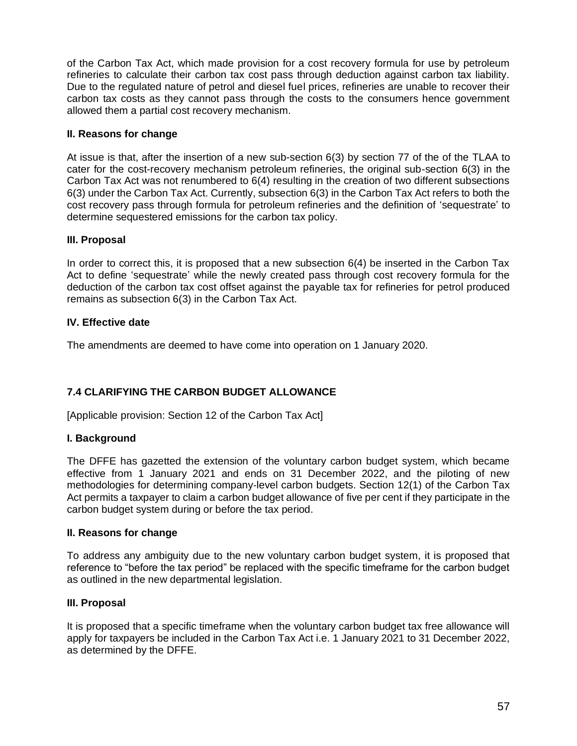of the Carbon Tax Act, which made provision for a cost recovery formula for use by petroleum refineries to calculate their carbon tax cost pass through deduction against carbon tax liability. Due to the regulated nature of petrol and diesel fuel prices, refineries are unable to recover their carbon tax costs as they cannot pass through the costs to the consumers hence government allowed them a partial cost recovery mechanism.

**II. Reasons for change**

At issue is that, after the insertion of a new sub-section 6(3) by section 77 of the of the TLAA to cater for the cost-recovery mechanism petroleum refineries, the original sub-section 6(3) in the Carbon Tax Act was not renumbered to 6(4) resulting in the creation of two different subsections 6(3) under the Carbon Tax Act. Currently, subsection 6(3) in the Carbon Tax Act refers to both the cost recovery pass through formula for petroleum refineries and the definition of 'sequestrate' to determine sequestered emissions for the carbon tax policy.

**III. Proposal**

In order to correct this, it is proposed that a new subsection 6(4) be inserted in the Carbon Tax Act to define 'sequestrate' while the newly created pass through cost recovery formula for the deduction of the carbon tax cost offset against the payable tax for refineries for petrol produced remains as subsection 6(3) in the Carbon Tax Act.

**IV. Effective date**

The amendments are deemed to have come into operation on 1 January 2020.

## 7.4 CLARIFYING THE CARBON BUDGET ALLOWANCE

[Applicable provision: Section 12 of the Carbon Tax Act]

**I. Background**

The DFFE has gazetted the extension of the voluntary carbon budget system, which became effective from 1 January 2021 and ends on 31 December 2022, and the piloting of new methodologies for determining company-level carbon budgets. Section 12(1) of the Carbon Tax Act permits a taxpayer to claim a carbon budget allowance of five per cent if they participate in the carbon budget system during or before the tax period.

**II. Reasons for change**

To address any ambiguity due to the new voluntary carbon budget system, it is proposed that reference to "before the tax period" be replaced with the specific timeframe for the carbon budget as outlined in the new departmental legislation.

**III. Proposal**

It is proposed that a specific timeframe when the voluntary carbon budget tax free allowance will apply for taxpayers be included in the Carbon Tax Act i.e. 1 January 2021 to 31 December 2022, as determined by the DFFE.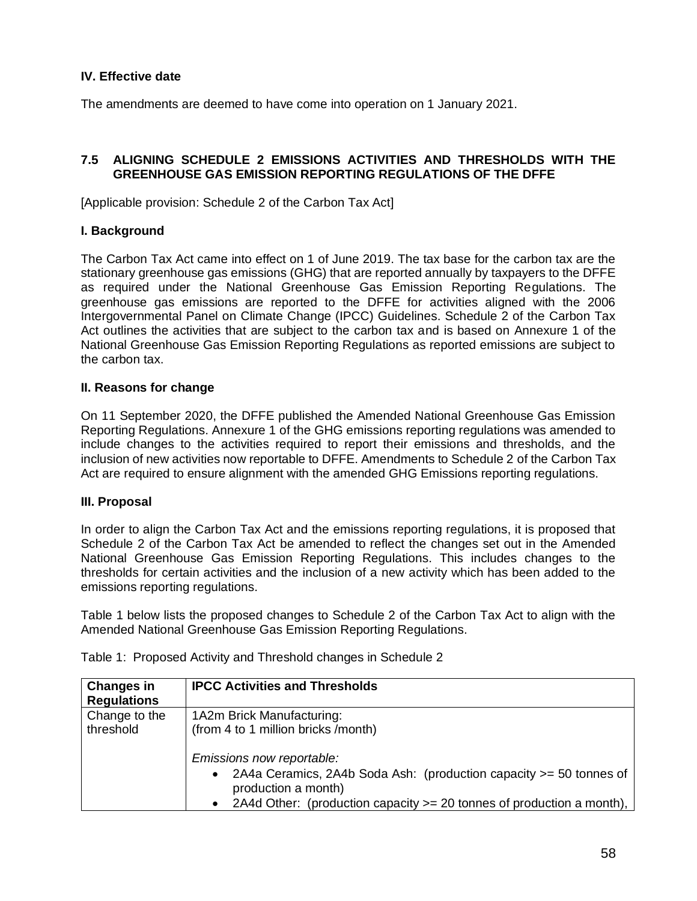### IV. Effective date

The amendments are deemed to have come into operation on 1 January 2021.

## 7.5 ALIGNING SCHEDULE 2 EMISSIONS ACTIVITIES AND THRESHOLDS WITH THE GREENHOUSE GAS EMISSION REPORTING REGULATIONS OF THE DFFE

[Applicable provision: Schedule 2 of the Carbon Tax Act]

### I. Background

The Carbon Tax Act came into effect on 1 of June 2019. The tax base for the carbon tax are the stationary greenhouse gas emissions (GHG) that are reported annually by taxpayers to the DFFE as required under the National Greenhouse Gas Emission Reporting Regulations. The greenhouse gas emissions are reported to the DFFE for activities aligned with the 2006 Intergovernmental Panel on Climate Change (IPCC) Guidelines. Schedule 2 of the Carbon Tax Act outlines the activities that are subject to the carbon tax and is based on Annexure 1 of the National Greenhouse Gas Emission Reporting Regulations as reported emissions are subject to the carbon tax.

### II. Reasons for change

On 11 September 2020, the DFFE published the Amended National Greenhouse Gas Emission Reporting Regulations. Annexure 1 of the GHG emissions reporting regulations was amended to include changes to the activities required to report their emissions and thresholds, and the inclusion of new activities now reportable to DFFE. Amendments to Schedule 2 of the Carbon Tax Act are required to ensure alignment with the amended GHG Emissions reporting regulations.

### III. Proposal

In order to align the Carbon Tax Act and the emissions reporting regulations, it is proposed that Schedule 2 of the Carbon Tax Act be amended to reflect the changes set out in the Amended National Greenhouse Gas Emission Reporting Regulations. This includes changes to the thresholds for certain activities and the inclusion of a new activity which has been added to the emissions reporting regulations.

Table 1 below lists the proposed changes to Schedule 2 of the Carbon Tax Act to align with the Amended National Greenhouse Gas Emission Reporting Regulations.

Table 1: Proposed Activity and Threshold changes in Schedule 2

| **Changes in Regulations** | **IPCC Activities and Thresholds** |
|---|---|
| Change to the threshold | 1A2m Brick Manufacturing: (from 4 to 1 million bricks /month)<br><br>*Emissions now reportable:*<br>• 2A4a Ceramics, 2A4b Soda Ash: (production capacity >= 50 tonnes of production a month)<br>• 2A4d Other: (production capacity >= 20 tonnes of production a month), |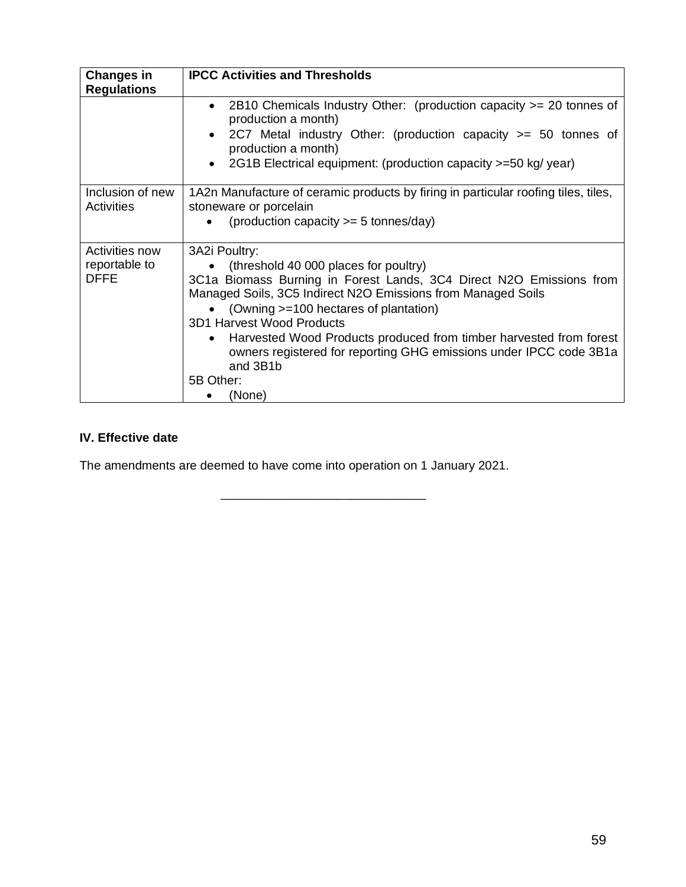| Changes in Regulations | IPCC Activities and Thresholds |
|---|---|
| | • 2B10 Chemicals Industry Other: (production capacity >= 20 tonnes of production a month)<br>• 2C7 Metal industry Other: (production capacity >= 50 tonnes of production a month)<br>• 2G1B Electrical equipment: (production capacity >=50 kg/ year) |
| Inclusion of new Activities | 1A2n Manufacture of ceramic products by firing in particular roofing tiles, tiles, stoneware or porcelain<br>• (production capacity >= 5 tonnes/day) |
| Activities now reportable to DFFE | 3A2i Poultry:<br>• (threshold 40 000 places for poultry)<br>3C1a Biomass Burning in Forest Lands, 3C4 Direct N2O Emissions from Managed Soils, 3C5 Indirect N2O Emissions from Managed Soils<br>• (Owning >=100 hectares of plantation)<br>3D1 Harvest Wood Products<br>• Harvested Wood Products produced from timber harvested from forest owners registered for reporting GHG emissions under IPCC code 3B1a and 3B1b<br>5B Other:<br>• (None) |

**IV. Effective date**

The amendments are deemed to have come into operation on 1 January 2021.

---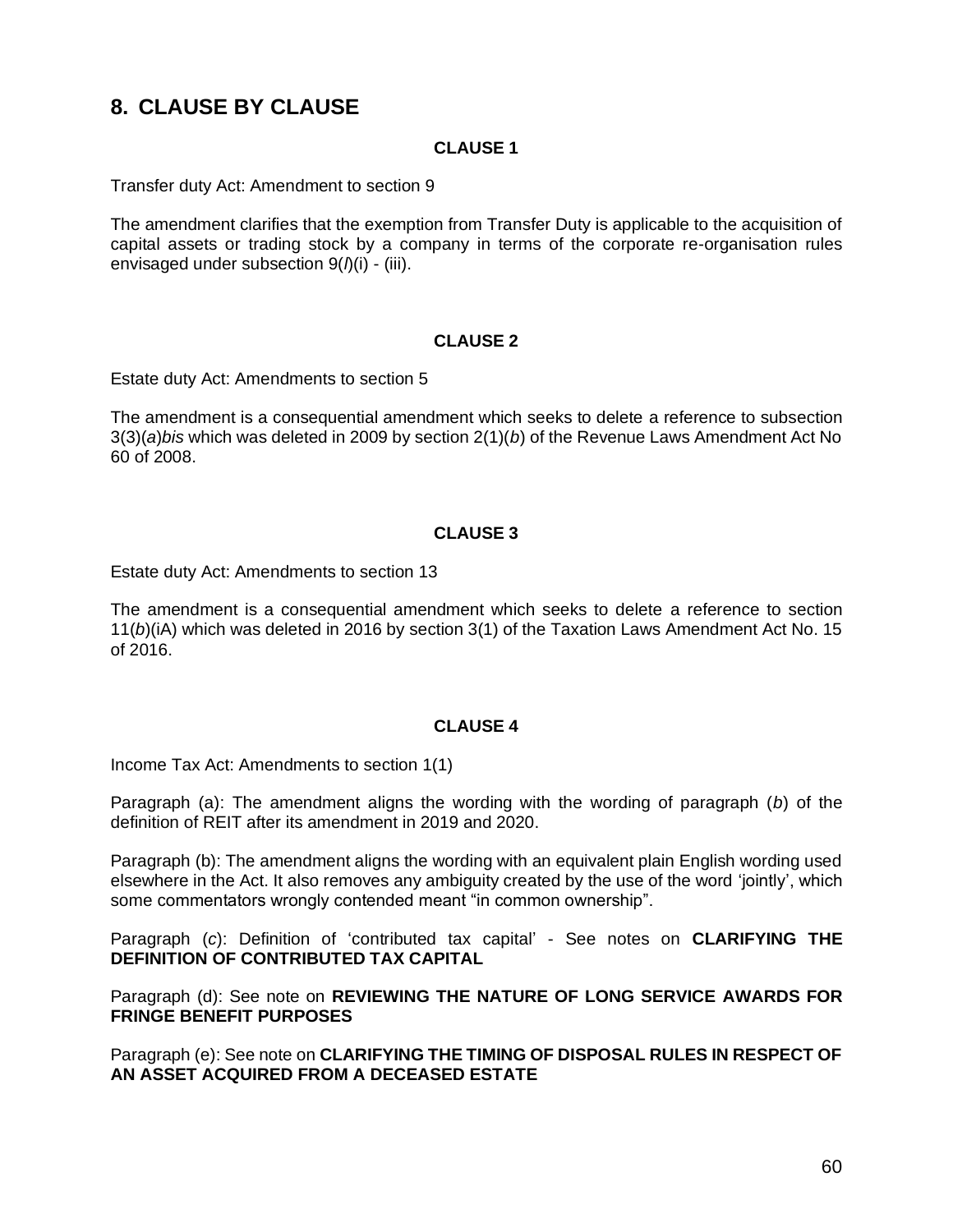## 8. CLAUSE BY CLAUSE

**CLAUSE 1**

Transfer duty Act: Amendment to section 9

The amendment clarifies that the exemption from Transfer Duty is applicable to the acquisition of capital assets or trading stock by a company in terms of the corporate re-organisation rules envisaged under subsection 9(*l*)(i) - (iii).

**CLAUSE 2**

Estate duty Act: Amendments to section 5

The amendment is a consequential amendment which seeks to delete a reference to subsection 3(3)(*a*)*bis* which was deleted in 2009 by section 2(1)(*b*) of the Revenue Laws Amendment Act No 60 of 2008.

**CLAUSE 3**

Estate duty Act: Amendments to section 13

The amendment is a consequential amendment which seeks to delete a reference to section 11(*b*)(iA) which was deleted in 2016 by section 3(1) of the Taxation Laws Amendment Act No. 15 of 2016.

**CLAUSE 4**

Income Tax Act: Amendments to section 1(1)

Paragraph (a): The amendment aligns the wording with the wording of paragraph (*b*) of the definition of REIT after its amendment in 2019 and 2020.

Paragraph (b): The amendment aligns the wording with an equivalent plain English wording used elsewhere in the Act. It also removes any ambiguity created by the use of the word 'jointly', which some commentators wrongly contended meant "in common ownership".

Paragraph (*c*): Definition of 'contributed tax capital' - See notes on **CLARIFYING THE DEFINITION OF CONTRIBUTED TAX CAPITAL**

Paragraph (d): See note on **REVIEWING THE NATURE OF LONG SERVICE AWARDS FOR FRINGE BENEFIT PURPOSES**

Paragraph (e): See note on **CLARIFYING THE TIMING OF DISPOSAL RULES IN RESPECT OF AN ASSET ACQUIRED FROM A DECEASED ESTATE**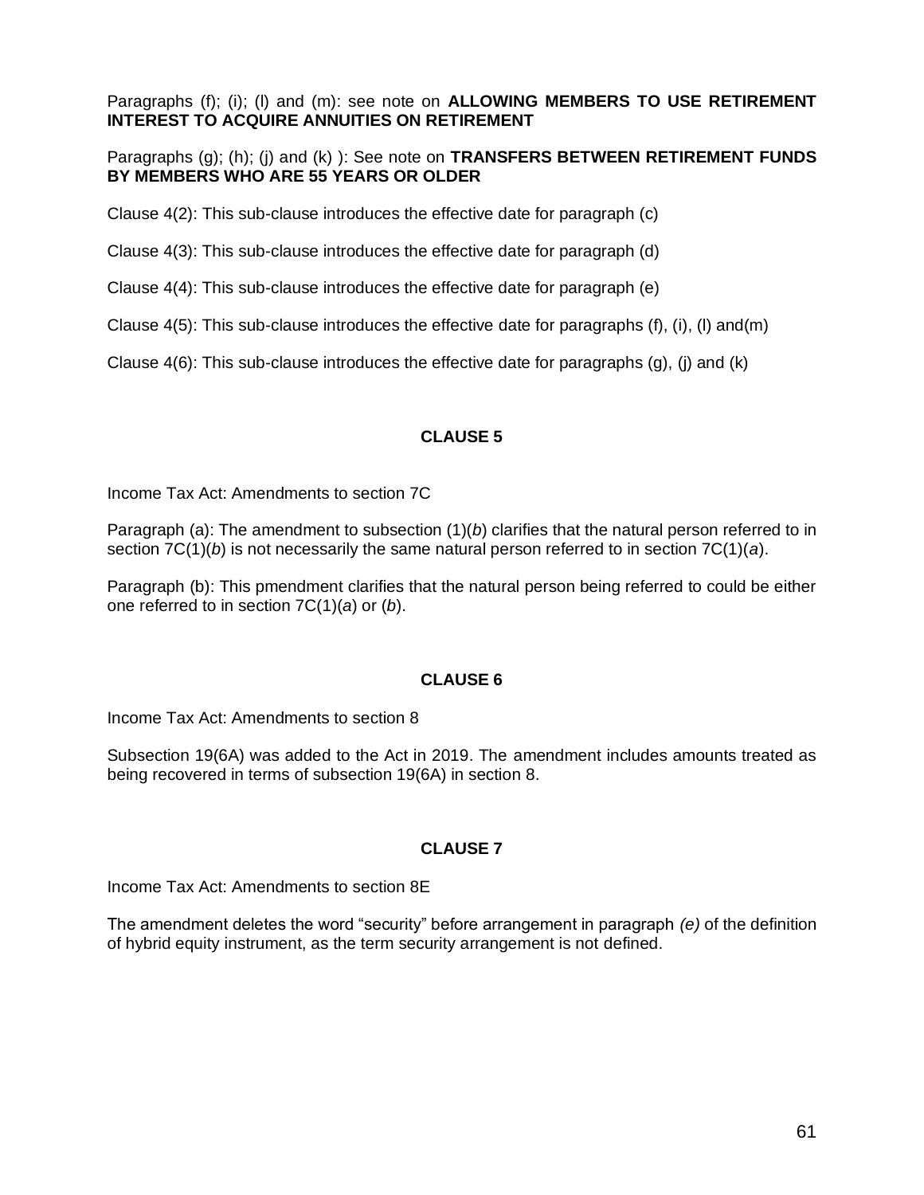Paragraphs (f); (i); (l) and (m): see note on **ALLOWING MEMBERS TO USE RETIREMENT INTEREST TO ACQUIRE ANNUITIES ON RETIREMENT**

Paragraphs (g); (h); (j) and (k) ): See note on **TRANSFERS BETWEEN RETIREMENT FUNDS BY MEMBERS WHO ARE 55 YEARS OR OLDER**

Clause 4(2): This sub-clause introduces the effective date for paragraph (c)

Clause 4(3): This sub-clause introduces the effective date for paragraph (d)

Clause 4(4): This sub-clause introduces the effective date for paragraph (e)

Clause 4(5): This sub-clause introduces the effective date for paragraphs (f), (i), (l) and(m)

Clause 4(6): This sub-clause introduces the effective date for paragraphs (g), (j) and (k)

## CLAUSE 5

Income Tax Act: Amendments to section 7C

Paragraph (a): The amendment to subsection (1)(*b*) clarifies that the natural person referred to in section 7C(1)(*b*) is not necessarily the same natural person referred to in section 7C(1)(*a*).

Paragraph (b): This pmendment clarifies that the natural person being referred to could be either one referred to in section 7C(1)(*a*) or (*b*).

## CLAUSE 6

Income Tax Act: Amendments to section 8

Subsection 19(6A) was added to the Act in 2019. The amendment includes amounts treated as being recovered in terms of subsection 19(6A) in section 8.

## CLAUSE 7

Income Tax Act: Amendments to section 8E

The amendment deletes the word "security" before arrangement in paragraph *(e)* of the definition of hybrid equity instrument, as the term security arrangement is not defined.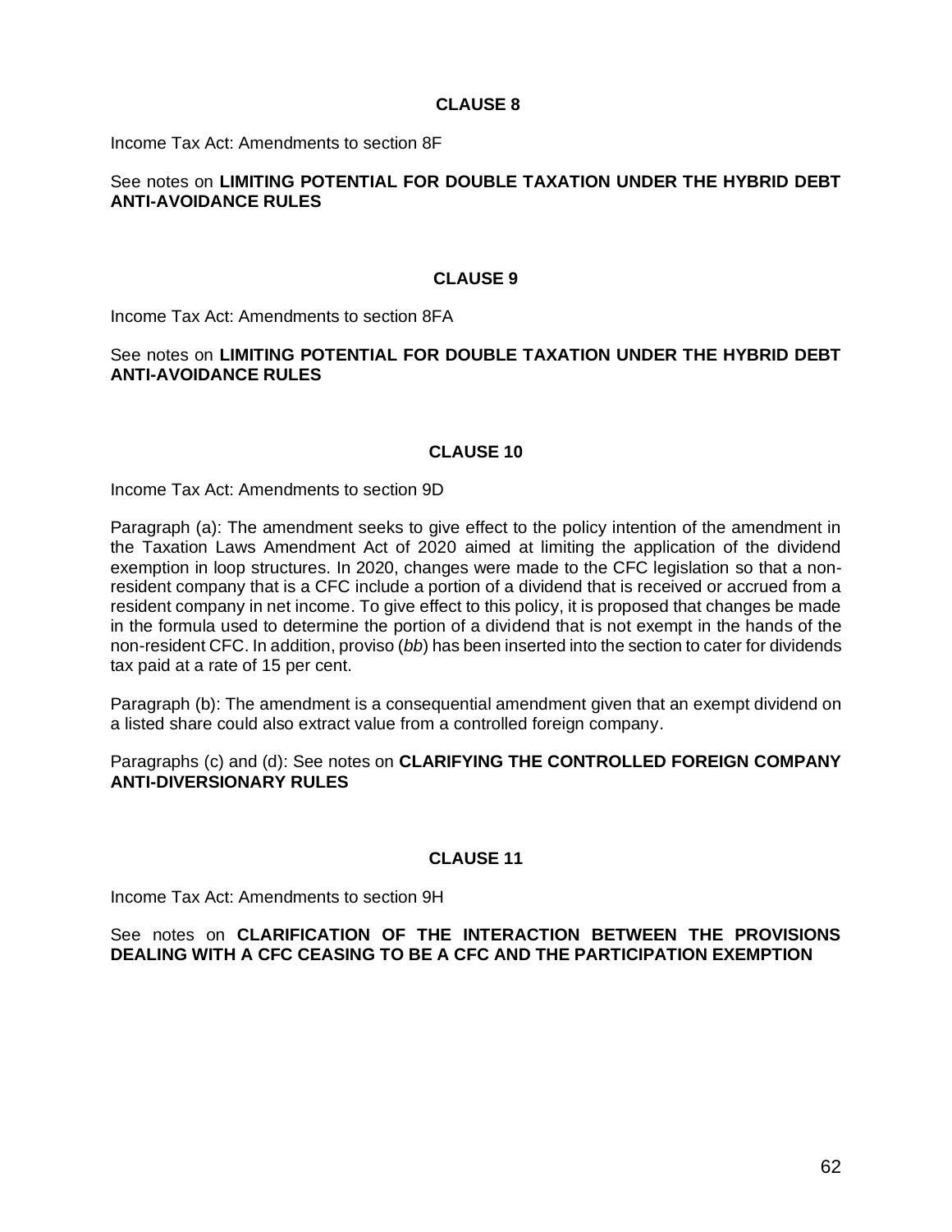### CLAUSE 8

Income Tax Act: Amendments to section 8F

See notes on **LIMITING POTENTIAL FOR DOUBLE TAXATION UNDER THE HYBRID DEBT ANTI-AVOIDANCE RULES**

### CLAUSE 9

Income Tax Act: Amendments to section 8FA

See notes on **LIMITING POTENTIAL FOR DOUBLE TAXATION UNDER THE HYBRID DEBT ANTI-AVOIDANCE RULES**

### CLAUSE 10

Income Tax Act: Amendments to section 9D

Paragraph (a): The amendment seeks to give effect to the policy intention of the amendment in the Taxation Laws Amendment Act of 2020 aimed at limiting the application of the dividend exemption in loop structures. In 2020, changes were made to the CFC legislation so that a non-resident company that is a CFC include a portion of a dividend that is received or accrued from a resident company in net income. To give effect to this policy, it is proposed that changes be made in the formula used to determine the portion of a dividend that is not exempt in the hands of the non-resident CFC. In addition, proviso (*bb*) has been inserted into the section to cater for dividends tax paid at a rate of 15 per cent.

Paragraph (b): The amendment is a consequential amendment given that an exempt dividend on a listed share could also extract value from a controlled foreign company.

Paragraphs (c) and (d): See notes on **CLARIFYING THE CONTROLLED FOREIGN COMPANY ANTI-DIVERSIONARY RULES**

### CLAUSE 11

Income Tax Act: Amendments to section 9H

See notes on **CLARIFICATION OF THE INTERACTION BETWEEN THE PROVISIONS DEALING WITH A CFC CEASING TO BE A CFC AND THE PARTICIPATION EXEMPTION**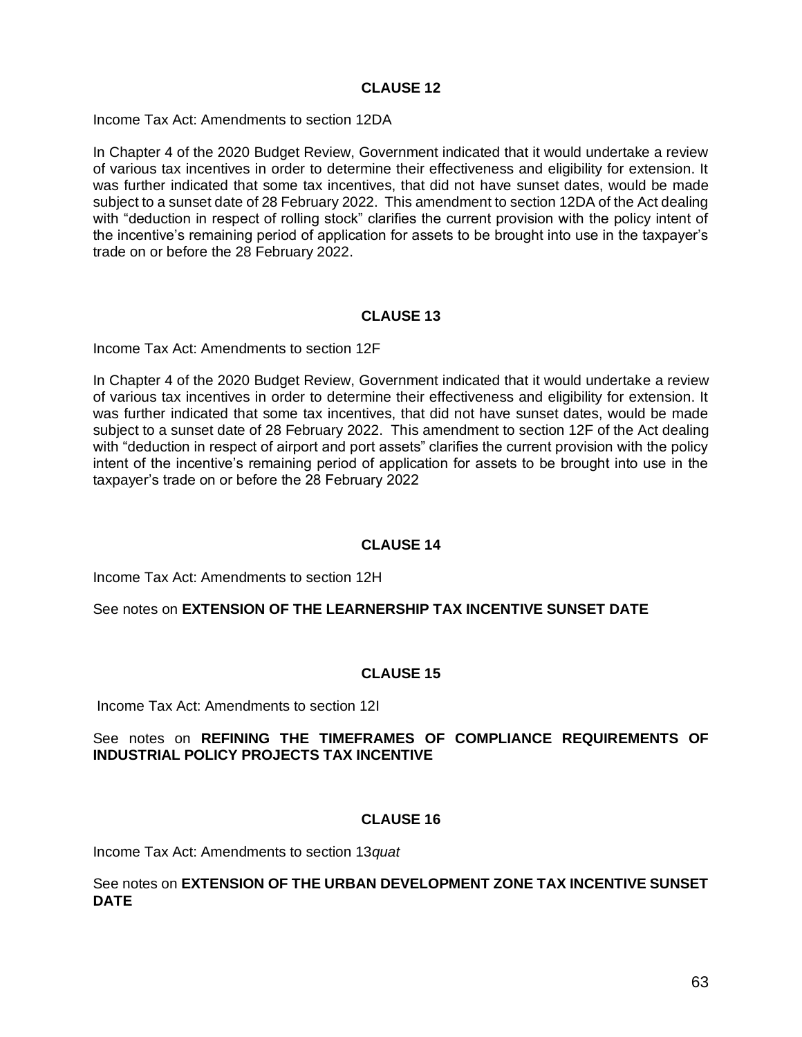## CLAUSE 12

Income Tax Act: Amendments to section 12DA

In Chapter 4 of the 2020 Budget Review, Government indicated that it would undertake a review of various tax incentives in order to determine their effectiveness and eligibility for extension. It was further indicated that some tax incentives, that did not have sunset dates, would be made subject to a sunset date of 28 February 2022. This amendment to section 12DA of the Act dealing with "deduction in respect of rolling stock" clarifies the current provision with the policy intent of the incentive's remaining period of application for assets to be brought into use in the taxpayer's trade on or before the 28 February 2022.

## CLAUSE 13

Income Tax Act: Amendments to section 12F

In Chapter 4 of the 2020 Budget Review, Government indicated that it would undertake a review of various tax incentives in order to determine their effectiveness and eligibility for extension. It was further indicated that some tax incentives, that did not have sunset dates, would be made subject to a sunset date of 28 February 2022. This amendment to section 12F of the Act dealing with "deduction in respect of airport and port assets" clarifies the current provision with the policy intent of the incentive's remaining period of application for assets to be brought into use in the taxpayer's trade on or before the 28 February 2022

## CLAUSE 14

Income Tax Act: Amendments to section 12H

See notes on **EXTENSION OF THE LEARNERSHIP TAX INCENTIVE SUNSET DATE**

## CLAUSE 15

Income Tax Act: Amendments to section 12I

See notes on **REFINING THE TIMEFRAMES OF COMPLIANCE REQUIREMENTS OF INDUSTRIAL POLICY PROJECTS TAX INCENTIVE**

## CLAUSE 16

Income Tax Act: Amendments to section 13*quat*

See notes on **EXTENSION OF THE URBAN DEVELOPMENT ZONE TAX INCENTIVE SUNSET DATE**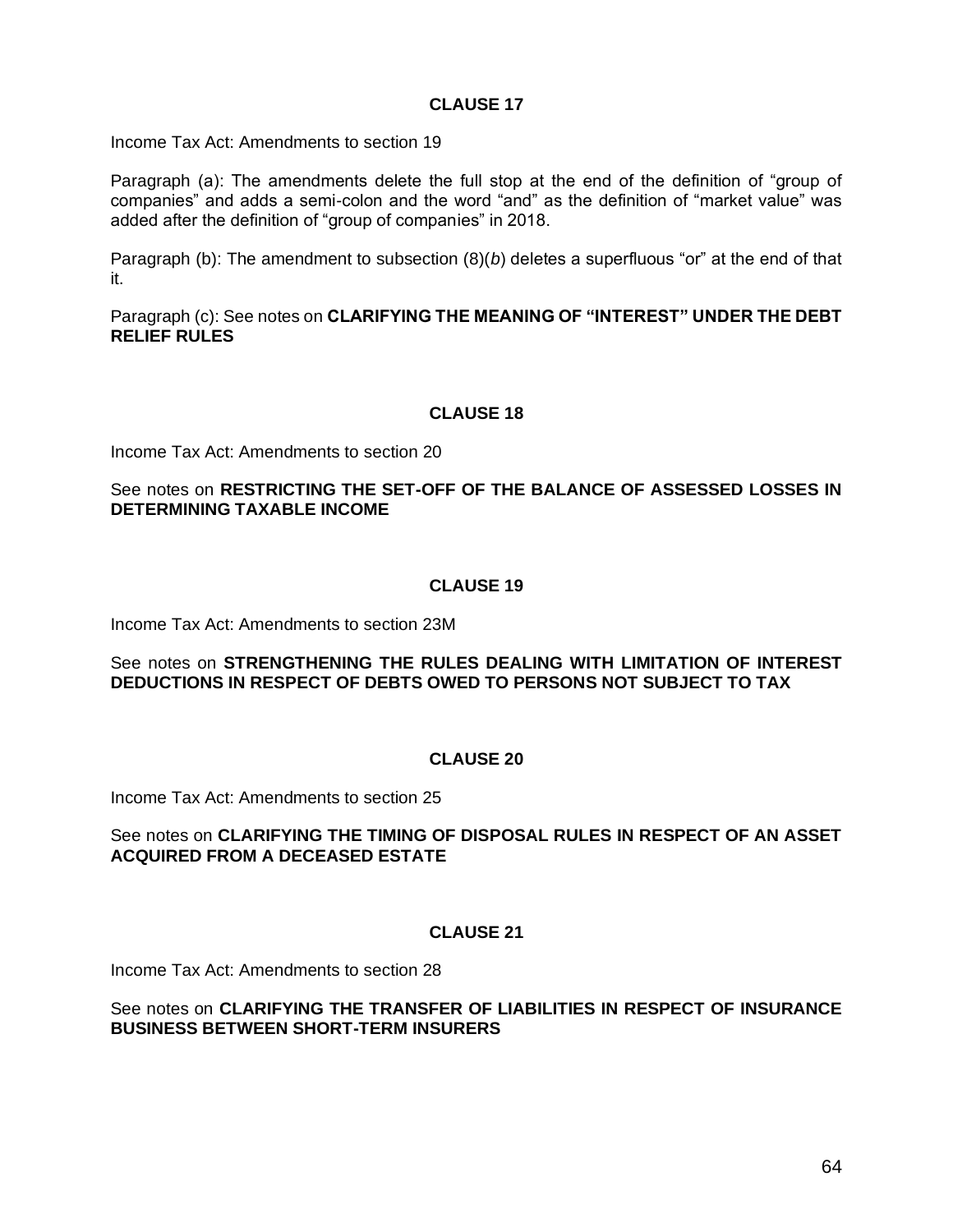## CLAUSE 17

Income Tax Act: Amendments to section 19

Paragraph (a): The amendments delete the full stop at the end of the definition of "group of companies" and adds a semi-colon and the word "and" as the definition of "market value" was added after the definition of "group of companies" in 2018.

Paragraph (b): The amendment to subsection (8)(*b*) deletes a superfluous "or" at the end of that it.

Paragraph (c): See notes on **CLARIFYING THE MEANING OF "INTEREST" UNDER THE DEBT RELIEF RULES**

## CLAUSE 18

Income Tax Act: Amendments to section 20

See notes on **RESTRICTING THE SET-OFF OF THE BALANCE OF ASSESSED LOSSES IN DETERMINING TAXABLE INCOME**

## CLAUSE 19

Income Tax Act: Amendments to section 23M

See notes on **STRENGTHENING THE RULES DEALING WITH LIMITATION OF INTEREST DEDUCTIONS IN RESPECT OF DEBTS OWED TO PERSONS NOT SUBJECT TO TAX**

## CLAUSE 20

Income Tax Act: Amendments to section 25

See notes on **CLARIFYING THE TIMING OF DISPOSAL RULES IN RESPECT OF AN ASSET ACQUIRED FROM A DECEASED ESTATE**

## CLAUSE 21

Income Tax Act: Amendments to section 28

See notes on **CLARIFYING THE TRANSFER OF LIABILITIES IN RESPECT OF INSURANCE BUSINESS BETWEEN SHORT-TERM INSURERS**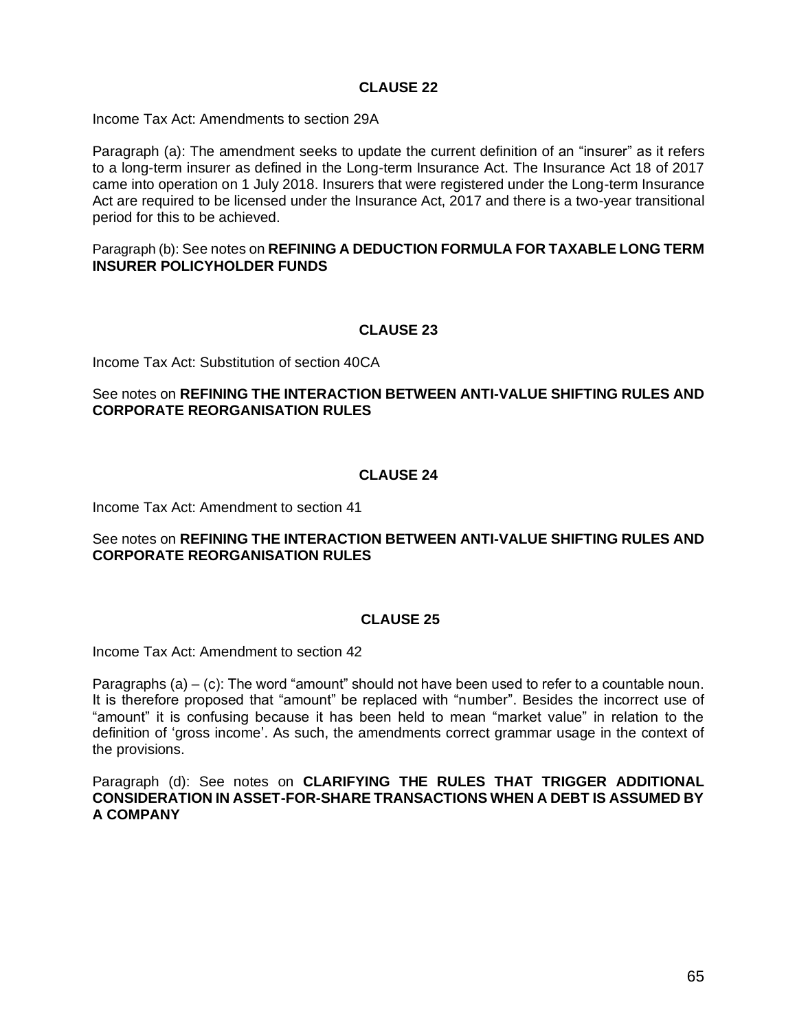## CLAUSE 22

Income Tax Act: Amendments to section 29A

Paragraph (a): The amendment seeks to update the current definition of an "insurer" as it refers to a long-term insurer as defined in the Long-term Insurance Act. The Insurance Act 18 of 2017 came into operation on 1 July 2018. Insurers that were registered under the Long-term Insurance Act are required to be licensed under the Insurance Act, 2017 and there is a two-year transitional period for this to be achieved.

Paragraph (b): See notes on **REFINING A DEDUCTION FORMULA FOR TAXABLE LONG TERM INSURER POLICYHOLDER FUNDS**

## CLAUSE 23

Income Tax Act: Substitution of section 40CA

See notes on **REFINING THE INTERACTION BETWEEN ANTI-VALUE SHIFTING RULES AND CORPORATE REORGANISATION RULES**

## CLAUSE 24

Income Tax Act: Amendment to section 41

See notes on **REFINING THE INTERACTION BETWEEN ANTI-VALUE SHIFTING RULES AND CORPORATE REORGANISATION RULES**

## CLAUSE 25

Income Tax Act: Amendment to section 42

Paragraphs (a) – (c): The word "amount" should not have been used to refer to a countable noun. It is therefore proposed that "amount" be replaced with "number". Besides the incorrect use of "amount" it is confusing because it has been held to mean "market value" in relation to the definition of 'gross income'. As such, the amendments correct grammar usage in the context of the provisions.

Paragraph (d): See notes on **CLARIFYING THE RULES THAT TRIGGER ADDITIONAL CONSIDERATION IN ASSET-FOR-SHARE TRANSACTIONS WHEN A DEBT IS ASSUMED BY A COMPANY**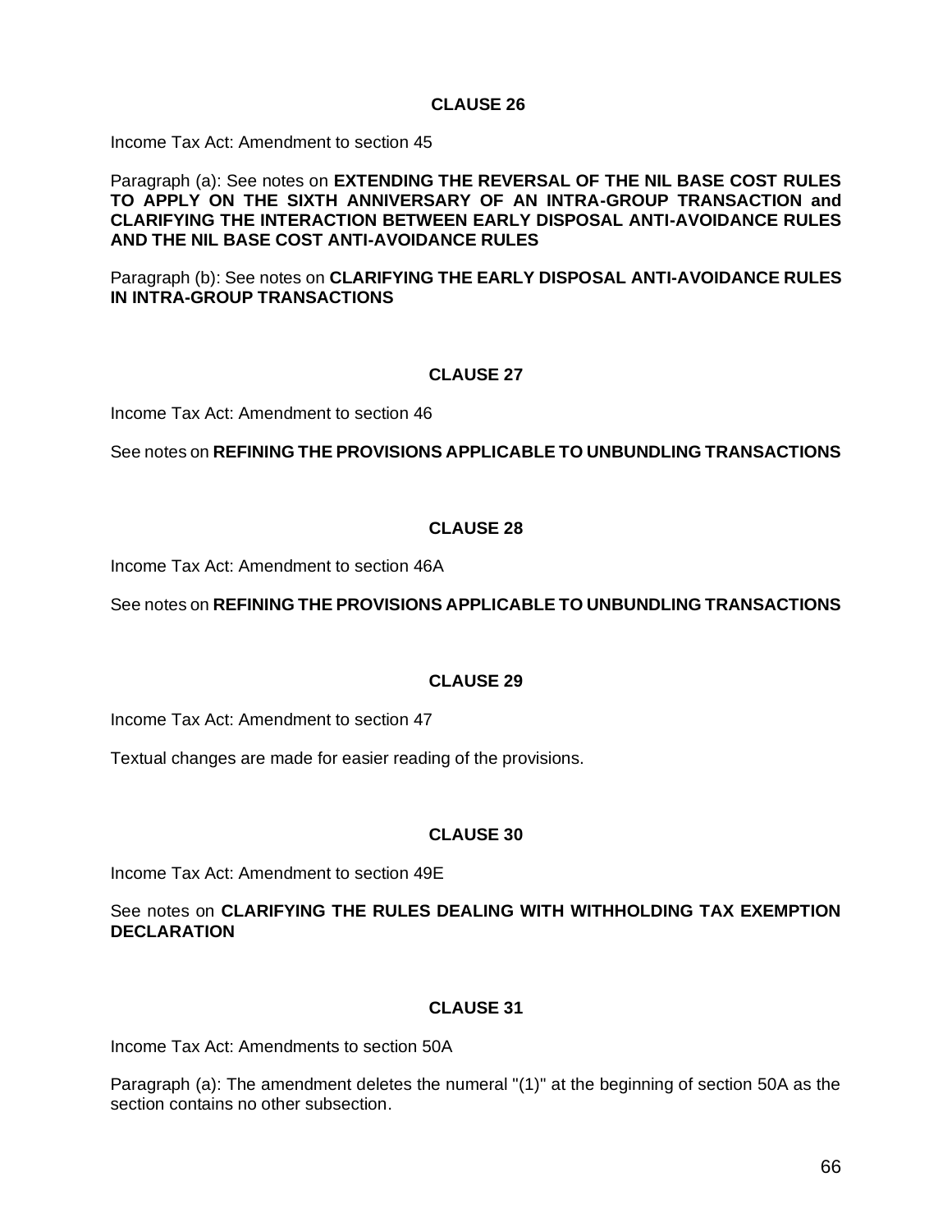## CLAUSE 26

Income Tax Act: Amendment to section 45

Paragraph (a): See notes on **EXTENDING THE REVERSAL OF THE NIL BASE COST RULES TO APPLY ON THE SIXTH ANNIVERSARY OF AN INTRA-GROUP TRANSACTION and CLARIFYING THE INTERACTION BETWEEN EARLY DISPOSAL ANTI-AVOIDANCE RULES AND THE NIL BASE COST ANTI-AVOIDANCE RULES**

Paragraph (b): See notes on **CLARIFYING THE EARLY DISPOSAL ANTI-AVOIDANCE RULES IN INTRA-GROUP TRANSACTIONS**

## CLAUSE 27

Income Tax Act: Amendment to section 46

See notes on **REFINING THE PROVISIONS APPLICABLE TO UNBUNDLING TRANSACTIONS**

## CLAUSE 28

Income Tax Act: Amendment to section 46A

See notes on **REFINING THE PROVISIONS APPLICABLE TO UNBUNDLING TRANSACTIONS**

## CLAUSE 29

Income Tax Act: Amendment to section 47

Textual changes are made for easier reading of the provisions.

## CLAUSE 30

Income Tax Act: Amendment to section 49E

See notes on **CLARIFYING THE RULES DEALING WITH WITHHOLDING TAX EXEMPTION DECLARATION**

## CLAUSE 31

Income Tax Act: Amendments to section 50A

Paragraph (a): The amendment deletes the numeral "(1)" at the beginning of section 50A as the section contains no other subsection.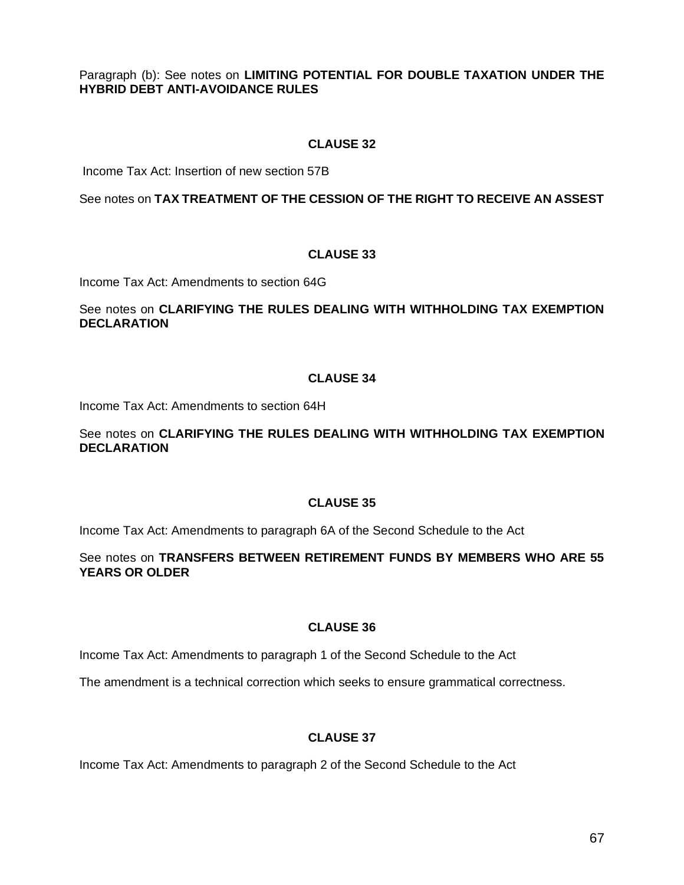Paragraph (b): See notes on **LIMITING POTENTIAL FOR DOUBLE TAXATION UNDER THE HYBRID DEBT ANTI-AVOIDANCE RULES**

### CLAUSE 32

Income Tax Act: Insertion of new section 57B

See notes on **TAX TREATMENT OF THE CESSION OF THE RIGHT TO RECEIVE AN ASSEST**

### CLAUSE 33

Income Tax Act: Amendments to section 64G

See notes on **CLARIFYING THE RULES DEALING WITH WITHHOLDING TAX EXEMPTION DECLARATION**

### CLAUSE 34

Income Tax Act: Amendments to section 64H

See notes on **CLARIFYING THE RULES DEALING WITH WITHHOLDING TAX EXEMPTION DECLARATION**

### CLAUSE 35

Income Tax Act: Amendments to paragraph 6A of the Second Schedule to the Act

See notes on **TRANSFERS BETWEEN RETIREMENT FUNDS BY MEMBERS WHO ARE 55 YEARS OR OLDER**

### CLAUSE 36

Income Tax Act: Amendments to paragraph 1 of the Second Schedule to the Act

The amendment is a technical correction which seeks to ensure grammatical correctness.

### CLAUSE 37

Income Tax Act: Amendments to paragraph 2 of the Second Schedule to the Act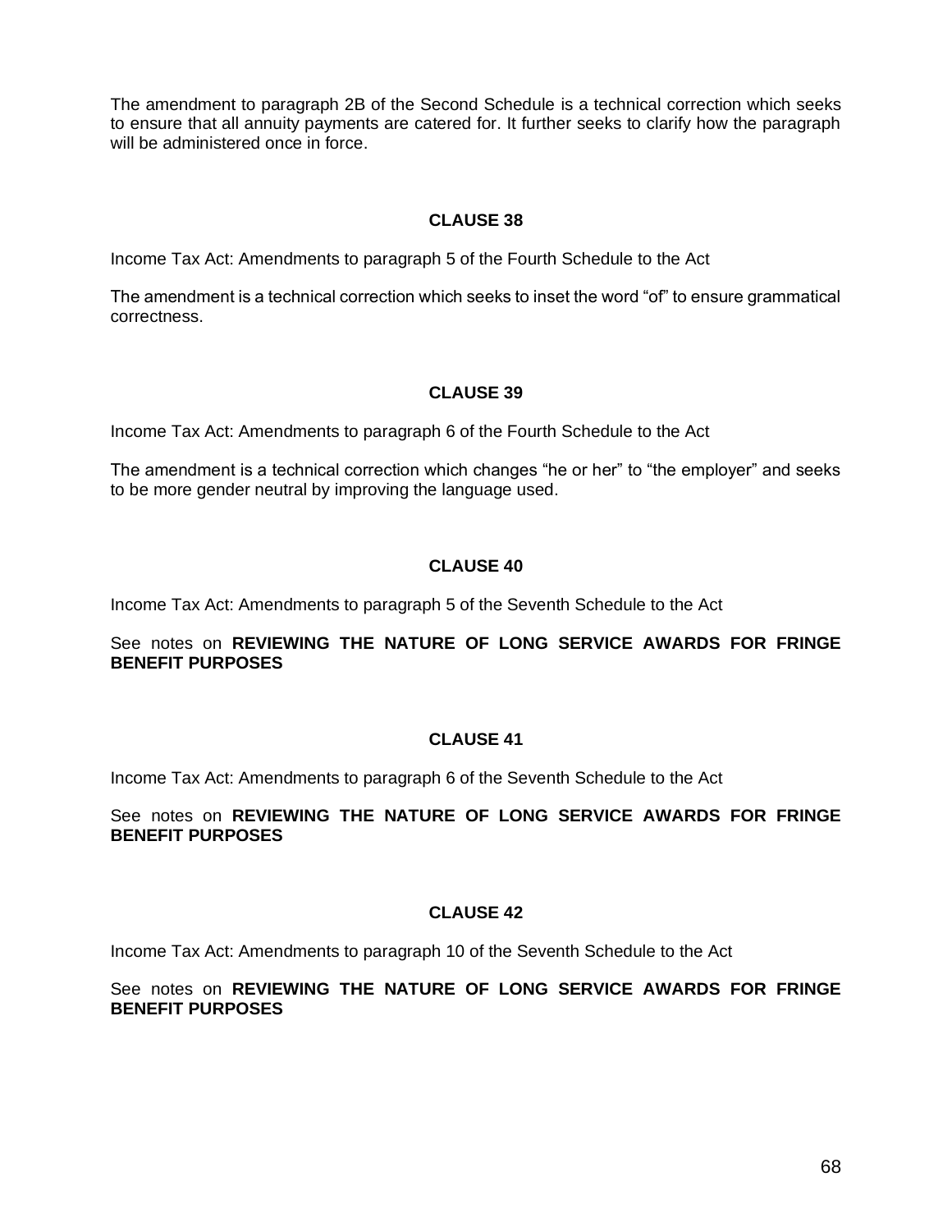The amendment to paragraph 2B of the Second Schedule is a technical correction which seeks to ensure that all annuity payments are catered for. It further seeks to clarify how the paragraph will be administered once in force.

## CLAUSE 38

Income Tax Act: Amendments to paragraph 5 of the Fourth Schedule to the Act

The amendment is a technical correction which seeks to inset the word "of" to ensure grammatical correctness.

## CLAUSE 39

Income Tax Act: Amendments to paragraph 6 of the Fourth Schedule to the Act

The amendment is a technical correction which changes "he or her" to "the employer" and seeks to be more gender neutral by improving the language used.

## CLAUSE 40

Income Tax Act: Amendments to paragraph 5 of the Seventh Schedule to the Act

See notes on **REVIEWING THE NATURE OF LONG SERVICE AWARDS FOR FRINGE BENEFIT PURPOSES**

## CLAUSE 41

Income Tax Act: Amendments to paragraph 6 of the Seventh Schedule to the Act

See notes on **REVIEWING THE NATURE OF LONG SERVICE AWARDS FOR FRINGE BENEFIT PURPOSES**

## CLAUSE 42

Income Tax Act: Amendments to paragraph 10 of the Seventh Schedule to the Act

See notes on **REVIEWING THE NATURE OF LONG SERVICE AWARDS FOR FRINGE BENEFIT PURPOSES**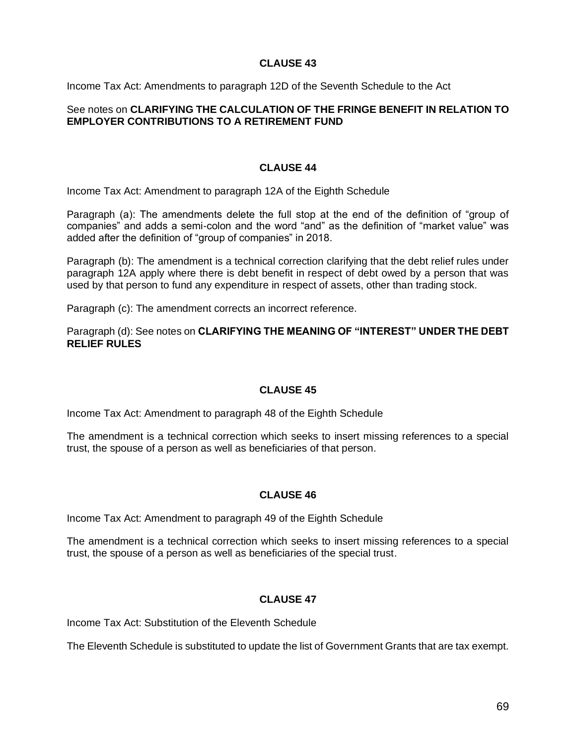## CLAUSE 43

Income Tax Act: Amendments to paragraph 12D of the Seventh Schedule to the Act

See notes on **CLARIFYING THE CALCULATION OF THE FRINGE BENEFIT IN RELATION TO EMPLOYER CONTRIBUTIONS TO A RETIREMENT FUND**

## CLAUSE 44

Income Tax Act: Amendment to paragraph 12A of the Eighth Schedule

Paragraph (a): The amendments delete the full stop at the end of the definition of "group of companies" and adds a semi-colon and the word "and" as the definition of "market value" was added after the definition of "group of companies" in 2018.

Paragraph (b): The amendment is a technical correction clarifying that the debt relief rules under paragraph 12A apply where there is debt benefit in respect of debt owed by a person that was used by that person to fund any expenditure in respect of assets, other than trading stock.

Paragraph (c): The amendment corrects an incorrect reference.

Paragraph (d): See notes on **CLARIFYING THE MEANING OF "INTEREST" UNDER THE DEBT RELIEF RULES**

## CLAUSE 45

Income Tax Act: Amendment to paragraph 48 of the Eighth Schedule

The amendment is a technical correction which seeks to insert missing references to a special trust, the spouse of a person as well as beneficiaries of that person.

## CLAUSE 46

Income Tax Act: Amendment to paragraph 49 of the Eighth Schedule

The amendment is a technical correction which seeks to insert missing references to a special trust, the spouse of a person as well as beneficiaries of the special trust.

## CLAUSE 47

Income Tax Act: Substitution of the Eleventh Schedule

The Eleventh Schedule is substituted to update the list of Government Grants that are tax exempt.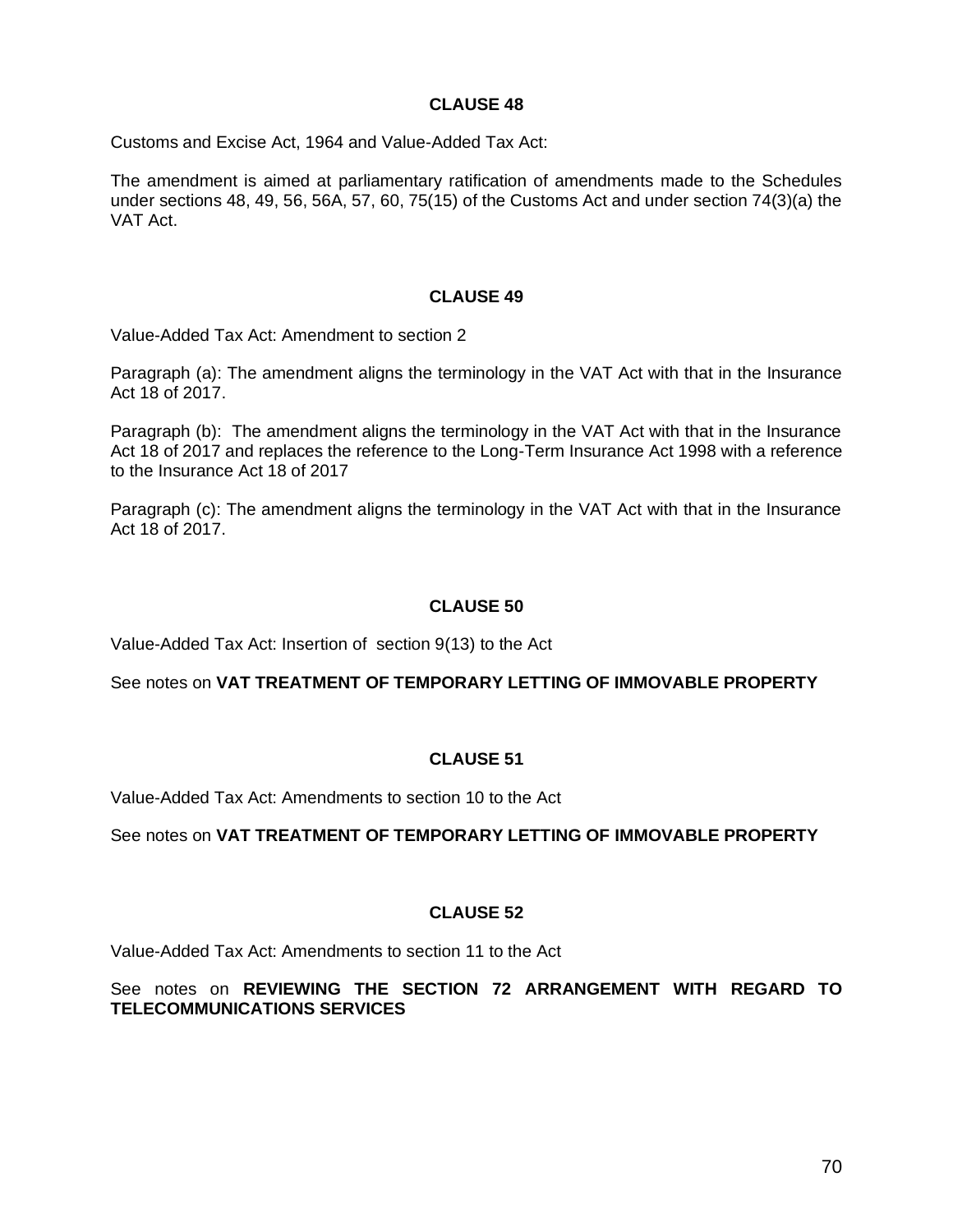**CLAUSE 48**

Customs and Excise Act, 1964 and Value-Added Tax Act:

The amendment is aimed at parliamentary ratification of amendments made to the Schedules under sections 48, 49, 56, 56A, 57, 60, 75(15) of the Customs Act and under section 74(3)(a) the VAT Act.

**CLAUSE 49**

Value-Added Tax Act: Amendment to section 2

Paragraph (a): The amendment aligns the terminology in the VAT Act with that in the Insurance Act 18 of 2017.

Paragraph (b): The amendment aligns the terminology in the VAT Act with that in the Insurance Act 18 of 2017 and replaces the reference to the Long-Term Insurance Act 1998 with a reference to the Insurance Act 18 of 2017

Paragraph (c): The amendment aligns the terminology in the VAT Act with that in the Insurance Act 18 of 2017.

**CLAUSE 50**

Value-Added Tax Act: Insertion of section 9(13) to the Act

See notes on **VAT TREATMENT OF TEMPORARY LETTING OF IMMOVABLE PROPERTY**

**CLAUSE 51**

Value-Added Tax Act: Amendments to section 10 to the Act

See notes on **VAT TREATMENT OF TEMPORARY LETTING OF IMMOVABLE PROPERTY**

**CLAUSE 52**

Value-Added Tax Act: Amendments to section 11 to the Act

See notes on **REVIEWING THE SECTION 72 ARRANGEMENT WITH REGARD TO TELECOMMUNICATIONS SERVICES**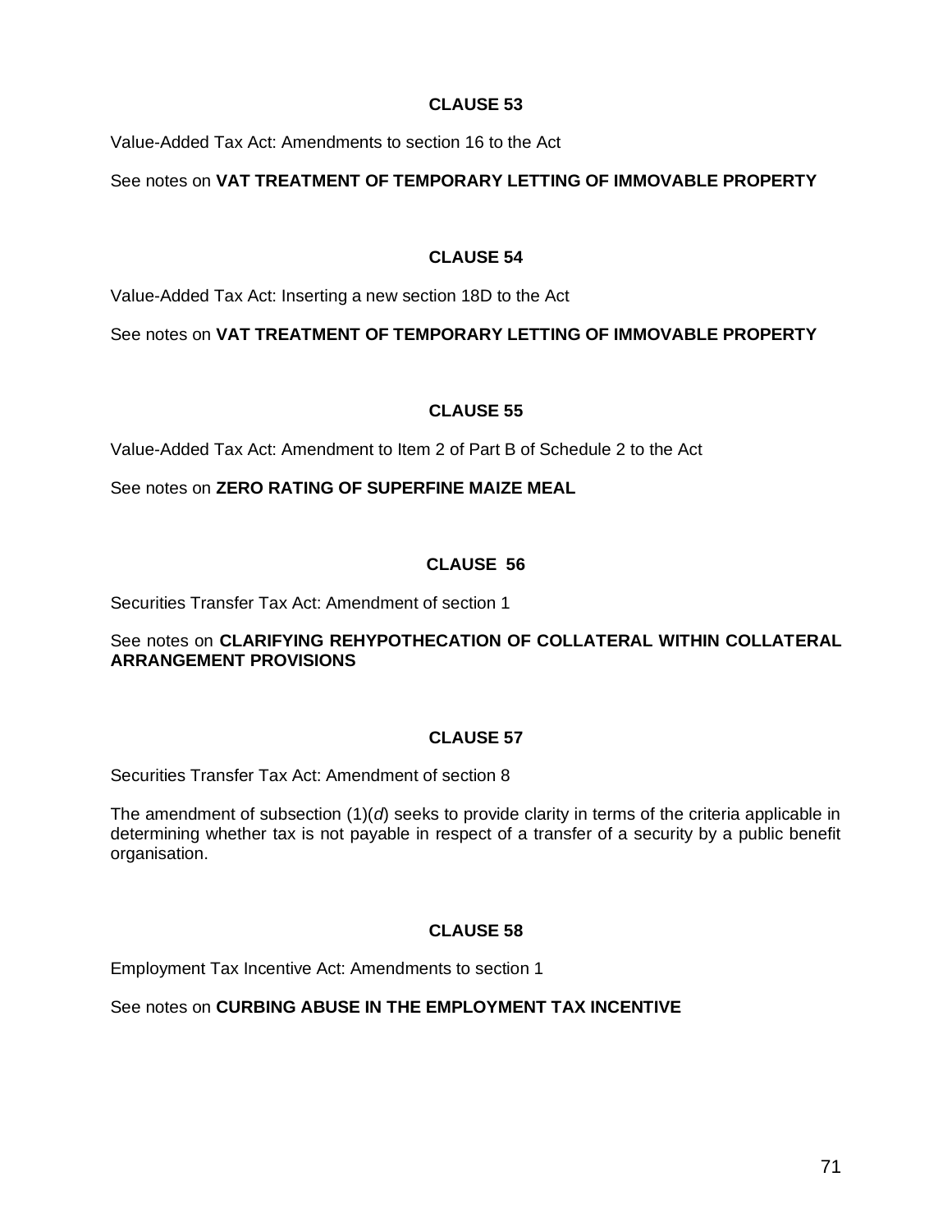## CLAUSE 53

Value-Added Tax Act: Amendments to section 16 to the Act

See notes on **VAT TREATMENT OF TEMPORARY LETTING OF IMMOVABLE PROPERTY**

## CLAUSE 54

Value-Added Tax Act: Inserting a new section 18D to the Act

See notes on **VAT TREATMENT OF TEMPORARY LETTING OF IMMOVABLE PROPERTY**

## CLAUSE 55

Value-Added Tax Act: Amendment to Item 2 of Part B of Schedule 2 to the Act

See notes on **ZERO RATING OF SUPERFINE MAIZE MEAL**

## CLAUSE 56

Securities Transfer Tax Act: Amendment of section 1

See notes on **CLARIFYING REHYPOTHECATION OF COLLATERAL WITHIN COLLATERAL ARRANGEMENT PROVISIONS**

## CLAUSE 57

Securities Transfer Tax Act: Amendment of section 8

The amendment of subsection (1)(*d*) seeks to provide clarity in terms of the criteria applicable in determining whether tax is not payable in respect of a transfer of a security by a public benefit organisation.

## CLAUSE 58

Employment Tax Incentive Act: Amendments to section 1

See notes on **CURBING ABUSE IN THE EMPLOYMENT TAX INCENTIVE**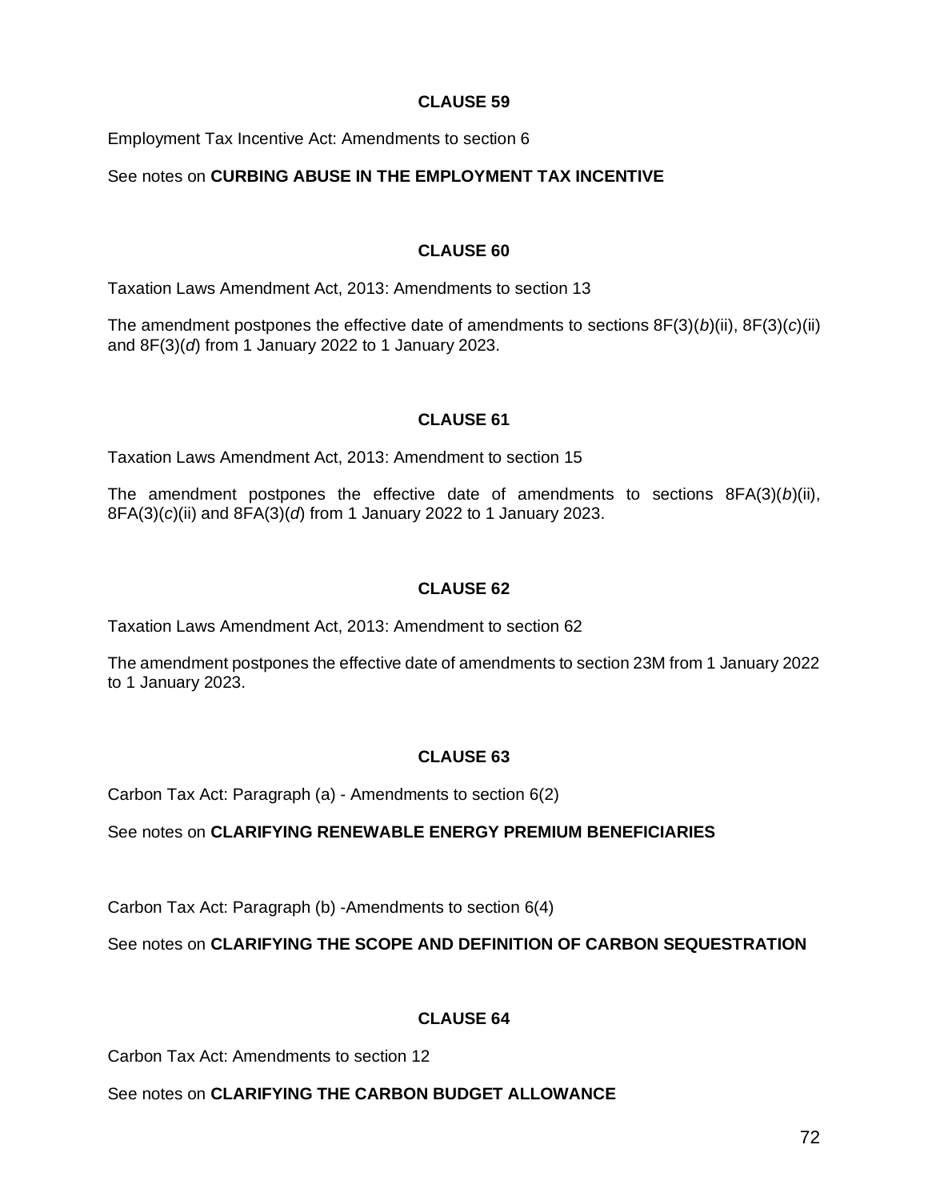### CLAUSE 59

Employment Tax Incentive Act: Amendments to section 6

See notes on **CURBING ABUSE IN THE EMPLOYMENT TAX INCENTIVE**

### CLAUSE 60

Taxation Laws Amendment Act, 2013: Amendments to section 13

The amendment postpones the effective date of amendments to sections 8F(3)(*b*)(ii), 8F(3)(*c*)(ii) and 8F(3)(*d*) from 1 January 2022 to 1 January 2023.

### CLAUSE 61

Taxation Laws Amendment Act, 2013: Amendment to section 15

The amendment postpones the effective date of amendments to sections 8FA(3)(*b*)(ii), 8FA(3)(*c*)(ii) and 8FA(3)(*d*) from 1 January 2022 to 1 January 2023.

### CLAUSE 62

Taxation Laws Amendment Act, 2013: Amendment to section 62

The amendment postpones the effective date of amendments to section 23M from 1 January 2022 to 1 January 2023.

### CLAUSE 63

Carbon Tax Act: Paragraph (a) - Amendments to section 6(2)

See notes on **CLARIFYING RENEWABLE ENERGY PREMIUM BENEFICIARIES**

Carbon Tax Act: Paragraph (b) -Amendments to section 6(4)

See notes on **CLARIFYING THE SCOPE AND DEFINITION OF CARBON SEQUESTRATION**

### CLAUSE 64

Carbon Tax Act: Amendments to section 12

See notes on **CLARIFYING THE CARBON BUDGET ALLOWANCE**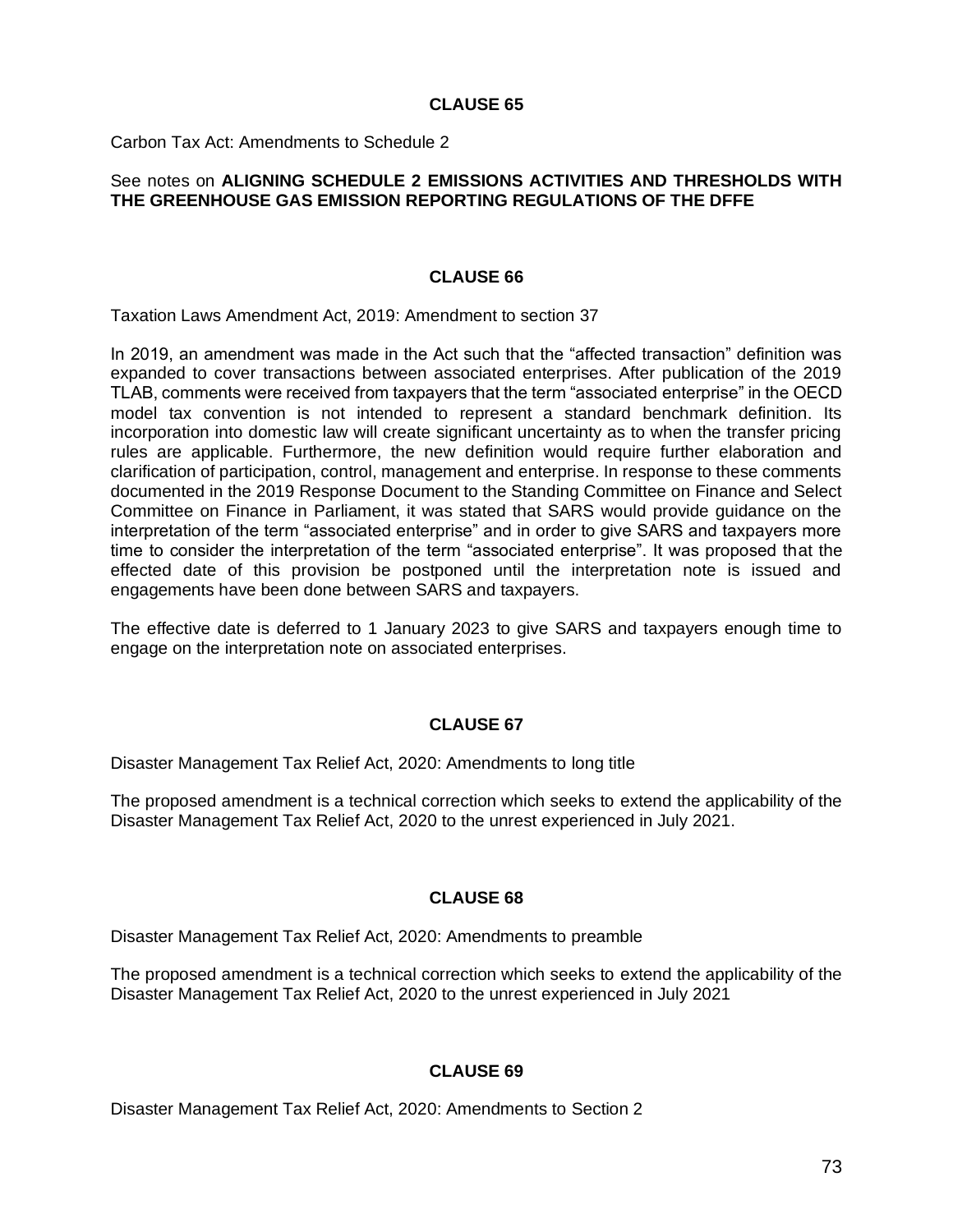## CLAUSE 65

Carbon Tax Act: Amendments to Schedule 2

See notes on **ALIGNING SCHEDULE 2 EMISSIONS ACTIVITIES AND THRESHOLDS WITH THE GREENHOUSE GAS EMISSION REPORTING REGULATIONS OF THE DFFE**

## CLAUSE 66

Taxation Laws Amendment Act, 2019: Amendment to section 37

In 2019, an amendment was made in the Act such that the "affected transaction" definition was expanded to cover transactions between associated enterprises. After publication of the 2019 TLAB, comments were received from taxpayers that the term "associated enterprise" in the OECD model tax convention is not intended to represent a standard benchmark definition. Its incorporation into domestic law will create significant uncertainty as to when the transfer pricing rules are applicable. Furthermore, the new definition would require further elaboration and clarification of participation, control, management and enterprise. In response to these comments documented in the 2019 Response Document to the Standing Committee on Finance and Select Committee on Finance in Parliament, it was stated that SARS would provide guidance on the interpretation of the term "associated enterprise" and in order to give SARS and taxpayers more time to consider the interpretation of the term "associated enterprise". It was proposed that the effected date of this provision be postponed until the interpretation note is issued and engagements have been done between SARS and taxpayers.

The effective date is deferred to 1 January 2023 to give SARS and taxpayers enough time to engage on the interpretation note on associated enterprises.

## CLAUSE 67

Disaster Management Tax Relief Act, 2020: Amendments to long title

The proposed amendment is a technical correction which seeks to extend the applicability of the Disaster Management Tax Relief Act, 2020 to the unrest experienced in July 2021.

## CLAUSE 68

Disaster Management Tax Relief Act, 2020: Amendments to preamble

The proposed amendment is a technical correction which seeks to extend the applicability of the Disaster Management Tax Relief Act, 2020 to the unrest experienced in July 2021

## CLAUSE 69

Disaster Management Tax Relief Act, 2020: Amendments to Section 2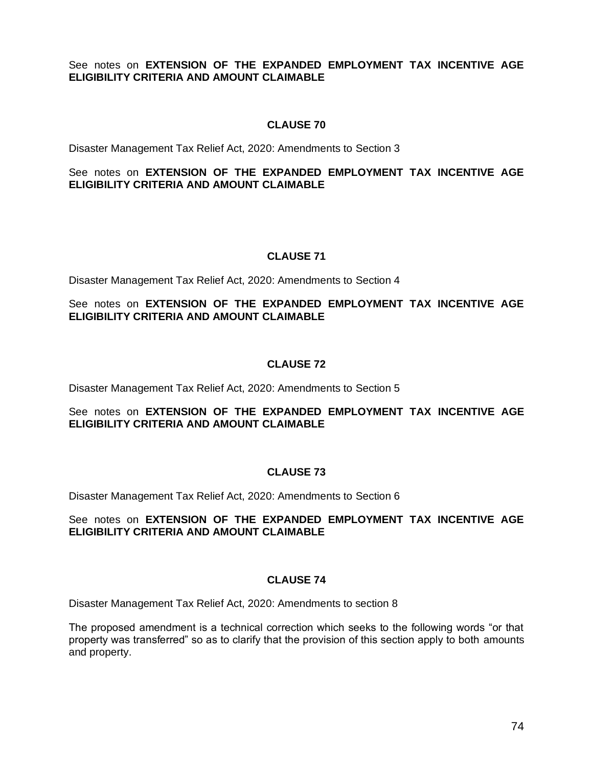See notes on **EXTENSION OF THE EXPANDED EMPLOYMENT TAX INCENTIVE AGE ELIGIBILITY CRITERIA AND AMOUNT CLAIMABLE**

### CLAUSE 70

Disaster Management Tax Relief Act, 2020: Amendments to Section 3

See notes on **EXTENSION OF THE EXPANDED EMPLOYMENT TAX INCENTIVE AGE ELIGIBILITY CRITERIA AND AMOUNT CLAIMABLE**

### CLAUSE 71

Disaster Management Tax Relief Act, 2020: Amendments to Section 4

See notes on **EXTENSION OF THE EXPANDED EMPLOYMENT TAX INCENTIVE AGE ELIGIBILITY CRITERIA AND AMOUNT CLAIMABLE**

### CLAUSE 72

Disaster Management Tax Relief Act, 2020: Amendments to Section 5

See notes on **EXTENSION OF THE EXPANDED EMPLOYMENT TAX INCENTIVE AGE ELIGIBILITY CRITERIA AND AMOUNT CLAIMABLE**

### CLAUSE 73

Disaster Management Tax Relief Act, 2020: Amendments to Section 6

See notes on **EXTENSION OF THE EXPANDED EMPLOYMENT TAX INCENTIVE AGE ELIGIBILITY CRITERIA AND AMOUNT CLAIMABLE**

### CLAUSE 74

Disaster Management Tax Relief Act, 2020: Amendments to section 8

The proposed amendment is a technical correction which seeks to the following words "or that property was transferred" so as to clarify that the provision of this section apply to both amounts and property.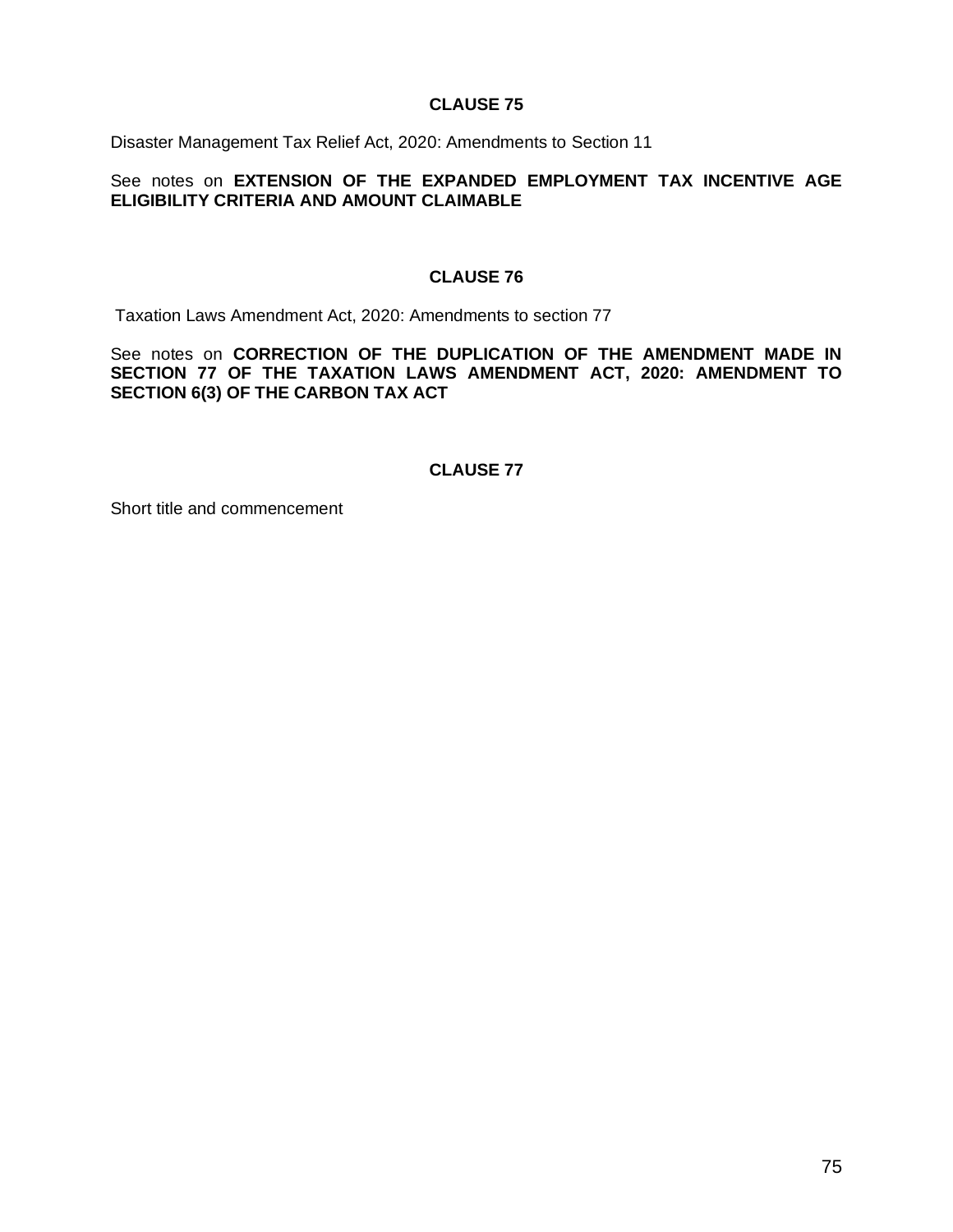## CLAUSE 75

Disaster Management Tax Relief Act, 2020: Amendments to Section 11

See notes on **EXTENSION OF THE EXPANDED EMPLOYMENT TAX INCENTIVE AGE ELIGIBILITY CRITERIA AND AMOUNT CLAIMABLE**

## CLAUSE 76

Taxation Laws Amendment Act, 2020: Amendments to section 77

See notes on **CORRECTION OF THE DUPLICATION OF THE AMENDMENT MADE IN SECTION 77 OF THE TAXATION LAWS AMENDMENT ACT, 2020: AMENDMENT TO SECTION 6(3) OF THE CARBON TAX ACT**

## CLAUSE 77

Short title and commencement